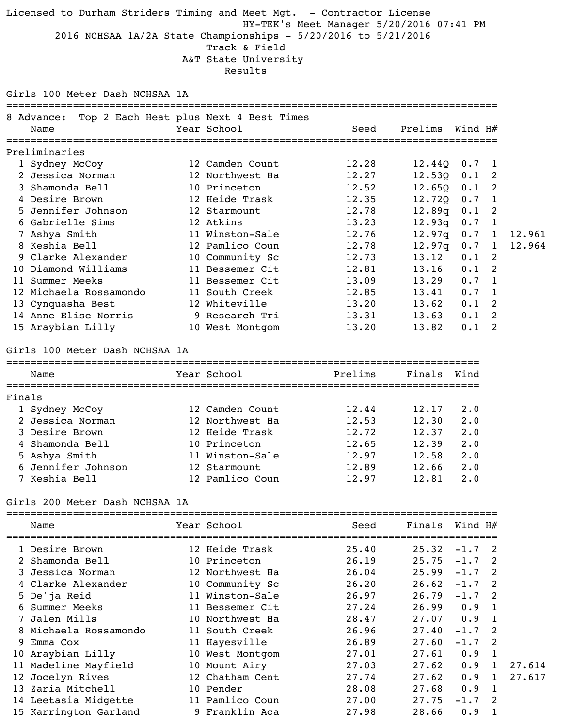Licensed to Durham Striders Timing and Meet Mgt. - Contractor License

HY-TEK's Meet Manager 5/20/2016 07:41 PM

2016 NCHSAA 1A/2A State Championships - 5/20/2016 to 5/21/2016

Track & Field

A&T State University

Results

## Girls 100 Meter Dash NCHSAA 1A

8 Advance: Top 2 Each Heat plus Next 4 Best Times

### Preliminaries

| | Name | Year | School | Seed | Prelims | Wind | H# | |
|---|---|---|---|---|---|---|---|---|
| 1 | Sydney McCoy | 12 | Camden Count | 12.28 | 12.44Q | 0.7 | 1 | |
| 2 | Jessica Norman | 12 | Northwest Ha | 12.27 | 12.53Q | 0.1 | 2 | |
| 3 | Shamonda Bell | 10 | Princeton | 12.52 | 12.65Q | 0.1 | 2 | |
| 4 | Desire Brown | 12 | Heide Trask | 12.35 | 12.72Q | 0.7 | 1 | |
| 5 | Jennifer Johnson | 12 | Starmount | 12.78 | 12.89q | 0.1 | 2 | |
| 6 | Gabrielle Sims | 12 | Atkins | 13.23 | 12.93q | 0.7 | 1 | |
| 7 | Ashya Smith | 11 | Winston-Sale | 12.76 | 12.97q | 0.7 | 1 | 12.961 |
| 8 | Keshia Bell | 12 | Pamlico Coun | 12.78 | 12.97q | 0.7 | 1 | 12.964 |
| 9 | Clarke Alexander | 10 | Community Sc | 12.73 | 13.12 | 0.1 | 2 | |
| 10 | Diamond Williams | 11 | Bessemer Cit | 12.81 | 13.16 | 0.1 | 2 | |
| 11 | Summer Meeks | 11 | Bessemer Cit | 13.09 | 13.29 | 0.7 | 1 | |
| 12 | Michaela Rossamondo | 11 | South Creek | 12.85 | 13.41 | 0.7 | 1 | |
| 13 | Cynquasha Best | 12 | Whiteville | 13.20 | 13.62 | 0.1 | 2 | |
| 14 | Anne Elise Norris | 9 | Research Tri | 13.31 | 13.63 | 0.1 | 2 | |
| 15 | Araybian Lilly | 10 | West Montgom | 13.20 | 13.82 | 0.1 | 2 | |

## Girls 100 Meter Dash NCHSAA 1A

### Finals

| | Name | Year | School | Prelims | Finals | Wind |
|---|---|---|---|---|---|---|
| 1 | Sydney McCoy | 12 | Camden Count | 12.44 | 12.17 | 2.0 |
| 2 | Jessica Norman | 12 | Northwest Ha | 12.53 | 12.30 | 2.0 |
| 3 | Desire Brown | 12 | Heide Trask | 12.72 | 12.37 | 2.0 |
| 4 | Shamonda Bell | 10 | Princeton | 12.65 | 12.39 | 2.0 |
| 5 | Ashya Smith | 11 | Winston-Sale | 12.97 | 12.58 | 2.0 |
| 6 | Jennifer Johnson | 12 | Starmount | 12.89 | 12.66 | 2.0 |
| 7 | Keshia Bell | 12 | Pamlico Coun | 12.97 | 12.81 | 2.0 |

## Girls 200 Meter Dash NCHSAA 1A

| | Name | Year | School | Seed | Finals | Wind | H# | |
|---|---|---|---|---|---|---|---|---|
| 1 | Desire Brown | 12 | Heide Trask | 25.40 | 25.32 | -1.7 | 2 | |
| 2 | Shamonda Bell | 10 | Princeton | 26.19 | 25.75 | -1.7 | 2 | |
| 3 | Jessica Norman | 12 | Northwest Ha | 26.04 | 25.99 | -1.7 | 2 | |
| 4 | Clarke Alexander | 10 | Community Sc | 26.20 | 26.62 | -1.7 | 2 | |
| 5 | De'ja Reid | 11 | Winston-Sale | 26.97 | 26.79 | -1.7 | 2 | |
| 6 | Summer Meeks | 11 | Bessemer Cit | 27.24 | 26.99 | 0.9 | 1 | |
| 7 | Jalen Mills | 10 | Northwest Ha | 28.47 | 27.07 | 0.9 | 1 | |
| 8 | Michaela Rossamondo | 11 | South Creek | 26.96 | 27.40 | -1.7 | 2 | |
| 9 | Emma Cox | 11 | Hayesville | 26.89 | 27.60 | -1.7 | 2 | |
| 10 | Araybian Lilly | 10 | West Montgom | 27.01 | 27.61 | 0.9 | 1 | |
| 11 | Madeline Mayfield | 10 | Mount Airy | 27.03 | 27.62 | 0.9 | 1 | 27.614 |
| 12 | Jocelyn Rives | 12 | Chatham Cent | 27.74 | 27.62 | 0.9 | 1 | 27.617 |
| 13 | Zaria Mitchell | 10 | Pender | 28.08 | 27.68 | 0.9 | 1 | |
| 14 | Leetasia Midgette | 11 | Pamlico Coun | 27.00 | 27.75 | -1.7 | 2 | |
| 15 | Karrington Garland | 9 | Franklin Aca | 27.98 | 28.66 | 0.9 | 1 | |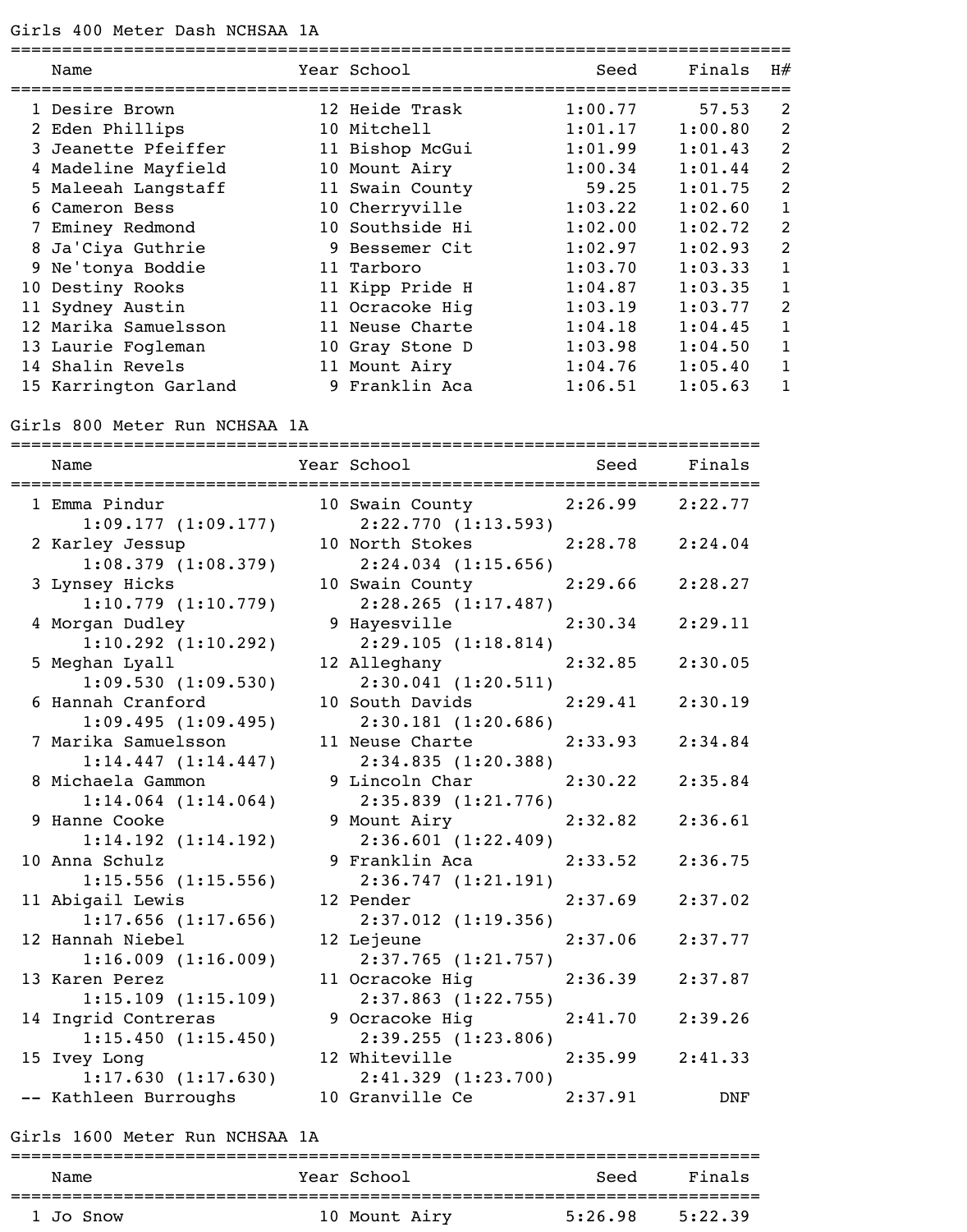## Girls 400 Meter Dash NCHSAA 1A

| | Name | Year | School | Seed | Finals | H# |
|---|---|---|---|---|---|---|
| 1 | Desire Brown | 12 | Heide Trask | 1:00.77 | 57.53 | 2 |
| 2 | Eden Phillips | 10 | Mitchell | 1:01.17 | 1:00.80 | 2 |
| 3 | Jeanette Pfeiffer | 11 | Bishop McGui | 1:01.99 | 1:01.43 | 2 |
| 4 | Madeline Mayfield | 10 | Mount Airy | 1:00.34 | 1:01.44 | 2 |
| 5 | Maleeah Langstaff | 11 | Swain County | 59.25 | 1:01.75 | 2 |
| 6 | Cameron Bess | 10 | Cherryville | 1:03.22 | 1:02.60 | 1 |
| 7 | Eminey Redmond | 10 | Southside Hi | 1:02.00 | 1:02.72 | 2 |
| 8 | Ja'Ciya Guthrie | 9 | Bessemer Cit | 1:02.97 | 1:02.93 | 2 |
| 9 | Ne'tonya Boddie | 11 | Tarboro | 1:03.70 | 1:03.33 | 1 |
| 10 | Destiny Rooks | 11 | Kipp Pride H | 1:04.87 | 1:03.35 | 1 |
| 11 | Sydney Austin | 11 | Ocracoke Hig | 1:03.19 | 1:03.77 | 2 |
| 12 | Marika Samuelsson | 11 | Neuse Charte | 1:04.18 | 1:04.45 | 1 |
| 13 | Laurie Fogleman | 10 | Gray Stone D | 1:03.98 | 1:04.50 | 1 |
| 14 | Shalin Revels | 11 | Mount Airy | 1:04.76 | 1:05.40 | 1 |
| 15 | Karrington Garland | 9 | Franklin Aca | 1:06.51 | 1:05.63 | 1 |

## Girls 800 Meter Run NCHSAA 1A

| | Name | Year | School | Seed | Finals |
|---|---|---|---|---|---|
| 1 | Emma Pindur | 10 | Swain County | 2:26.99 | 2:22.77 |
| | 1:09.177 (1:09.177) | | 2:22.770 (1:13.593) | | |
| 2 | Karley Jessup | 10 | North Stokes | 2:28.78 | 2:24.04 |
| | 1:08.379 (1:08.379) | | 2:24.034 (1:15.656) | | |
| 3 | Lynsey Hicks | 10 | Swain County | 2:29.66 | 2:28.27 |
| | 1:10.779 (1:10.779) | | 2:28.265 (1:17.487) | | |
| 4 | Morgan Dudley | 9 | Hayesville | 2:30.34 | 2:29.11 |
| | 1:10.292 (1:10.292) | | 2:29.105 (1:18.814) | | |
| 5 | Meghan Lyall | 12 | Alleghany | 2:32.85 | 2:30.05 |
| | 1:09.530 (1:09.530) | | 2:30.041 (1:20.511) | | |
| 6 | Hannah Cranford | 10 | South Davids | 2:29.41 | 2:30.19 |
| | 1:09.495 (1:09.495) | | 2:30.181 (1:20.686) | | |
| 7 | Marika Samuelsson | 11 | Neuse Charte | 2:33.93 | 2:34.84 |
| | 1:14.447 (1:14.447) | | 2:34.835 (1:20.388) | | |
| 8 | Michaela Gammon | 9 | Lincoln Char | 2:30.22 | 2:35.84 |
| | 1:14.064 (1:14.064) | | 2:35.839 (1:21.776) | | |
| 9 | Hanne Cooke | 9 | Mount Airy | 2:32.82 | 2:36.61 |
| | 1:14.192 (1:14.192) | | 2:36.601 (1:22.409) | | |
| 10 | Anna Schulz | 9 | Franklin Aca | 2:33.52 | 2:36.75 |
| | 1:15.556 (1:15.556) | | 2:36.747 (1:21.191) | | |
| 11 | Abigail Lewis | 12 | Pender | 2:37.69 | 2:37.02 |
| | 1:17.656 (1:17.656) | | 2:37.012 (1:19.356) | | |
| 12 | Hannah Niebel | 12 | Lejeune | 2:37.06 | 2:37.77 |
| | 1:16.009 (1:16.009) | | 2:37.765 (1:21.757) | | |
| 13 | Karen Perez | 11 | Ocracoke Hig | 2:36.39 | 2:37.87 |
| | 1:15.109 (1:15.109) | | 2:37.863 (1:22.755) | | |
| 14 | Ingrid Contreras | 9 | Ocracoke Hig | 2:41.70 | 2:39.26 |
| | 1:15.450 (1:15.450) | | 2:39.255 (1:23.806) | | |
| 15 | Ivey Long | 12 | Whiteville | 2:35.99 | 2:41.33 |
| | 1:17.630 (1:17.630) | | 2:41.329 (1:23.700) | | |
| -- | Kathleen Burroughs | 10 | Granville Ce | 2:37.91 | DNF |

## Girls 1600 Meter Run NCHSAA 1A

| | Name | Year | School | Seed | Finals |
|---|---|---|---|---|---|
| 1 | Jo Snow | 10 | Mount Airy | 5:26.98 | 5:22.39 |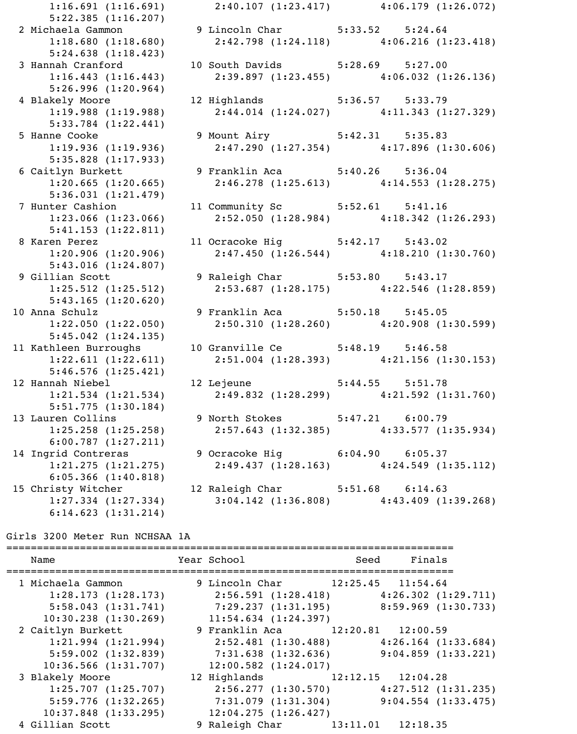```
     1:16.691 (1:16.691)        2:40.107 (1:23.417)        4:06.179 (1:26.072)
     5:22.385 (1:16.207)
  2 Michaela Gammon            9 Lincoln Char         5:33.52    5:24.64
     1:18.680 (1:18.680)        2:42.798 (1:24.118)        4:06.216 (1:23.418)
     5:24.638 (1:18.423)
  3 Hannah Cranford           10 South Davids         5:28.69    5:27.00
     1:16.443 (1:16.443)        2:39.897 (1:23.455)        4:06.032 (1:26.136)
     5:26.996 (1:20.964)
  4 Blakely Moore             12 Highlands            5:36.57    5:33.79
     1:19.988 (1:19.988)        2:44.014 (1:24.027)        4:11.343 (1:27.329)
     5:33.784 (1:22.441)
  5 Hanne Cooke                9 Mount Airy           5:42.31    5:35.83
     1:19.936 (1:19.936)        2:47.290 (1:27.354)        4:17.896 (1:30.606)
     5:35.828 (1:17.933)
  6 Caitlyn Burkett            9 Franklin Aca         5:40.26    5:36.04
     1:20.665 (1:20.665)        2:46.278 (1:25.613)        4:14.553 (1:28.275)
     5:36.031 (1:21.479)
  7 Hunter Cashion            11 Community Sc         5:52.61    5:41.16
     1:23.066 (1:23.066)        2:52.050 (1:28.984)        4:18.342 (1:26.293)
     5:41.153 (1:22.811)
  8 Karen Perez               11 Ocracoke Hig         5:42.17    5:43.02
     1:20.906 (1:20.906)        2:47.450 (1:26.544)        4:18.210 (1:30.760)
     5:43.016 (1:24.807)
  9 Gillian Scott              9 Raleigh Char         5:53.80    5:43.17
     1:25.512 (1:25.512)        2:53.687 (1:28.175)        4:22.546 (1:28.859)
     5:43.165 (1:20.620)
 10 Anna Schulz                9 Franklin Aca         5:50.18    5:45.05
     1:22.050 (1:22.050)        2:50.310 (1:28.260)        4:20.908 (1:30.599)
     5:45.042 (1:24.135)
 11 Kathleen Burroughs        10 Granville Ce         5:48.19    5:46.58
     1:22.611 (1:22.611)        2:51.004 (1:28.393)        4:21.156 (1:30.153)
     5:46.576 (1:25.421)
 12 Hannah Niebel             12 Lejeune              5:44.55    5:51.78
     1:21.534 (1:21.534)        2:49.832 (1:28.299)        4:21.592 (1:31.760)
     5:51.775 (1:30.184)
 13 Lauren Collins             9 North Stokes         5:47.21    6:00.79
     1:25.258 (1:25.258)        2:57.643 (1:32.385)        4:33.577 (1:35.934)
     6:00.787 (1:27.211)
 14 Ingrid Contreras           9 Ocracoke Hig         6:04.90    6:05.37
     1:21.275 (1:21.275)        2:49.437 (1:28.163)        4:24.549 (1:35.112)
     6:05.366 (1:40.818)
 15 Christy Witcher           12 Raleigh Char         5:51.68    6:14.63
     1:27.334 (1:27.334)        3:04.142 (1:36.808)        4:43.409 (1:39.268)
     6:14.623 (1:31.214)
```

## Girls 3200 Meter Run NCHSAA 1A

```
=========================================================================
    Name                    Year School                 Seed     Finals
=========================================================================
  1 Michaela Gammon            9 Lincoln Char       12:25.45   11:54.64
     1:28.173 (1:28.173)        2:56.591 (1:28.418)        4:26.302 (1:29.711)
     5:58.043 (1:31.741)        7:29.237 (1:31.195)        8:59.969 (1:30.733)
    10:30.238 (1:30.269)       11:54.634 (1:24.397)
  2 Caitlyn Burkett            9 Franklin Aca       12:20.81   12:00.59
     1:21.994 (1:21.994)        2:52.481 (1:30.488)        4:26.164 (1:33.684)
     5:59.002 (1:32.839)        7:31.638 (1:32.636)        9:04.859 (1:33.221)
    10:36.566 (1:31.707)       12:00.582 (1:24.017)
  3 Blakely Moore             12 Highlands          12:12.15   12:04.28
     1:25.707 (1:25.707)        2:56.277 (1:30.570)        4:27.512 (1:31.235)
     5:59.776 (1:32.265)        7:31.079 (1:31.304)        9:04.554 (1:33.475)
    10:37.848 (1:33.295)       12:04.275 (1:26.427)
  4 Gillian Scott              9 Raleigh Char       13:11.01   12:18.35
```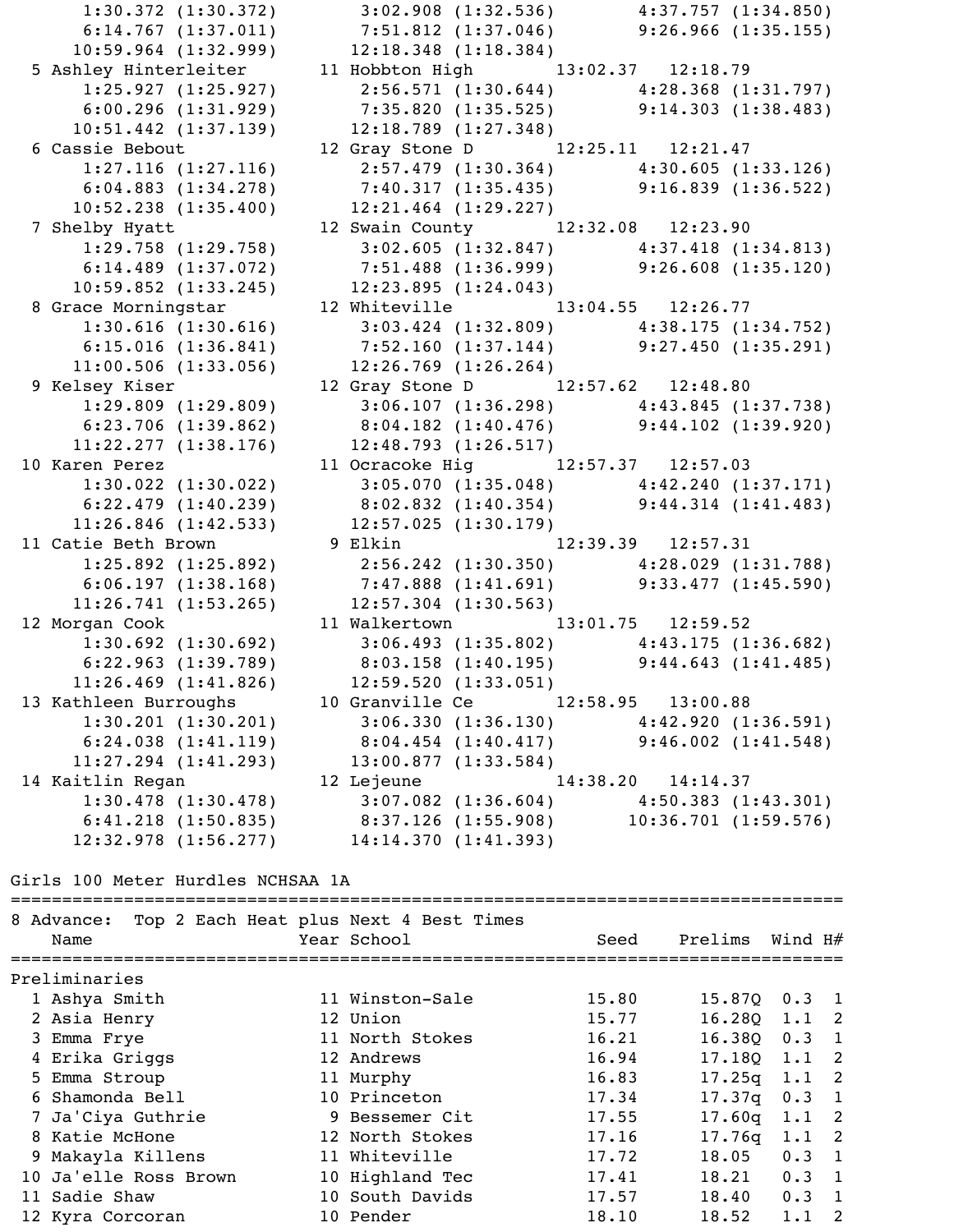```
      1:30.372 (1:30.372)        3:02.908 (1:32.536)        4:37.757 (1:34.850)
      6:14.767 (1:37.011)        7:51.812 (1:37.046)        9:26.966 (1:35.155)
     10:59.964 (1:32.999)       12:18.348 (1:18.384)
  5 Ashley Hinterleiter        11 Hobbton High         13:02.37   12:18.79
      1:25.927 (1:25.927)        2:56.571 (1:30.644)        4:28.368 (1:31.797)
      6:00.296 (1:31.929)        7:35.820 (1:35.525)        9:14.303 (1:38.483)
     10:51.442 (1:37.139)       12:18.789 (1:27.348)
  6 Cassie Bebout              12 Gray Stone D         12:25.11   12:21.47
      1:27.116 (1:27.116)        2:57.479 (1:30.364)        4:30.605 (1:33.126)
      6:04.883 (1:34.278)        7:40.317 (1:35.435)        9:16.839 (1:36.522)
     10:52.238 (1:35.400)       12:21.464 (1:29.227)
  7 Shelby Hyatt               12 Swain County         12:32.08   12:23.90
      1:29.758 (1:29.758)        3:02.605 (1:32.847)        4:37.418 (1:34.813)
      6:14.489 (1:37.072)        7:51.488 (1:36.999)        9:26.608 (1:35.120)
     10:59.852 (1:33.245)       12:23.895 (1:24.043)
  8 Grace Morningstar          12 Whiteville           13:04.55   12:26.77
      1:30.616 (1:30.616)        3:03.424 (1:32.809)        4:38.175 (1:34.752)
      6:15.016 (1:36.841)        7:52.160 (1:37.144)        9:27.450 (1:35.291)
     11:00.506 (1:33.056)       12:26.769 (1:26.264)
  9 Kelsey Kiser               12 Gray Stone D         12:57.62   12:48.80
      1:29.809 (1:29.809)        3:06.107 (1:36.298)        4:43.845 (1:37.738)
      6:23.706 (1:39.862)        8:04.182 (1:40.476)        9:44.102 (1:39.920)
     11:22.277 (1:38.176)       12:48.793 (1:26.517)
 10 Karen Perez                11 Ocracoke Hig         12:57.37   12:57.03
      1:30.022 (1:30.022)        3:05.070 (1:35.048)        4:42.240 (1:37.171)
      6:22.479 (1:40.239)        8:02.832 (1:40.354)        9:44.314 (1:41.483)
     11:26.846 (1:42.533)       12:57.025 (1:30.179)
 11 Catie Beth Brown            9 Elkin                12:39.39   12:57.31
      1:25.892 (1:25.892)        2:56.242 (1:30.350)        4:28.029 (1:31.788)
      6:06.197 (1:38.168)        7:47.888 (1:41.691)        9:33.477 (1:45.590)
     11:26.741 (1:53.265)       12:57.304 (1:30.563)
 12 Morgan Cook                11 Walkertown           13:01.75   12:59.52
      1:30.692 (1:30.692)        3:06.493 (1:35.802)        4:43.175 (1:36.682)
      6:22.963 (1:39.789)        8:03.158 (1:40.195)        9:44.643 (1:41.485)
     11:26.469 (1:41.826)       12:59.520 (1:33.051)
 13 Kathleen Burroughs         10 Granville Ce         12:58.95   13:00.88
      1:30.201 (1:30.201)        3:06.330 (1:36.130)        4:42.920 (1:36.591)
      6:24.038 (1:41.119)        8:04.454 (1:40.417)        9:46.002 (1:41.548)
     11:27.294 (1:41.293)       13:00.877 (1:33.584)
 14 Kaitlin Regan              12 Lejeune              14:38.20   14:14.37
      1:30.478 (1:30.478)        3:07.082 (1:36.604)        4:50.383 (1:43.301)
      6:41.218 (1:50.835)        8:37.126 (1:55.908)       10:36.701 (1:59.576)
     12:32.978 (1:56.277)       14:14.370 (1:41.393)
```

## Girls 100 Meter Hurdles NCHSAA 1A

8 Advance: Top 2 Each Heat plus Next 4 Best Times

**Preliminaries**

| Place | Name | Year | School | Seed | Prelims | Wind | H# |
|---|---|---|---|---|---|---|---|
| 1 | Ashya Smith | 11 | Winston-Sale | 15.80 | 15.87Q | 0.3 | 1 |
| 2 | Asia Henry | 12 | Union | 15.77 | 16.28Q | 1.1 | 2 |
| 3 | Emma Frye | 11 | North Stokes | 16.21 | 16.38Q | 0.3 | 1 |
| 4 | Erika Griggs | 12 | Andrews | 16.94 | 17.18Q | 1.1 | 2 |
| 5 | Emma Stroup | 11 | Murphy | 16.83 | 17.25q | 1.1 | 2 |
| 6 | Shamonda Bell | 10 | Princeton | 17.34 | 17.37q | 0.3 | 1 |
| 7 | Ja'Ciya Guthrie | 9 | Bessemer Cit | 17.55 | 17.60q | 1.1 | 2 |
| 8 | Katie McHone | 12 | North Stokes | 17.16 | 17.76q | 1.1 | 2 |
| 9 | Makayla Killens | 11 | Whiteville | 17.72 | 18.05 | 0.3 | 1 |
| 10 | Ja'elle Ross Brown | 10 | Highland Tec | 17.41 | 18.21 | 0.3 | 1 |
| 11 | Sadie Shaw | 10 | South Davids | 17.57 | 18.40 | 0.3 | 1 |
| 12 | Kyra Corcoran | 10 | Pender | 18.10 | 18.52 | 1.1 | 2 |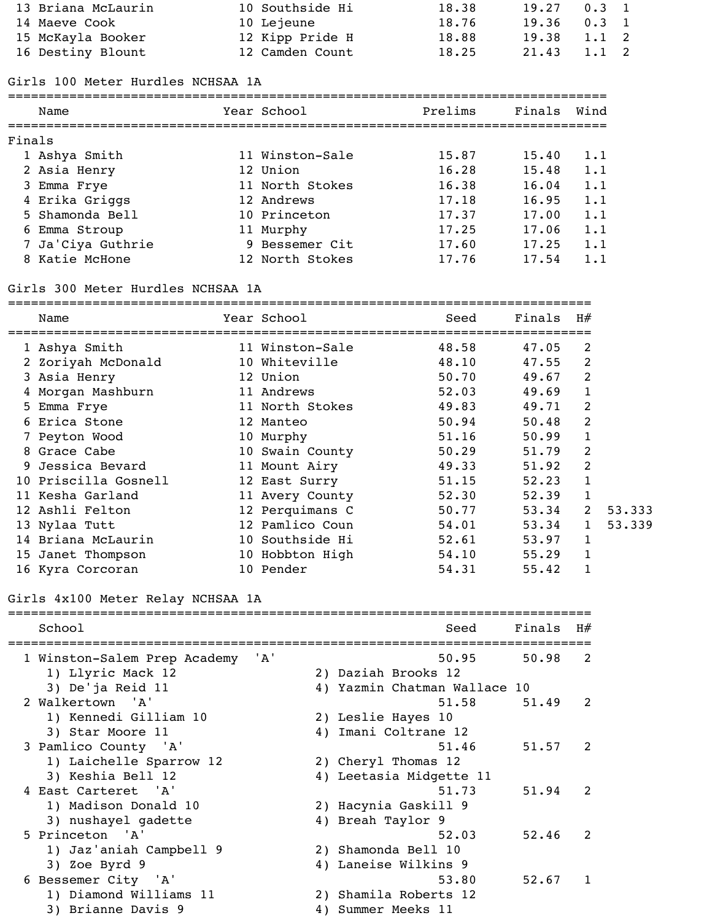| Place | Name | Year | School | Prelims | Finals | Wind | H# |
|---|---|---|---|---|---|---|---|
| 13 | Briana McLaurin | 10 | Southside Hi | 18.38 | 19.27 | 0.3 | 1 |
| 14 | Maeve Cook | 10 | Lejeune | 18.76 | 19.36 | 0.3 | 1 |
| 15 | McKayla Booker | 12 | Kipp Pride H | 18.88 | 19.38 | 1.1 | 2 |
| 16 | Destiny Blount | 12 | Camden Count | 18.25 | 21.43 | 1.1 | 2 |

## Girls 100 Meter Hurdles NCHSAA 1A

**Finals**

| Place | Name | Year | School | Prelims | Finals | Wind |
|---|---|---|---|---|---|---|
| 1 | Ashya Smith | 11 | Winston-Sale | 15.87 | 15.40 | 1.1 |
| 2 | Asia Henry | 12 | Union | 16.28 | 15.48 | 1.1 |
| 3 | Emma Frye | 11 | North Stokes | 16.38 | 16.04 | 1.1 |
| 4 | Erika Griggs | 12 | Andrews | 17.18 | 16.95 | 1.1 |
| 5 | Shamonda Bell | 10 | Princeton | 17.37 | 17.00 | 1.1 |
| 6 | Emma Stroup | 11 | Murphy | 17.25 | 17.06 | 1.1 |
| 7 | Ja'Ciya Guthrie | 9 | Bessemer Cit | 17.60 | 17.25 | 1.1 |
| 8 | Katie McHone | 12 | North Stokes | 17.76 | 17.54 | 1.1 |

## Girls 300 Meter Hurdles NCHSAA 1A

| Place | Name | Year | School | Seed | Finals | H# | |
|---|---|---|---|---|---|---|---|
| 1 | Ashya Smith | 11 | Winston-Sale | 48.58 | 47.05 | 2 | |
| 2 | Zoriyah McDonald | 10 | Whiteville | 48.10 | 47.55 | 2 | |
| 3 | Asia Henry | 12 | Union | 50.70 | 49.67 | 2 | |
| 4 | Morgan Mashburn | 11 | Andrews | 52.03 | 49.69 | 1 | |
| 5 | Emma Frye | 11 | North Stokes | 49.83 | 49.71 | 2 | |
| 6 | Erica Stone | 12 | Manteo | 50.94 | 50.48 | 2 | |
| 7 | Peyton Wood | 10 | Murphy | 51.16 | 50.99 | 1 | |
| 8 | Grace Cabe | 10 | Swain County | 50.29 | 51.79 | 2 | |
| 9 | Jessica Bevard | 11 | Mount Airy | 49.33 | 51.92 | 2 | |
| 10 | Priscilla Gosnell | 12 | East Surry | 51.15 | 52.23 | 1 | |
| 11 | Kesha Garland | 11 | Avery County | 52.30 | 52.39 | 1 | |
| 12 | Ashli Felton | 12 | Perquimans C | 50.77 | 53.34 | 2 | 53.333 |
| 13 | Nylaa Tutt | 12 | Pamlico Coun | 54.01 | 53.34 | 1 | 53.339 |
| 14 | Briana McLaurin | 10 | Southside Hi | 52.61 | 53.97 | 1 | |
| 15 | Janet Thompson | 10 | Hobbton High | 54.10 | 55.29 | 1 | |
| 16 | Kyra Corcoran | 10 | Pender | 54.31 | 55.42 | 1 | |

## Girls 4x100 Meter Relay NCHSAA 1A

| Place | School | Seed | Finals | H# |
|---|---|---|---|---|
| 1 | Winston-Salem Prep Academy 'A' | 50.95 | 50.98 | 2 |
| | 1) Llyric Mack 12, 2) Daziah Brooks 12, 3) De'ja Reid 11, 4) Yazmin Chatman Wallace 10 | | | |
| 2 | Walkertown 'A' | 51.58 | 51.49 | 2 |
| | 1) Kennedi Gilliam 10, 2) Leslie Hayes 10, 3) Star Moore 11, 4) Imani Coltrane 12 | | | |
| 3 | Pamlico County 'A' | 51.46 | 51.57 | 2 |
| | 1) Laichelle Sparrow 12, 2) Cheryl Thomas 12, 3) Keshia Bell 12, 4) Leetasia Midgette 11 | | | |
| 4 | East Carteret 'A' | 51.73 | 51.94 | 2 |
| | 1) Madison Donald 10, 2) Hacynia Gaskill 9, 3) nushayel gadette, 4) Breah Taylor 9 | | | |
| 5 | Princeton 'A' | 52.03 | 52.46 | 2 |
| | 1) Jaz'aniah Campbell 9, 2) Shamonda Bell 10, 3) Zoe Byrd 9, 4) Laneise Wilkins 9 | | | |
| 6 | Bessemer City 'A' | 53.80 | 52.67 | 1 |
| | 1) Diamond Williams 11, 2) Shamila Roberts 12, 3) Brianne Davis 9, 4) Summer Meeks 11 | | | |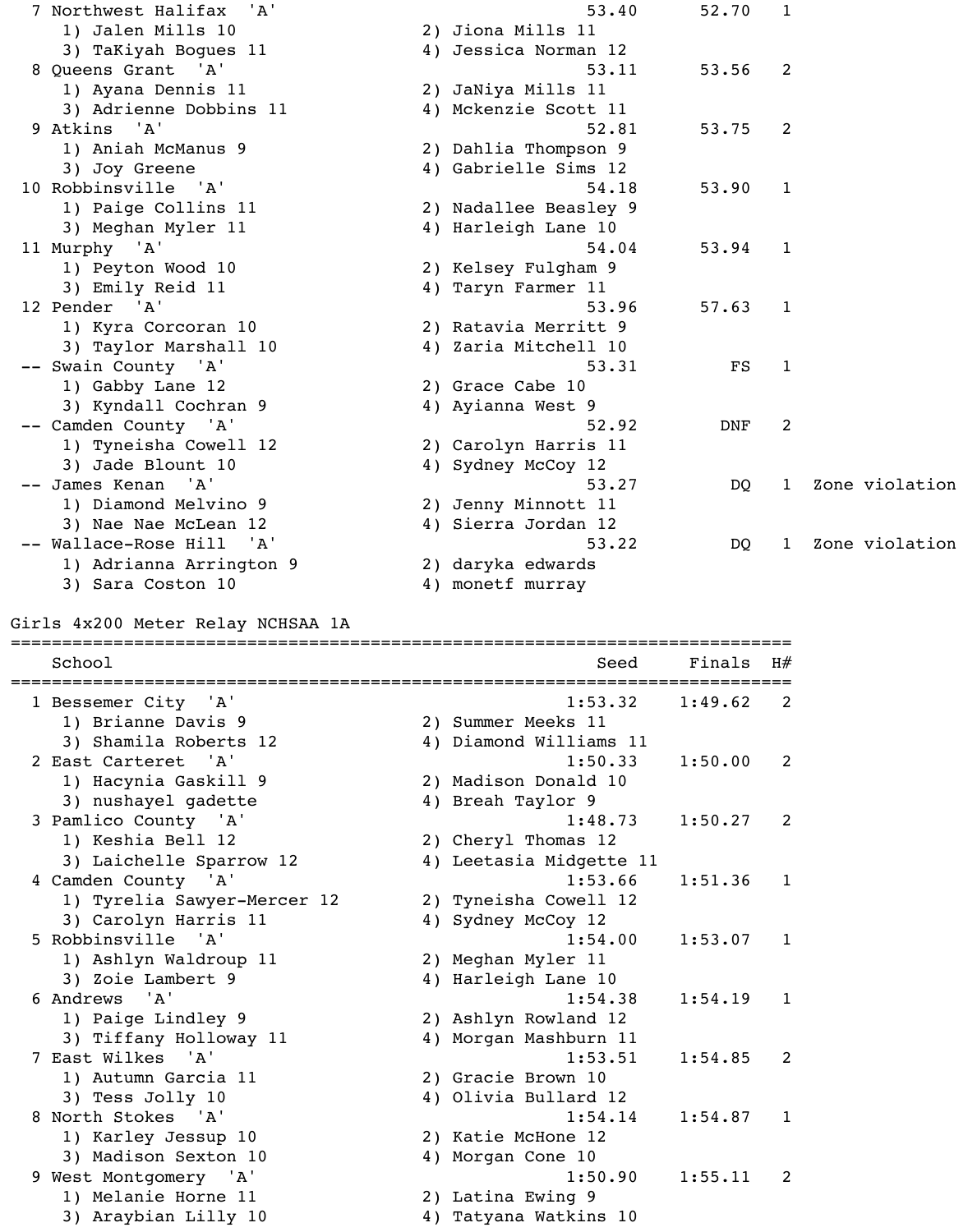| Place | School | Seed | Finals | H# | Note |
|---|---|---|---|---|---|
| 7 | Northwest Halifax 'A' | 53.40 | 52.70 | 1 | |
| | 1) Jalen Mills 10; 2) Jiona Mills 11; 3) TaKiyah Bogues 11; 4) Jessica Norman 12 | | | | |
| 8 | Queens Grant 'A' | 53.11 | 53.56 | 2 | |
| | 1) Ayana Dennis 11; 2) JaNiya Mills 11; 3) Adrienne Dobbins 11; 4) Mckenzie Scott 11 | | | | |
| 9 | Atkins 'A' | 52.81 | 53.75 | 2 | |
| | 1) Aniah McManus 9; 2) Dahlia Thompson 9; 3) Joy Greene; 4) Gabrielle Sims 12 | | | | |
| 10 | Robbinsville 'A' | 54.18 | 53.90 | 1 | |
| | 1) Paige Collins 11; 2) Nadallee Beasley 9; 3) Meghan Myler 11; 4) Harleigh Lane 10 | | | | |
| 11 | Murphy 'A' | 54.04 | 53.94 | 1 | |
| | 1) Peyton Wood 10; 2) Kelsey Fulgham 9; 3) Emily Reid 11; 4) Taryn Farmer 11 | | | | |
| 12 | Pender 'A' | 53.96 | 57.63 | 1 | |
| | 1) Kyra Corcoran 10; 2) Ratavia Merritt 9; 3) Taylor Marshall 10; 4) Zaria Mitchell 10 | | | | |
| -- | Swain County 'A' | 53.31 | FS | 1 | |
| | 1) Gabby Lane 12; 2) Grace Cabe 10; 3) Kyndall Cochran 9; 4) Ayianna West 9 | | | | |
| -- | Camden County 'A' | 52.92 | DNF | 2 | |
| | 1) Tyneisha Cowell 12; 2) Carolyn Harris 11; 3) Jade Blount 10; 4) Sydney McCoy 12 | | | | |
| -- | James Kenan 'A' | 53.27 | DQ | 1 | Zone violation |
| | 1) Diamond Melvino 9; 2) Jenny Minnott 11; 3) Nae Nae McLean 12; 4) Sierra Jordan 12 | | | | |
| -- | Wallace-Rose Hill 'A' | 53.22 | DQ | 1 | Zone violation |
| | 1) Adrianna Arrington 9; 2) daryka edwards; 3) Sara Coston 10; 4) monetf murray | | | | |

## Girls 4x200 Meter Relay NCHSAA 1A

| Place | School | Seed | Finals | H# |
|---|---|---|---|---|
| 1 | Bessemer City 'A' | 1:53.32 | 1:49.62 | 2 |
| | 1) Brianne Davis 9; 2) Summer Meeks 11; 3) Shamila Roberts 12; 4) Diamond Williams 11 | | | |
| 2 | East Carteret 'A' | 1:50.33 | 1:50.00 | 2 |
| | 1) Hacynia Gaskill 9; 2) Madison Donald 10; 3) nushayel gadette; 4) Breah Taylor 9 | | | |
| 3 | Pamlico County 'A' | 1:48.73 | 1:50.27 | 2 |
| | 1) Keshia Bell 12; 2) Cheryl Thomas 12; 3) Laichelle Sparrow 12; 4) Leetasia Midgette 11 | | | |
| 4 | Camden County 'A' | 1:53.66 | 1:51.36 | 1 |
| | 1) Tyrelia Sawyer-Mercer 12; 2) Tyneisha Cowell 12; 3) Carolyn Harris 11; 4) Sydney McCoy 12 | | | |
| 5 | Robbinsville 'A' | 1:54.00 | 1:53.07 | 1 |
| | 1) Ashlyn Waldroup 11; 2) Meghan Myler 11; 3) Zoie Lambert 9; 4) Harleigh Lane 10 | | | |
| 6 | Andrews 'A' | 1:54.38 | 1:54.19 | 1 |
| | 1) Paige Lindley 9; 2) Ashlyn Rowland 12; 3) Tiffany Holloway 11; 4) Morgan Mashburn 11 | | | |
| 7 | East Wilkes 'A' | 1:53.51 | 1:54.85 | 2 |
| | 1) Autumn Garcia 11; 2) Gracie Brown 10; 3) Tess Jolly 10; 4) Olivia Bullard 12 | | | |
| 8 | North Stokes 'A' | 1:54.14 | 1:54.87 | 1 |
| | 1) Karley Jessup 10; 2) Katie McHone 12; 3) Madison Sexton 10; 4) Morgan Cone 10 | | | |
| 9 | West Montgomery 'A' | 1:50.90 | 1:55.11 | 2 |
| | 1) Melanie Horne 11; 2) Latina Ewing 9; 3) Araybian Lilly 10; 4) Tatyana Watkins 10 | | | |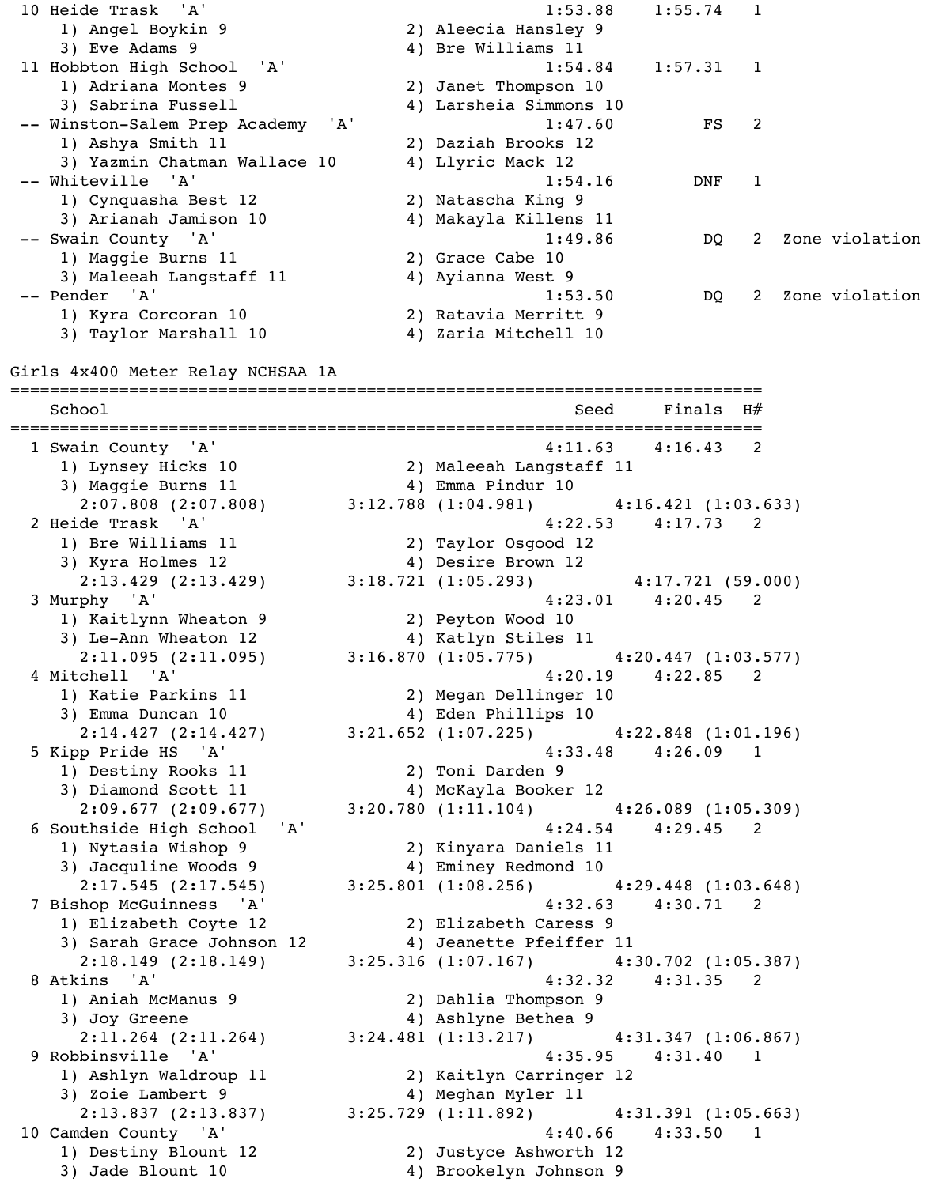```
 10 Heide Trask  'A'                                      1:53.88    1:55.74   1 
    1) Angel Boykin 9                  2) Aleecia Hansley 9              
    3) Eve Adams 9                     4) Bre Williams 11                
 11 Hobbton High School  'A'                              1:54.84    1:57.31   1 
    1) Adriana Montes 9                2) Janet Thompson 10              
    3) Sabrina Fussell                 4) Larsheia Simmons 10            
 -- Winston-Salem Prep Academy  'A'                       1:47.60         FS   2 
    1) Ashya Smith 11                  2) Daziah Brooks 12               
    3) Yazmin Chatman Wallace 10       4) Llyric Mack 12                 
 -- Whiteville  'A'                                       1:54.16        DNF   1 
    1) Cynquasha Best 12               2) Natascha King 9                
    3) Arianah Jamison 10              4) Makayla Killens 11             
 -- Swain County  'A'                                     1:49.86         DQ   2  Zone violation
    1) Maggie Burns 11                 2) Grace Cabe 10                  
    3) Maleeah Langstaff 11            4) Ayianna West 9                 
 -- Pender  'A'                                           1:53.50         DQ   2  Zone violation
    1) Kyra Corcoran 10                2) Ratavia Merritt 9              
    3) Taylor Marshall 10              4) Zaria Mitchell 10              
```

## Girls 4x400 Meter Relay NCHSAA 1A

```
===================================================================================
    School                                                Seed     Finals  H# 
===================================================================================
  1 Swain County  'A'                                     4:11.63    4:16.43   2 
    1) Lynsey Hicks 10                 2) Maleeah Langstaff 11           
    3) Maggie Burns 11                 4) Emma Pindur 10                 
      2:07.808 (2:07.808)        3:12.788 (1:04.981)        4:16.421 (1:03.633)
  2 Heide Trask  'A'                                      4:22.53    4:17.73   2 
    1) Bre Williams 11                 2) Taylor Osgood 12               
    3) Kyra Holmes 12                  4) Desire Brown 12                
      2:13.429 (2:13.429)        3:18.721 (1:05.293)         4:17.721 (59.000)
  3 Murphy  'A'                                           4:23.01    4:20.45   2 
    1) Kaitlynn Wheaton 9              2) Peyton Wood 10                 
    3) Le-Ann Wheaton 12               4) Katlyn Stiles 11               
      2:11.095 (2:11.095)        3:16.870 (1:05.775)        4:20.447 (1:03.577)
  4 Mitchell  'A'                                         4:20.19    4:22.85   2 
    1) Katie Parkins 11                2) Megan Dellinger 10             
    3) Emma Duncan 10                  4) Eden Phillips 10               
      2:14.427 (2:14.427)        3:21.652 (1:07.225)        4:22.848 (1:01.196)
  5 Kipp Pride HS  'A'                                    4:33.48    4:26.09   1 
    1) Destiny Rooks 11                2) Toni Darden 9                  
    3) Diamond Scott 11                4) McKayla Booker 12              
      2:09.677 (2:09.677)        3:20.780 (1:11.104)        4:26.089 (1:05.309)
  6 Southside High School  'A'                            4:24.54    4:29.45   2 
    1) Nytasia Wishop 9                2) Kinyara Daniels 11             
    3) Jacquline Woods 9               4) Eminey Redmond 10              
      2:17.545 (2:17.545)        3:25.801 (1:08.256)        4:29.448 (1:03.648)
  7 Bishop McGuinness  'A'                                4:32.63    4:30.71   2 
    1) Elizabeth Coyte 12              2) Elizabeth Caress 9             
    3) Sarah Grace Johnson 12          4) Jeanette Pfeiffer 11           
      2:18.149 (2:18.149)        3:25.316 (1:07.167)        4:30.702 (1:05.387)
  8 Atkins  'A'                                           4:32.32    4:31.35   2 
    1) Aniah McManus 9                 2) Dahlia Thompson 9              
    3) Joy Greene                      4) Ashlyne Bethea 9               
      2:11.264 (2:11.264)        3:24.481 (1:13.217)        4:31.347 (1:06.867)
  9 Robbinsville  'A'                                     4:35.95    4:31.40   1 
    1) Ashlyn Waldroup 11              2) Kaitlyn Carringer 12           
    3) Zoie Lambert 9                  4) Meghan Myler 11                
      2:13.837 (2:13.837)        3:25.729 (1:11.892)        4:31.391 (1:05.663)
 10 Camden County  'A'                                    4:40.66    4:33.50   1 
    1) Destiny Blount 12               2) Justyce Ashworth 12            
    3) Jade Blount 10                  4) Brookelyn Johnson 9            
```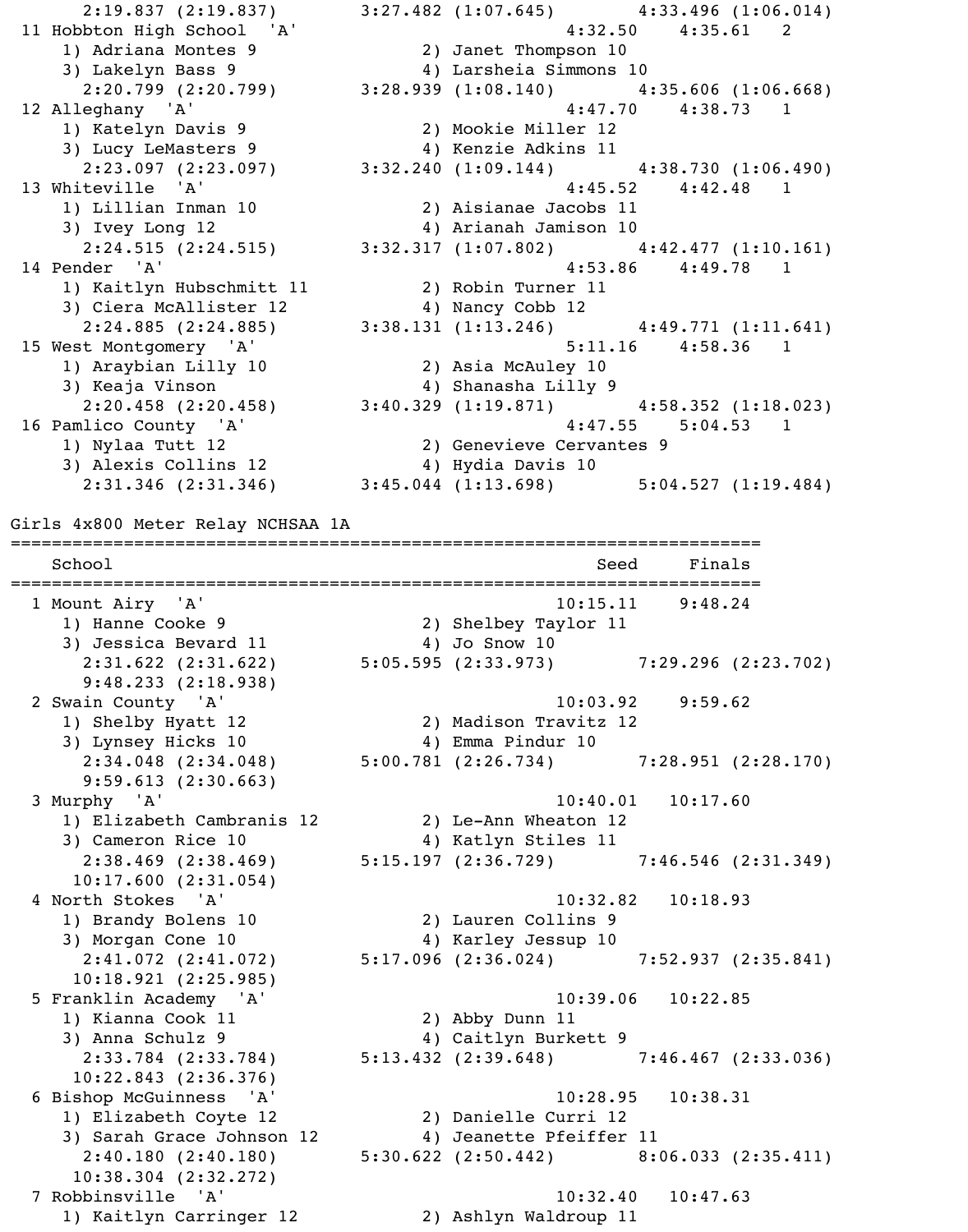```
    2:19.837 (2:19.837)        3:27.482 (1:07.645)        4:33.496 (1:06.014)
 11 Hobbton High School  'A'                              4:32.50    4:35.61   2
    1) Adriana Montes 9                2) Janet Thompson 10
    3) Lakelyn Bass 9                  4) Larsheia Simmons 10
    2:20.799 (2:20.799)        3:28.939 (1:08.140)        4:35.606 (1:06.668)
 12 Alleghany  'A'                                        4:47.70    4:38.73   1
    1) Katelyn Davis 9                 2) Mookie Miller 12
    3) Lucy LeMasters 9                4) Kenzie Adkins 11
    2:23.097 (2:23.097)        3:32.240 (1:09.144)        4:38.730 (1:06.490)
 13 Whiteville  'A'                                       4:45.52    4:42.48   1
    1) Lillian Inman 10                2) Aisianae Jacobs 11
    3) Ivey Long 12                    4) Arianah Jamison 10
    2:24.515 (2:24.515)        3:32.317 (1:07.802)        4:42.477 (1:10.161)
 14 Pender  'A'                                           4:53.86    4:49.78   1
    1) Kaitlyn Hubschmitt 11           2) Robin Turner 11
    3) Ciera McAllister 12             4) Nancy Cobb 12
    2:24.885 (2:24.885)        3:38.131 (1:13.246)        4:49.771 (1:11.641)
 15 West Montgomery  'A'                                  5:11.16    4:58.36   1
    1) Araybian Lilly 10               2) Asia McAuley 10
    3) Keaja Vinson                    4) Shanasha Lilly 9
    2:20.458 (2:20.458)        3:40.329 (1:19.871)        4:58.352 (1:18.023)
 16 Pamlico County  'A'                                   4:47.55    5:04.53   1
    1) Nylaa Tutt 12                   2) Genevieve Cervantes 9
    3) Alexis Collins 12               4) Hydia Davis 10
    2:31.346 (2:31.346)        3:45.044 (1:13.698)        5:04.527 (1:19.484)
```

## Girls 4x800 Meter Relay NCHSAA 1A

```
=========================================================================
    School                                               Seed     Finals
=========================================================================
  1 Mount Airy  'A'                                    10:15.11    9:48.24
    1) Hanne Cooke 9                   2) Shelbey Taylor 11
    3) Jessica Bevard 11               4) Jo Snow 10
    2:31.622 (2:31.622)        5:05.595 (2:33.973)        7:29.296 (2:23.702)
    9:48.233 (2:18.938)
  2 Swain County  'A'                                  10:03.92    9:59.62
    1) Shelby Hyatt 12                 2) Madison Travitz 12
    3) Lynsey Hicks 10                 4) Emma Pindur 10
    2:34.048 (2:34.048)        5:00.781 (2:26.734)        7:28.951 (2:28.170)
    9:59.613 (2:30.663)
  3 Murphy  'A'                                        10:40.01   10:17.60
    1) Elizabeth Cambranis 12          2) Le-Ann Wheaton 12
    3) Cameron Rice 10                 4) Katlyn Stiles 11
    2:38.469 (2:38.469)        5:15.197 (2:36.729)        7:46.546 (2:31.349)
   10:17.600 (2:31.054)
  4 North Stokes  'A'                                  10:32.82   10:18.93
    1) Brandy Bolens 10                2) Lauren Collins 9
    3) Morgan Cone 10                  4) Karley Jessup 10
    2:41.072 (2:41.072)        5:17.096 (2:36.024)        7:52.937 (2:35.841)
   10:18.921 (2:25.985)
  5 Franklin Academy  'A'                              10:39.06   10:22.85
    1) Kianna Cook 11                  2) Abby Dunn 11
    3) Anna Schulz 9                   4) Caitlyn Burkett 9
    2:33.784 (2:33.784)        5:13.432 (2:39.648)        7:46.467 (2:33.036)
   10:22.843 (2:36.376)
  6 Bishop McGuinness  'A'                             10:28.95   10:38.31
    1) Elizabeth Coyte 12              2) Danielle Curri 12
    3) Sarah Grace Johnson 12          4) Jeanette Pfeiffer 11
    2:40.180 (2:40.180)        5:30.622 (2:50.442)        8:06.033 (2:35.411)
   10:38.304 (2:32.272)
  7 Robbinsville  'A'                                  10:32.40   10:47.63
    1) Kaitlyn Carringer 12            2) Ashlyn Waldroup 11
```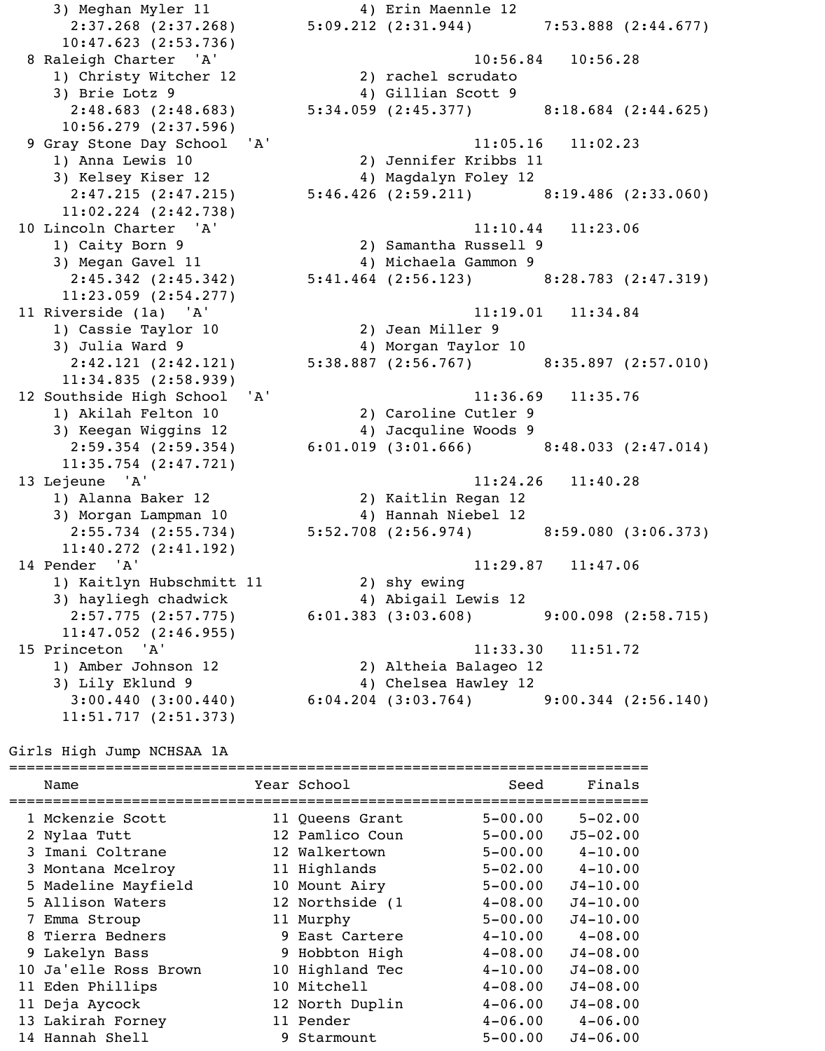```
    3) Meghan Myler 11                 4) Erin Maennle 12
      2:37.268 (2:37.268)       5:09.212 (2:31.944)       7:53.888 (2:44.677)
     10:47.623 (2:53.736)
  8 Raleigh Charter  'A'                                 10:56.84   10:56.28
    1) Christy Witcher 12              2) rachel scrudato
    3) Brie Lotz 9                     4) Gillian Scott 9
      2:48.683 (2:48.683)       5:34.059 (2:45.377)       8:18.684 (2:44.625)
     10:56.279 (2:37.596)
  9 Gray Stone Day School  'A'                           11:05.16   11:02.23
    1) Anna Lewis 10                   2) Jennifer Kribbs 11
    3) Kelsey Kiser 12                 4) Magdalyn Foley 12
      2:47.215 (2:47.215)       5:46.426 (2:59.211)       8:19.486 (2:33.060)
     11:02.224 (2:42.738)
 10 Lincoln Charter  'A'                                 11:10.44   11:23.06
    1) Caity Born 9                    2) Samantha Russell 9
    3) Megan Gavel 11                  4) Michaela Gammon 9
      2:45.342 (2:45.342)       5:41.464 (2:56.123)       8:28.783 (2:47.319)
     11:23.059 (2:54.277)
 11 Riverside (1a)  'A'                                  11:19.01   11:34.84
    1) Cassie Taylor 10                2) Jean Miller 9
    3) Julia Ward 9                    4) Morgan Taylor 10
      2:42.121 (2:42.121)       5:38.887 (2:56.767)       8:35.897 (2:57.010)
     11:34.835 (2:58.939)
 12 Southside High School  'A'                           11:36.69   11:35.76
    1) Akilah Felton 10                2) Caroline Cutler 9
    3) Keegan Wiggins 12               4) Jacquline Woods 9
      2:59.354 (2:59.354)       6:01.019 (3:01.666)       8:48.033 (2:47.014)
     11:35.754 (2:47.721)
 13 Lejeune  'A'                                         11:24.26   11:40.28
    1) Alanna Baker 12                 2) Kaitlin Regan 12
    3) Morgan Lampman 10               4) Hannah Niebel 12
      2:55.734 (2:55.734)       5:52.708 (2:56.974)       8:59.080 (3:06.373)
     11:40.272 (2:41.192)
 14 Pender  'A'                                          11:29.87   11:47.06
    1) Kaitlyn Hubschmitt 11           2) shy ewing
    3) hayliegh chadwick               4) Abigail Lewis 12
      2:57.775 (2:57.775)       6:01.383 (3:03.608)       9:00.098 (2:58.715)
     11:47.052 (2:46.955)
 15 Princeton  'A'                                       11:33.30   11:51.72
    1) Amber Johnson 12                2) Altheia Balageo 12
    3) Lily Eklund 9                   4) Chelsea Hawley 12
      3:00.440 (3:00.440)       6:04.204 (3:03.764)       9:00.344 (2:56.140)
     11:51.717 (2:51.373)
```

## Girls High Jump NCHSAA 1A

| | Name | Year | School | Seed | Finals |
|---|---|---|---|---|---|
| 1 | Mckenzie Scott | 11 | Queens Grant | 5-00.00 | 5-02.00 |
| 2 | Nylaa Tutt | 12 | Pamlico Coun | 5-00.00 | J5-02.00 |
| 3 | Imani Coltrane | 12 | Walkertown | 5-00.00 | 4-10.00 |
| 3 | Montana Mcelroy | 11 | Highlands | 5-02.00 | 4-10.00 |
| 5 | Madeline Mayfield | 10 | Mount Airy | 5-00.00 | J4-10.00 |
| 5 | Allison Waters | 12 | Northside (1 | 4-08.00 | J4-10.00 |
| 7 | Emma Stroup | 11 | Murphy | 5-00.00 | J4-10.00 |
| 8 | Tierra Bedners | 9 | East Cartere | 4-10.00 | 4-08.00 |
| 9 | Lakelyn Bass | 9 | Hobbton High | 4-08.00 | J4-08.00 |
| 10 | Ja'elle Ross Brown | 10 | Highland Tec | 4-10.00 | J4-08.00 |
| 11 | Eden Phillips | 10 | Mitchell | 4-08.00 | J4-08.00 |
| 11 | Deja Aycock | 12 | North Duplin | 4-06.00 | J4-08.00 |
| 13 | Lakirah Forney | 11 | Pender | 4-06.00 | 4-06.00 |
| 14 | Hannah Shell | 9 | Starmount | 5-00.00 | J4-06.00 |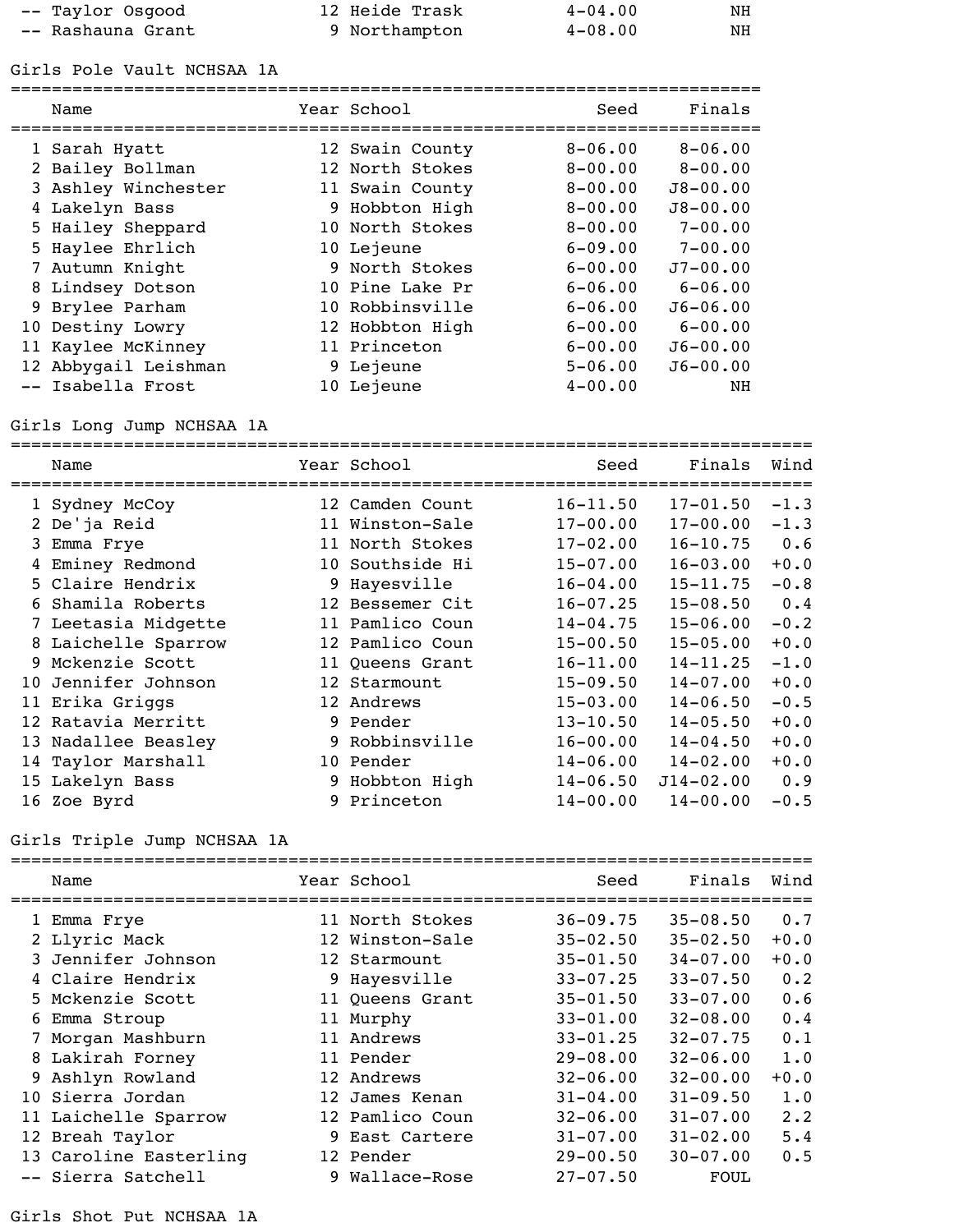| Place | Name | Year | School | Seed | Finals |
|---|---|---|---|---|---|
| -- | Taylor Osgood | 12 | Heide Trask | 4-04.00 | NH |
| -- | Rashauna Grant | 9 | Northampton | 4-08.00 | NH |

## Girls Pole Vault NCHSAA 1A

| Place | Name | Year | School | Seed | Finals |
|---|---|---|---|---|---|
| 1 | Sarah Hyatt | 12 | Swain County | 8-06.00 | 8-06.00 |
| 2 | Bailey Bollman | 12 | North Stokes | 8-00.00 | 8-00.00 |
| 3 | Ashley Winchester | 11 | Swain County | 8-00.00 | J8-00.00 |
| 4 | Lakelyn Bass | 9 | Hobbton High | 8-00.00 | J8-00.00 |
| 5 | Hailey Sheppard | 10 | North Stokes | 8-00.00 | 7-00.00 |
| 5 | Haylee Ehrlich | 10 | Lejeune | 6-09.00 | 7-00.00 |
| 7 | Autumn Knight | 9 | North Stokes | 6-00.00 | J7-00.00 |
| 8 | Lindsey Dotson | 10 | Pine Lake Pr | 6-06.00 | 6-06.00 |
| 9 | Brylee Parham | 10 | Robbinsville | 6-06.00 | J6-06.00 |
| 10 | Destiny Lowry | 12 | Hobbton High | 6-00.00 | 6-00.00 |
| 11 | Kaylee McKinney | 11 | Princeton | 6-00.00 | J6-00.00 |
| 12 | Abbygail Leishman | 9 | Lejeune | 5-06.00 | J6-00.00 |
| -- | Isabella Frost | 10 | Lejeune | 4-00.00 | NH |

## Girls Long Jump NCHSAA 1A

| Place | Name | Year | School | Seed | Finals | Wind |
|---|---|---|---|---|---|---|
| 1 | Sydney McCoy | 12 | Camden Count | 16-11.50 | 17-01.50 | -1.3 |
| 2 | De'ja Reid | 11 | Winston-Sale | 17-00.00 | 17-00.00 | -1.3 |
| 3 | Emma Frye | 11 | North Stokes | 17-02.00 | 16-10.75 | 0.6 |
| 4 | Eminey Redmond | 10 | Southside Hi | 15-07.00 | 16-03.00 | +0.0 |
| 5 | Claire Hendrix | 9 | Hayesville | 16-04.00 | 15-11.75 | -0.8 |
| 6 | Shamila Roberts | 12 | Bessemer Cit | 16-07.25 | 15-08.50 | 0.4 |
| 7 | Leetasia Midgette | 11 | Pamlico Coun | 14-04.75 | 15-06.00 | -0.2 |
| 8 | Laichelle Sparrow | 12 | Pamlico Coun | 15-00.50 | 15-05.00 | +0.0 |
| 9 | Mckenzie Scott | 11 | Queens Grant | 16-11.00 | 14-11.25 | -1.0 |
| 10 | Jennifer Johnson | 12 | Starmount | 15-09.50 | 14-07.00 | +0.0 |
| 11 | Erika Griggs | 12 | Andrews | 15-03.00 | 14-06.50 | -0.5 |
| 12 | Ratavia Merritt | 9 | Pender | 13-10.50 | 14-05.50 | +0.0 |
| 13 | Nadallee Beasley | 9 | Robbinsville | 16-00.00 | 14-04.50 | +0.0 |
| 14 | Taylor Marshall | 10 | Pender | 14-06.00 | 14-02.00 | +0.0 |
| 15 | Lakelyn Bass | 9 | Hobbton High | 14-06.50 | J14-02.00 | 0.9 |
| 16 | Zoe Byrd | 9 | Princeton | 14-00.00 | 14-00.00 | -0.5 |

## Girls Triple Jump NCHSAA 1A

| Place | Name | Year | School | Seed | Finals | Wind |
|---|---|---|---|---|---|---|
| 1 | Emma Frye | 11 | North Stokes | 36-09.75 | 35-08.50 | 0.7 |
| 2 | Llyric Mack | 12 | Winston-Sale | 35-02.50 | 35-02.50 | +0.0 |
| 3 | Jennifer Johnson | 12 | Starmount | 35-01.50 | 34-07.00 | +0.0 |
| 4 | Claire Hendrix | 9 | Hayesville | 33-07.25 | 33-07.50 | 0.2 |
| 5 | Mckenzie Scott | 11 | Queens Grant | 35-01.50 | 33-07.00 | 0.6 |
| 6 | Emma Stroup | 11 | Murphy | 33-01.00 | 32-08.00 | 0.4 |
| 7 | Morgan Mashburn | 11 | Andrews | 33-01.25 | 32-07.75 | 0.1 |
| 8 | Lakirah Forney | 11 | Pender | 29-08.00 | 32-06.00 | 1.0 |
| 9 | Ashlyn Rowland | 12 | Andrews | 32-06.00 | 32-00.00 | +0.0 |
| 10 | Sierra Jordan | 12 | James Kenan | 31-04.00 | 31-09.50 | 1.0 |
| 11 | Laichelle Sparrow | 12 | Pamlico Coun | 32-06.00 | 31-07.00 | 2.2 |
| 12 | Breah Taylor | 9 | East Cartere | 31-07.00 | 31-02.00 | 5.4 |
| 13 | Caroline Easterling | 12 | Pender | 29-00.50 | 30-07.00 | 0.5 |
| -- | Sierra Satchell | 9 | Wallace-Rose | 27-07.50 | FOUL | |

## Girls Shot Put NCHSAA 1A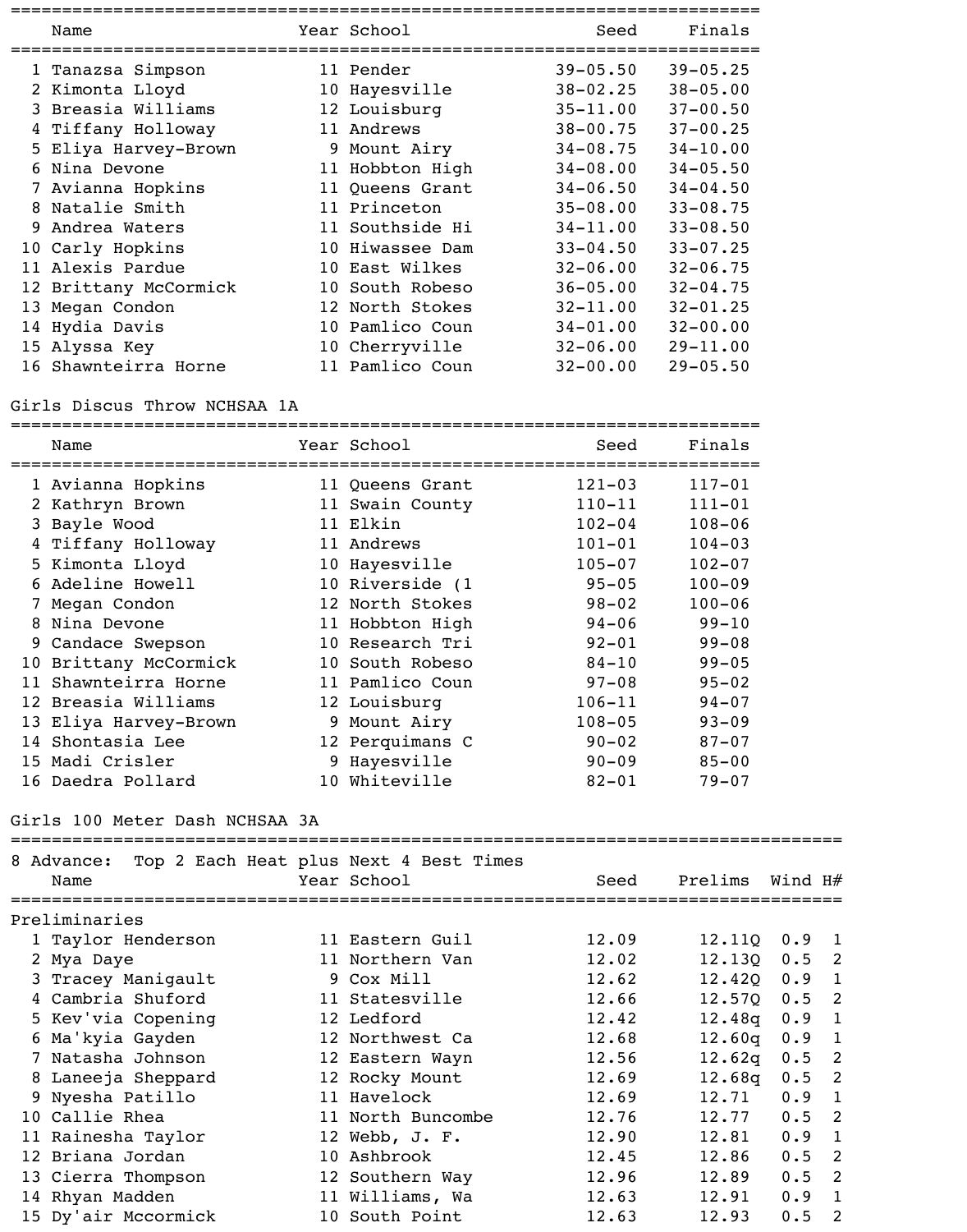| | Name | Year | School | Seed | Finals |
|---|---|---|---|---|---|
| 1 | Tanazsa Simpson | 11 | Pender | 39-05.50 | 39-05.25 |
| 2 | Kimonta Lloyd | 10 | Hayesville | 38-02.25 | 38-05.00 |
| 3 | Breasia Williams | 12 | Louisburg | 35-11.00 | 37-00.50 |
| 4 | Tiffany Holloway | 11 | Andrews | 38-00.75 | 37-00.25 |
| 5 | Eliya Harvey-Brown | 9 | Mount Airy | 34-08.75 | 34-10.00 |
| 6 | Nina Devone | 11 | Hobbton High | 34-08.00 | 34-05.50 |
| 7 | Avianna Hopkins | 11 | Queens Grant | 34-06.50 | 34-04.50 |
| 8 | Natalie Smith | 11 | Princeton | 35-08.00 | 33-08.75 |
| 9 | Andrea Waters | 11 | Southside Hi | 34-11.00 | 33-08.50 |
| 10 | Carly Hopkins | 10 | Hiwassee Dam | 33-04.50 | 33-07.25 |
| 11 | Alexis Pardue | 10 | East Wilkes | 32-06.00 | 32-06.75 |
| 12 | Brittany McCormick | 10 | South Robeso | 36-05.00 | 32-04.75 |
| 13 | Megan Condon | 12 | North Stokes | 32-11.00 | 32-01.25 |
| 14 | Hydia Davis | 10 | Pamlico Coun | 34-01.00 | 32-00.00 |
| 15 | Alyssa Key | 10 | Cherryville | 32-06.00 | 29-11.00 |
| 16 | Shawnteirra Horne | 11 | Pamlico Coun | 32-00.00 | 29-05.50 |

## Girls Discus Throw NCHSAA 1A

| | Name | Year | School | Seed | Finals |
|---|---|---|---|---|---|
| 1 | Avianna Hopkins | 11 | Queens Grant | 121-03 | 117-01 |
| 2 | Kathryn Brown | 11 | Swain County | 110-11 | 111-01 |
| 3 | Bayle Wood | 11 | Elkin | 102-04 | 108-06 |
| 4 | Tiffany Holloway | 11 | Andrews | 101-01 | 104-03 |
| 5 | Kimonta Lloyd | 10 | Hayesville | 105-07 | 102-07 |
| 6 | Adeline Howell | 10 | Riverside (1 | 95-05 | 100-09 |
| 7 | Megan Condon | 12 | North Stokes | 98-02 | 100-06 |
| 8 | Nina Devone | 11 | Hobbton High | 94-06 | 99-10 |
| 9 | Candace Swepson | 10 | Research Tri | 92-01 | 99-08 |
| 10 | Brittany McCormick | 10 | South Robeso | 84-10 | 99-05 |
| 11 | Shawnteirra Horne | 11 | Pamlico Coun | 97-08 | 95-02 |
| 12 | Breasia Williams | 12 | Louisburg | 106-11 | 94-07 |
| 13 | Eliya Harvey-Brown | 9 | Mount Airy | 108-05 | 93-09 |
| 14 | Shontasia Lee | 12 | Perquimans C | 90-02 | 87-07 |
| 15 | Madi Crisler | 9 | Hayesville | 90-09 | 85-00 |
| 16 | Daedra Pollard | 10 | Whiteville | 82-01 | 79-07 |

## Girls 100 Meter Dash NCHSAA 3A

8 Advance: Top 2 Each Heat plus Next 4 Best Times

Preliminaries

| | Name | Year | School | Seed | Prelims | Wind | H# |
|---|---|---|---|---|---|---|---|
| 1 | Taylor Henderson | 11 | Eastern Guil | 12.09 | 12.11Q | 0.9 | 1 |
| 2 | Mya Daye | 11 | Northern Van | 12.02 | 12.13Q | 0.5 | 2 |
| 3 | Tracey Manigault | 9 | Cox Mill | 12.62 | 12.42Q | 0.9 | 1 |
| 4 | Cambria Shuford | 11 | Statesville | 12.66 | 12.57Q | 0.5 | 2 |
| 5 | Kev'via Copening | 12 | Ledford | 12.42 | 12.48q | 0.9 | 1 |
| 6 | Ma'kyia Gayden | 12 | Northwest Ca | 12.68 | 12.60q | 0.9 | 1 |
| 7 | Natasha Johnson | 12 | Eastern Wayn | 12.56 | 12.62q | 0.5 | 2 |
| 8 | Laneeja Sheppard | 12 | Rocky Mount | 12.69 | 12.68q | 0.5 | 2 |
| 9 | Nyesha Patillo | 11 | Havelock | 12.69 | 12.71 | 0.9 | 1 |
| 10 | Callie Rhea | 11 | North Buncombe | 12.76 | 12.77 | 0.5 | 2 |
| 11 | Rainesha Taylor | 12 | Webb, J. F. | 12.90 | 12.81 | 0.9 | 1 |
| 12 | Briana Jordan | 10 | Ashbrook | 12.45 | 12.86 | 0.5 | 2 |
| 13 | Cierra Thompson | 12 | Southern Way | 12.96 | 12.89 | 0.5 | 2 |
| 14 | Rhyan Madden | 11 | Williams, Wa | 12.63 | 12.91 | 0.9 | 1 |
| 15 | Dy'air Mccormick | 10 | South Point | 12.63 | 12.93 | 0.5 | 2 |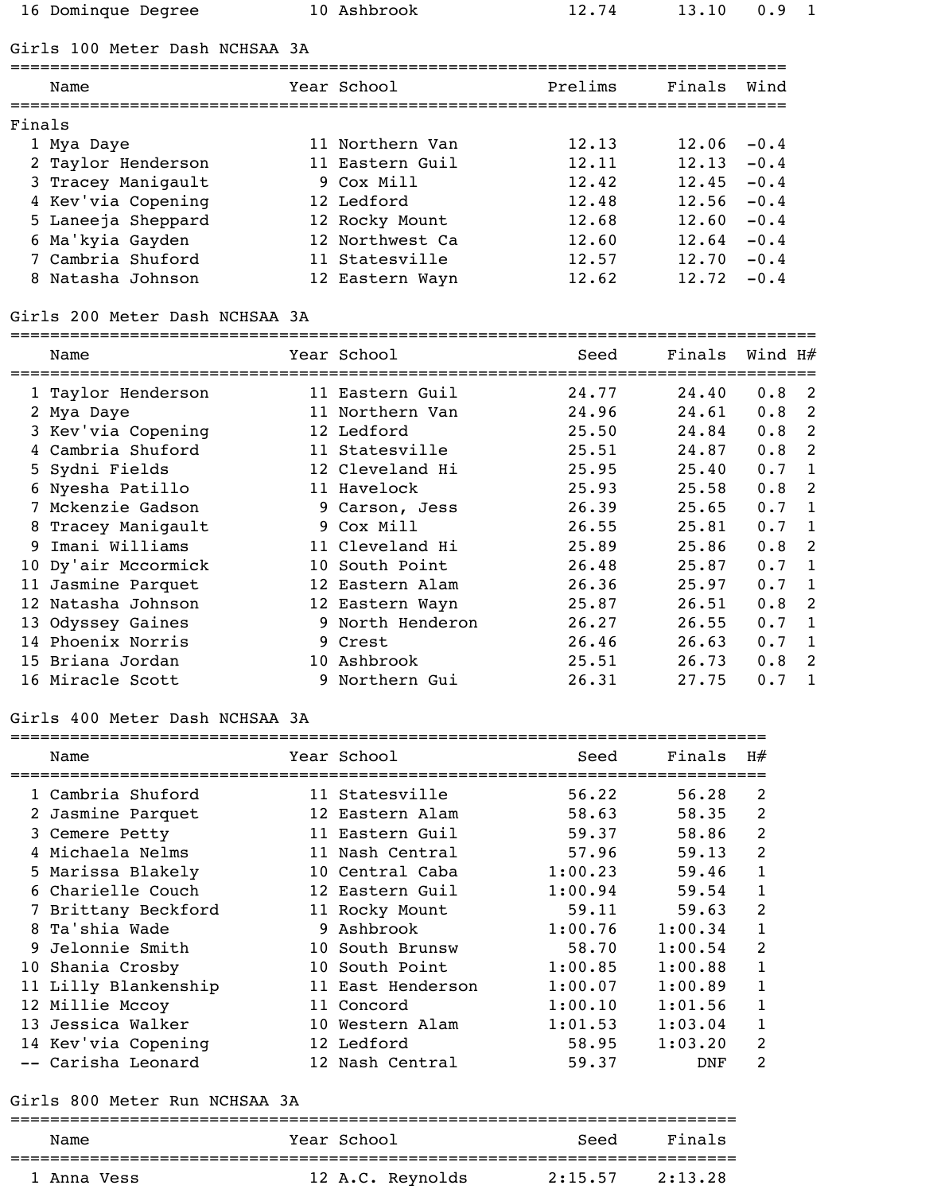| | Name | Year | School | Prelims | Finals | Wind | H# |
|---|---|---|---|---|---|---|---|
| 16 | Dominque Degree | 10 | Ashbrook | 12.74 | 13.10 | 0.9 | 1 |

## Girls 100 Meter Dash NCHSAA 3A

Finals

| | Name | Year | School | Prelims | Finals | Wind |
|---|---|---|---|---|---|---|
| 1 | Mya Daye | 11 | Northern Van | 12.13 | 12.06 | -0.4 |
| 2 | Taylor Henderson | 11 | Eastern Guil | 12.11 | 12.13 | -0.4 |
| 3 | Tracey Manigault | 9 | Cox Mill | 12.42 | 12.45 | -0.4 |
| 4 | Kev'via Copening | 12 | Ledford | 12.48 | 12.56 | -0.4 |
| 5 | Laneeja Sheppard | 12 | Rocky Mount | 12.68 | 12.60 | -0.4 |
| 6 | Ma'kyia Gayden | 12 | Northwest Ca | 12.60 | 12.64 | -0.4 |
| 7 | Cambria Shuford | 11 | Statesville | 12.57 | 12.70 | -0.4 |
| 8 | Natasha Johnson | 12 | Eastern Wayn | 12.62 | 12.72 | -0.4 |

## Girls 200 Meter Dash NCHSAA 3A

| | Name | Year | School | Seed | Finals | Wind | H# |
|---|---|---|---|---|---|---|---|
| 1 | Taylor Henderson | 11 | Eastern Guil | 24.77 | 24.40 | 0.8 | 2 |
| 2 | Mya Daye | 11 | Northern Van | 24.96 | 24.61 | 0.8 | 2 |
| 3 | Kev'via Copening | 12 | Ledford | 25.50 | 24.84 | 0.8 | 2 |
| 4 | Cambria Shuford | 11 | Statesville | 25.51 | 24.87 | 0.8 | 2 |
| 5 | Sydni Fields | 12 | Cleveland Hi | 25.95 | 25.40 | 0.7 | 1 |
| 6 | Nyesha Patillo | 11 | Havelock | 25.93 | 25.58 | 0.8 | 2 |
| 7 | Mckenzie Gadson | 9 | Carson, Jess | 26.39 | 25.65 | 0.7 | 1 |
| 8 | Tracey Manigault | 9 | Cox Mill | 26.55 | 25.81 | 0.7 | 1 |
| 9 | Imani Williams | 11 | Cleveland Hi | 25.89 | 25.86 | 0.8 | 2 |
| 10 | Dy'air Mccormick | 10 | South Point | 26.48 | 25.87 | 0.7 | 1 |
| 11 | Jasmine Parquet | 12 | Eastern Alam | 26.36 | 25.97 | 0.7 | 1 |
| 12 | Natasha Johnson | 12 | Eastern Wayn | 25.87 | 26.51 | 0.8 | 2 |
| 13 | Odyssey Gaines | 9 | North Henderon | 26.27 | 26.55 | 0.7 | 1 |
| 14 | Phoenix Norris | 9 | Crest | 26.46 | 26.63 | 0.7 | 1 |
| 15 | Briana Jordan | 10 | Ashbrook | 25.51 | 26.73 | 0.8 | 2 |
| 16 | Miracle Scott | 9 | Northern Gui | 26.31 | 27.75 | 0.7 | 1 |

## Girls 400 Meter Dash NCHSAA 3A

| | Name | Year | School | Seed | Finals | H# |
|---|---|---|---|---|---|---|
| 1 | Cambria Shuford | 11 | Statesville | 56.22 | 56.28 | 2 |
| 2 | Jasmine Parquet | 12 | Eastern Alam | 58.63 | 58.35 | 2 |
| 3 | Cemere Petty | 11 | Eastern Guil | 59.37 | 58.86 | 2 |
| 4 | Michaela Nelms | 11 | Nash Central | 57.96 | 59.13 | 2 |
| 5 | Marissa Blakely | 10 | Central Caba | 1:00.23 | 59.46 | 1 |
| 6 | Charielle Couch | 12 | Eastern Guil | 1:00.94 | 59.54 | 1 |
| 7 | Brittany Beckford | 11 | Rocky Mount | 59.11 | 59.63 | 2 |
| 8 | Ta'shia Wade | 9 | Ashbrook | 1:00.76 | 1:00.34 | 1 |
| 9 | Jelonnie Smith | 10 | South Brunsw | 58.70 | 1:00.54 | 2 |
| 10 | Shania Crosby | 10 | South Point | 1:00.85 | 1:00.88 | 1 |
| 11 | Lilly Blankenship | 11 | East Henderson | 1:00.07 | 1:00.89 | 1 |
| 12 | Millie Mccoy | 11 | Concord | 1:00.10 | 1:01.56 | 1 |
| 13 | Jessica Walker | 10 | Western Alam | 1:01.53 | 1:03.04 | 1 |
| 14 | Kev'via Copening | 12 | Ledford | 58.95 | 1:03.20 | 2 |
| -- | Carisha Leonard | 12 | Nash Central | 59.37 | DNF | 2 |

## Girls 800 Meter Run NCHSAA 3A

| | Name | Year | School | Seed | Finals |
|---|---|---|---|---|---|
| 1 | Anna Vess | 12 | A.C. Reynolds | 2:15.57 | 2:13.28 |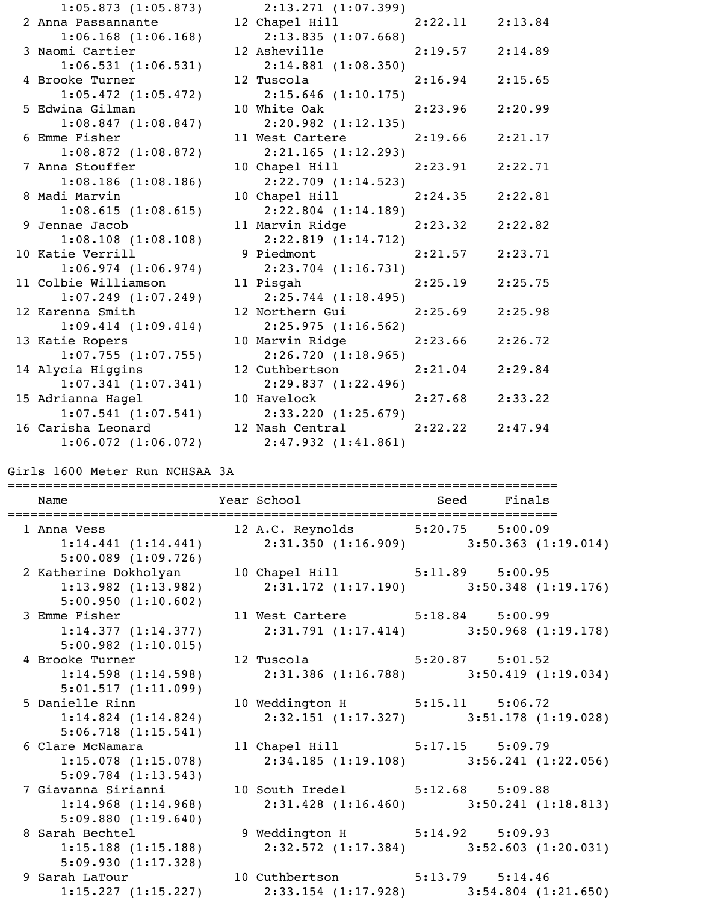```
     1:05.873 (1:05.873)        2:13.271 (1:07.399)
  2 Anna Passannante          12 Chapel Hill          2:22.11    2:13.84
     1:06.168 (1:06.168)        2:13.835 (1:07.668)
  3 Naomi Cartier             12 Asheville            2:19.57    2:14.89
     1:06.531 (1:06.531)        2:14.881 (1:08.350)
  4 Brooke Turner             12 Tuscola              2:16.94    2:15.65
     1:05.472 (1:05.472)        2:15.646 (1:10.175)
  5 Edwina Gilman             10 White Oak            2:23.96    2:20.99
     1:08.847 (1:08.847)        2:20.982 (1:12.135)
  6 Emme Fisher               11 West Cartere         2:19.66    2:21.17
     1:08.872 (1:08.872)        2:21.165 (1:12.293)
  7 Anna Stouffer             10 Chapel Hill          2:23.91    2:22.71
     1:08.186 (1:08.186)        2:22.709 (1:14.523)
  8 Madi Marvin               10 Chapel Hill          2:24.35    2:22.81
     1:08.615 (1:08.615)        2:22.804 (1:14.189)
  9 Jennae Jacob              11 Marvin Ridge         2:23.32    2:22.82
     1:08.108 (1:08.108)        2:22.819 (1:14.712)
 10 Katie Verrill              9 Piedmont             2:21.57    2:23.71
     1:06.974 (1:06.974)        2:23.704 (1:16.731)
 11 Colbie Williamson         11 Pisgah               2:25.19    2:25.75
     1:07.249 (1:07.249)        2:25.744 (1:18.495)
 12 Karenna Smith             12 Northern Gui         2:25.69    2:25.98
     1:09.414 (1:09.414)        2:25.975 (1:16.562)
 13 Katie Ropers              10 Marvin Ridge         2:23.66    2:26.72
     1:07.755 (1:07.755)        2:26.720 (1:18.965)
 14 Alycia Higgins            12 Cuthbertson          2:21.04    2:29.84
     1:07.341 (1:07.341)        2:29.837 (1:22.496)
 15 Adrianna Hagel            10 Havelock             2:27.68    2:33.22
     1:07.541 (1:07.541)        2:33.220 (1:25.679)
 16 Carisha Leonard           12 Nash Central         2:22.22    2:47.94
     1:06.072 (1:06.072)        2:47.932 (1:41.861)
```

Girls 1600 Meter Run NCHSAA 3A

```
=========================================================================
    Name                    Year School                  Seed     Finals
=========================================================================
  1 Anna Vess                 12 A.C. Reynolds        5:20.75    5:00.09
     1:14.441 (1:14.441)        2:31.350 (1:16.909)        3:50.363 (1:19.014)
     5:00.089 (1:09.726)
  2 Katherine Dokholyan       10 Chapel Hill          5:11.89    5:00.95
     1:13.982 (1:13.982)        2:31.172 (1:17.190)        3:50.348 (1:19.176)
     5:00.950 (1:10.602)
  3 Emme Fisher               11 West Cartere         5:18.84    5:00.99
     1:14.377 (1:14.377)        2:31.791 (1:17.414)        3:50.968 (1:19.178)
     5:00.982 (1:10.015)
  4 Brooke Turner             12 Tuscola              5:20.87    5:01.52
     1:14.598 (1:14.598)        2:31.386 (1:16.788)        3:50.419 (1:19.034)
     5:01.517 (1:11.099)
  5 Danielle Rinn             10 Weddington H         5:15.11    5:06.72
     1:14.824 (1:14.824)        2:32.151 (1:17.327)        3:51.178 (1:19.028)
     5:06.718 (1:15.541)
  6 Clare McNamara            11 Chapel Hill          5:17.15    5:09.79
     1:15.078 (1:15.078)        2:34.185 (1:19.108)        3:56.241 (1:22.056)
     5:09.784 (1:13.543)
  7 Giavanna Sirianni         10 South Iredel         5:12.68    5:09.88
     1:14.968 (1:14.968)        2:31.428 (1:16.460)        3:50.241 (1:18.813)
     5:09.880 (1:19.640)
  8 Sarah Bechtel              9 Weddington H         5:14.92    5:09.93
     1:15.188 (1:15.188)        2:32.572 (1:17.384)        3:52.603 (1:20.031)
     5:09.930 (1:17.328)
  9 Sarah LaTour              10 Cuthbertson          5:13.79    5:14.46
     1:15.227 (1:15.227)        2:33.154 (1:17.928)        3:54.804 (1:21.650)
```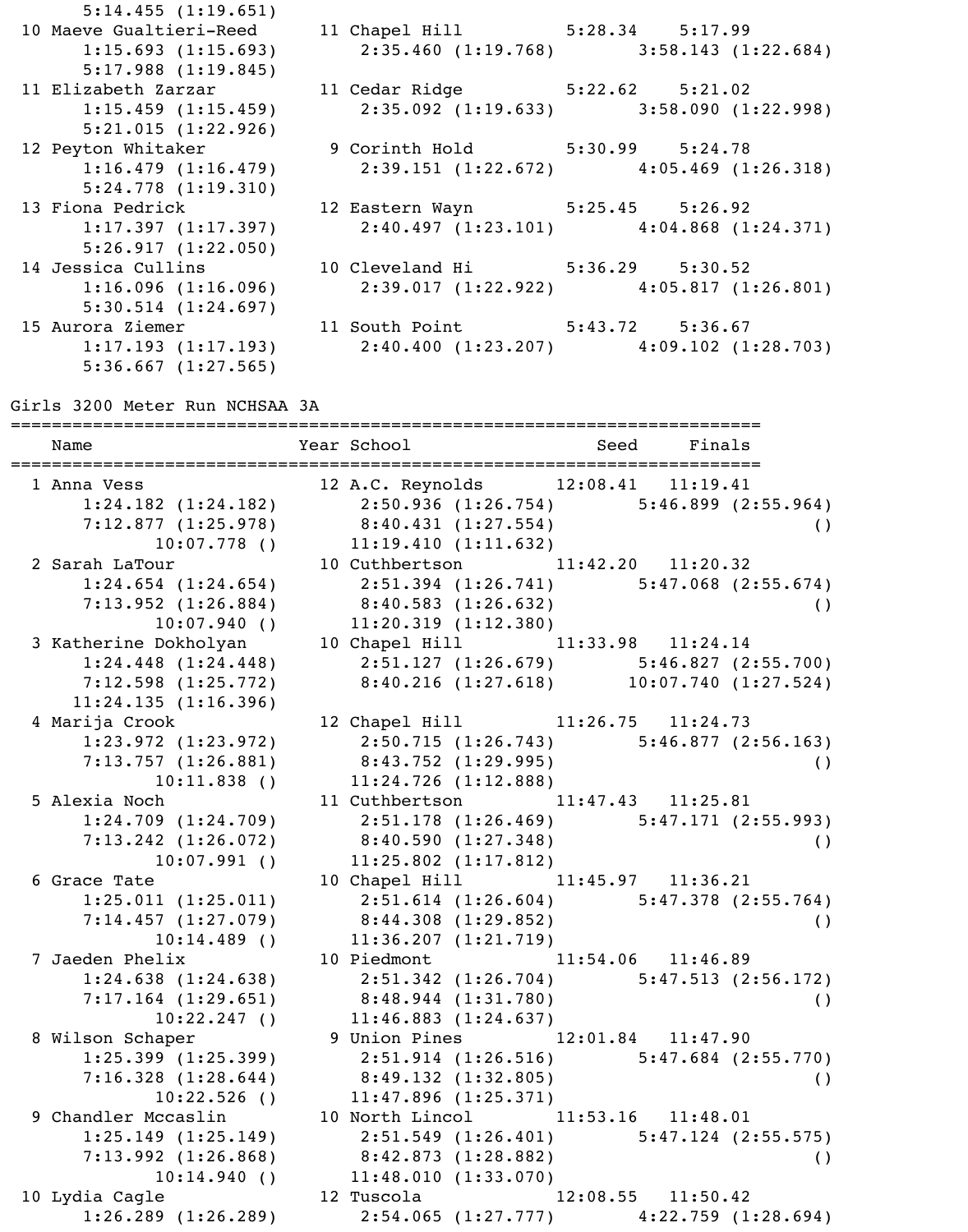```
      5:14.455 (1:19.651)
 10 Maeve Gualtieri-Reed      11 Chapel Hill         5:28.34    5:17.99
      1:15.693 (1:15.693)        2:35.460 (1:19.768)        3:58.143 (1:22.684)
      5:17.988 (1:19.845)
 11 Elizabeth Zarzar          11 Cedar Ridge         5:22.62    5:21.02
      1:15.459 (1:15.459)        2:35.092 (1:19.633)        3:58.090 (1:22.998)
      5:21.015 (1:22.926)
 12 Peyton Whitaker            9 Corinth Hold        5:30.99    5:24.78
      1:16.479 (1:16.479)        2:39.151 (1:22.672)        4:05.469 (1:26.318)
      5:24.778 (1:19.310)
 13 Fiona Pedrick             12 Eastern Wayn        5:25.45    5:26.92
      1:17.397 (1:17.397)        2:40.497 (1:23.101)        4:04.868 (1:24.371)
      5:26.917 (1:22.050)
 14 Jessica Cullins           10 Cleveland Hi        5:36.29    5:30.52
      1:16.096 (1:16.096)        2:39.017 (1:22.922)        4:05.817 (1:26.801)
      5:30.514 (1:24.697)
 15 Aurora Ziemer             11 South Point         5:43.72    5:36.67
      1:17.193 (1:17.193)        2:40.400 (1:23.207)        4:09.102 (1:28.703)
      5:36.667 (1:27.565)
```

## Girls 3200 Meter Run NCHSAA 3A

```
===============================================================================
    Name                    Year School                  Seed     Finals
===============================================================================
  1 Anna Vess                 12 A.C. Reynolds      12:08.41   11:19.41
      1:24.182 (1:24.182)        2:50.936 (1:26.754)        5:46.899 (2:55.964)
      7:12.877 (1:25.978)        8:40.431 (1:27.554)                         ()
            10:07.778 ()        11:19.410 (1:11.632)
  2 Sarah LaTour              10 Cuthbertson        11:42.20   11:20.32
      1:24.654 (1:24.654)        2:51.394 (1:26.741)        5:47.068 (2:55.674)
      7:13.952 (1:26.884)        8:40.583 (1:26.632)                         ()
            10:07.940 ()        11:20.319 (1:12.380)
  3 Katherine Dokholyan       10 Chapel Hill        11:33.98   11:24.14
      1:24.448 (1:24.448)        2:51.127 (1:26.679)        5:46.827 (2:55.700)
      7:12.598 (1:25.772)        8:40.216 (1:27.618)       10:07.740 (1:27.524)
     11:24.135 (1:16.396)
  4 Marija Crook              12 Chapel Hill        11:26.75   11:24.73
      1:23.972 (1:23.972)        2:50.715 (1:26.743)        5:46.877 (2:56.163)
      7:13.757 (1:26.881)        8:43.752 (1:29.995)                         ()
            10:11.838 ()        11:24.726 (1:12.888)
  5 Alexia Noch               11 Cuthbertson        11:47.43   11:25.81
      1:24.709 (1:24.709)        2:51.178 (1:26.469)        5:47.171 (2:55.993)
      7:13.242 (1:26.072)        8:40.590 (1:27.348)                         ()
            10:07.991 ()        11:25.802 (1:17.812)
  6 Grace Tate                10 Chapel Hill        11:45.97   11:36.21
      1:25.011 (1:25.011)        2:51.614 (1:26.604)        5:47.378 (2:55.764)
      7:14.457 (1:27.079)        8:44.308 (1:29.852)                         ()
            10:14.489 ()        11:36.207 (1:21.719)
  7 Jaeden Phelix             10 Piedmont           11:54.06   11:46.89
      1:24.638 (1:24.638)        2:51.342 (1:26.704)        5:47.513 (2:56.172)
      7:17.164 (1:29.651)        8:48.944 (1:31.780)                         ()
            10:22.247 ()        11:46.883 (1:24.637)
  8 Wilson Schaper             9 Union Pines        12:01.84   11:47.90
      1:25.399 (1:25.399)        2:51.914 (1:26.516)        5:47.684 (2:55.770)
      7:16.328 (1:28.644)        8:49.132 (1:32.805)                         ()
            10:22.526 ()        11:47.896 (1:25.371)
  9 Chandler Mccaslin         10 North Lincol       11:53.16   11:48.01
      1:25.149 (1:25.149)        2:51.549 (1:26.401)        5:47.124 (2:55.575)
      7:13.992 (1:26.868)        8:42.873 (1:28.882)                         ()
            10:14.940 ()        11:48.010 (1:33.070)
 10 Lydia Cagle               12 Tuscola            12:08.55   11:50.42
      1:26.289 (1:26.289)        2:54.065 (1:27.777)        4:22.759 (1:28.694)
```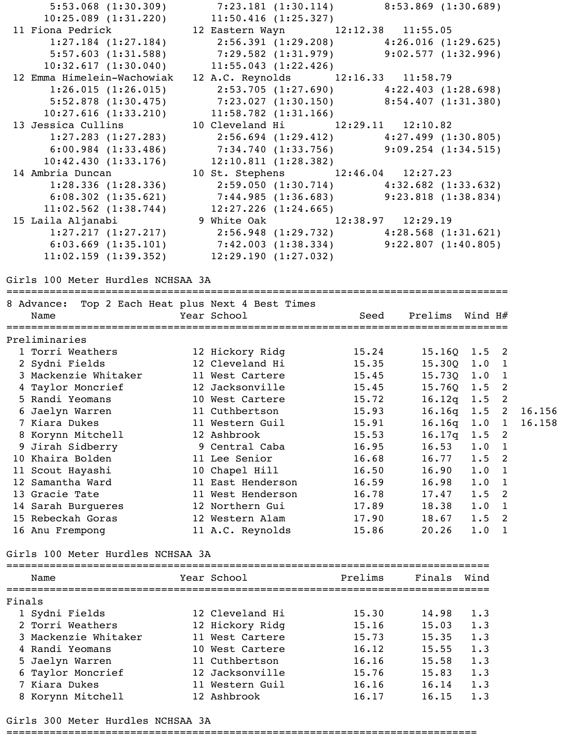```
      5:53.068 (1:30.309)        7:23.181 (1:30.114)        8:53.869 (1:30.689)
     10:25.089 (1:31.220)       11:50.416 (1:25.327)
 11 Fiona Pedrick             12 Eastern Wayn        12:12.38   11:55.05
      1:27.184 (1:27.184)        2:56.391 (1:29.208)        4:26.016 (1:29.625)
      5:57.603 (1:31.588)        7:29.582 (1:31.979)        9:02.577 (1:32.996)
     10:32.617 (1:30.040)       11:55.043 (1:22.426)
 12 Emma Himelein-Wachowiak   12 A.C. Reynolds       12:16.33   11:58.79
      1:26.015 (1:26.015)        2:53.705 (1:27.690)        4:22.403 (1:28.698)
      5:52.878 (1:30.475)        7:23.027 (1:30.150)        8:54.407 (1:31.380)
     10:27.616 (1:33.210)       11:58.782 (1:31.166)
 13 Jessica Cullins           10 Cleveland Hi        12:29.11   12:10.82
      1:27.283 (1:27.283)        2:56.694 (1:29.412)        4:27.499 (1:30.805)
      6:00.984 (1:33.486)        7:34.740 (1:33.756)        9:09.254 (1:34.515)
     10:42.430 (1:33.176)       12:10.811 (1:28.382)
 14 Ambria Duncan             10 St. Stephens        12:46.04   12:27.23
      1:28.336 (1:28.336)        2:59.050 (1:30.714)        4:32.682 (1:33.632)
      6:08.302 (1:35.621)        7:44.985 (1:36.683)        9:23.818 (1:38.834)
     11:02.562 (1:38.744)       12:27.226 (1:24.665)
 15 Laila Aljanabi             9 White Oak           12:38.97   12:29.19
      1:27.217 (1:27.217)        2:56.948 (1:29.732)        4:28.568 (1:31.621)
      6:03.669 (1:35.101)        7:42.003 (1:38.334)        9:22.807 (1:40.805)
     11:02.159 (1:39.352)       12:29.190 (1:27.032)
```

## Girls 100 Meter Hurdles NCHSAA 3A

8 Advance: Top 2 Each Heat plus Next 4 Best Times

**Preliminaries**

| | Name | Year | School | Seed | Prelims | Wind | H# | |
|---|---|---|---|---|---|---|---|---|
| 1 | Torri Weathers | 12 | Hickory Ridg | 15.24 | 15.16Q | 1.5 | 2 | |
| 2 | Sydni Fields | 12 | Cleveland Hi | 15.35 | 15.30Q | 1.0 | 1 | |
| 3 | Mackenzie Whitaker | 11 | West Cartere | 15.45 | 15.73Q | 1.0 | 1 | |
| 4 | Taylor Moncrief | 12 | Jacksonville | 15.45 | 15.76Q | 1.5 | 2 | |
| 5 | Randi Yeomans | 10 | West Cartere | 15.72 | 16.12q | 1.5 | 2 | |
| 6 | Jaelyn Warren | 11 | Cuthbertson | 15.93 | 16.16q | 1.5 | 2 | 16.156 |
| 7 | Kiara Dukes | 11 | Western Guil | 15.91 | 16.16q | 1.0 | 1 | 16.158 |
| 8 | Korynn Mitchell | 12 | Ashbrook | 15.53 | 16.17q | 1.5 | 2 | |
| 9 | Jirah Sidberry | 9 | Central Caba | 16.95 | 16.53 | 1.0 | 1 | |
| 10 | Khaira Bolden | 11 | Lee Senior | 16.68 | 16.77 | 1.5 | 2 | |
| 11 | Scout Hayashi | 10 | Chapel Hill | 16.50 | 16.90 | 1.0 | 1 | |
| 12 | Samantha Ward | 11 | East Henderson | 16.59 | 16.98 | 1.0 | 1 | |
| 13 | Gracie Tate | 11 | West Henderson | 16.78 | 17.47 | 1.5 | 2 | |
| 14 | Sarah Burgueres | 12 | Northern Gui | 17.89 | 18.38 | 1.0 | 1 | |
| 15 | Rebeckah Goras | 12 | Western Alam | 17.90 | 18.67 | 1.5 | 2 | |
| 16 | Anu Frempong | 11 | A.C. Reynolds | 15.86 | 20.26 | 1.0 | 1 | |

## Girls 100 Meter Hurdles NCHSAA 3A

**Finals**

| | Name | Year | School | Prelims | Finals | Wind |
|---|---|---|---|---|---|---|
| 1 | Sydni Fields | 12 | Cleveland Hi | 15.30 | 14.98 | 1.3 |
| 2 | Torri Weathers | 12 | Hickory Ridg | 15.16 | 15.03 | 1.3 |
| 3 | Mackenzie Whitaker | 11 | West Cartere | 15.73 | 15.35 | 1.3 |
| 4 | Randi Yeomans | 10 | West Cartere | 16.12 | 15.55 | 1.3 |
| 5 | Jaelyn Warren | 11 | Cuthbertson | 16.16 | 15.58 | 1.3 |
| 6 | Taylor Moncrief | 12 | Jacksonville | 15.76 | 15.83 | 1.3 |
| 7 | Kiara Dukes | 11 | Western Guil | 16.16 | 16.14 | 1.3 |
| 8 | Korynn Mitchell | 12 | Ashbrook | 16.17 | 16.15 | 1.3 |

## Girls 300 Meter Hurdles NCHSAA 3A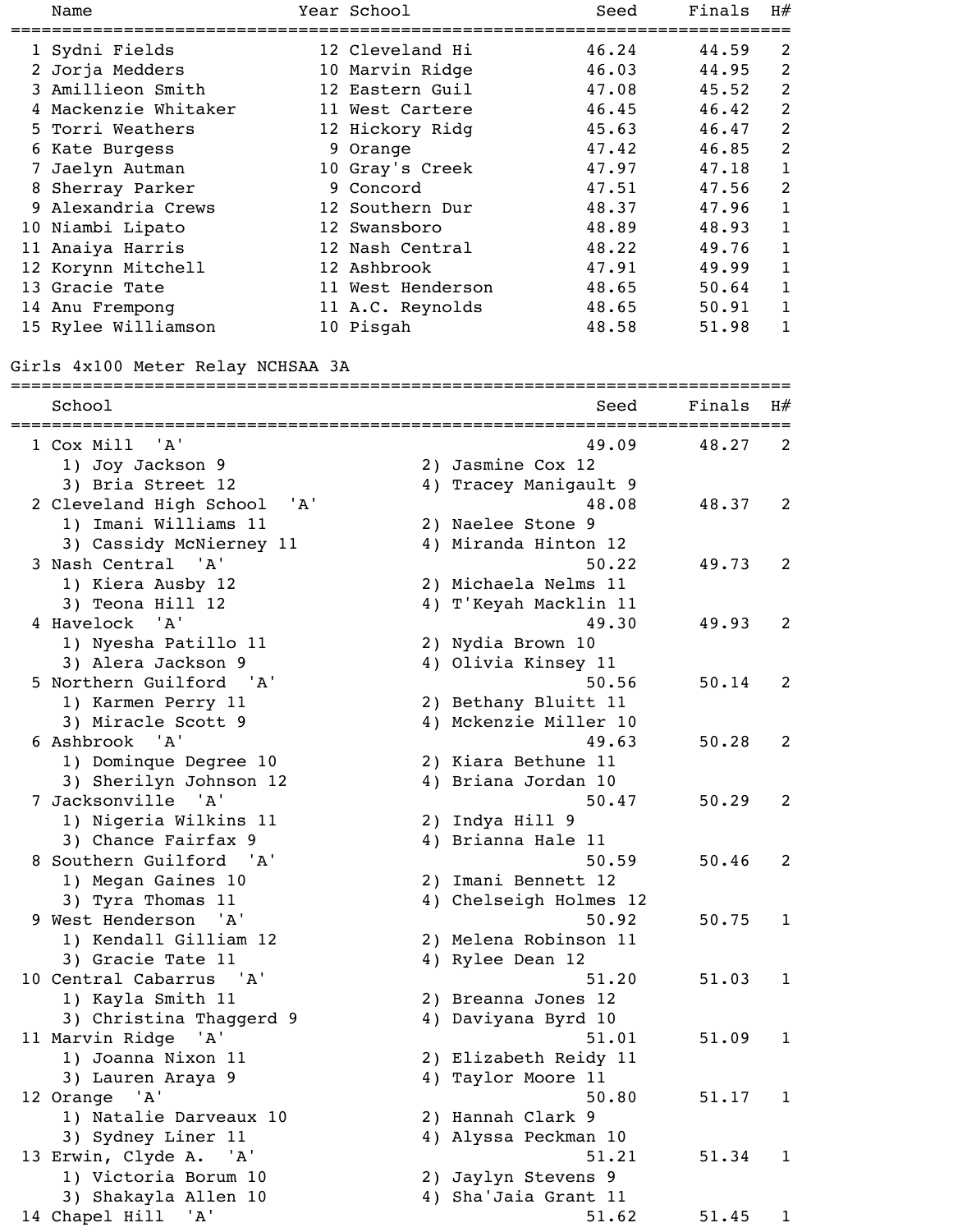| | Name | Year | School | Seed | Finals | H# |
|---|---|---|---|---|---|---|
| 1 | Sydni Fields | 12 | Cleveland Hi | 46.24 | 44.59 | 2 |
| 2 | Jorja Medders | 10 | Marvin Ridge | 46.03 | 44.95 | 2 |
| 3 | Amillieon Smith | 12 | Eastern Guil | 47.08 | 45.52 | 2 |
| 4 | Mackenzie Whitaker | 11 | West Cartere | 46.45 | 46.42 | 2 |
| 5 | Torri Weathers | 12 | Hickory Ridg | 45.63 | 46.47 | 2 |
| 6 | Kate Burgess | 9 | Orange | 47.42 | 46.85 | 2 |
| 7 | Jaelyn Autman | 10 | Gray's Creek | 47.97 | 47.18 | 1 |
| 8 | Sherray Parker | 9 | Concord | 47.51 | 47.56 | 2 |
| 9 | Alexandria Crews | 12 | Southern Dur | 48.37 | 47.96 | 1 |
| 10 | Niambi Lipato | 12 | Swansboro | 48.89 | 48.93 | 1 |
| 11 | Anaiya Harris | 12 | Nash Central | 48.22 | 49.76 | 1 |
| 12 | Korynn Mitchell | 12 | Ashbrook | 47.91 | 49.99 | 1 |
| 13 | Gracie Tate | 11 | West Henderson | 48.65 | 50.64 | 1 |
| 14 | Anu Frempong | 11 | A.C. Reynolds | 48.65 | 50.91 | 1 |
| 15 | Rylee Williamson | 10 | Pisgah | 48.58 | 51.98 | 1 |

## Girls 4x100 Meter Relay NCHSAA 3A

| | School | Seed | Finals | H# |
|---|---|---|---|---|
| 1 | Cox Mill 'A' — 1) Joy Jackson 9, 2) Jasmine Cox 12, 3) Bria Street 12, 4) Tracey Manigault 9 | 49.09 | 48.27 | 2 |
| 2 | Cleveland High School 'A' — 1) Imani Williams 11, 2) Naelee Stone 9, 3) Cassidy McNierney 11, 4) Miranda Hinton 12 | 48.08 | 48.37 | 2 |
| 3 | Nash Central 'A' — 1) Kiera Ausby 12, 2) Michaela Nelms 11, 3) Teona Hill 12, 4) T'Keyah Macklin 11 | 50.22 | 49.73 | 2 |
| 4 | Havelock 'A' — 1) Nyesha Patillo 11, 2) Nydia Brown 10, 3) Alera Jackson 9, 4) Olivia Kinsey 11 | 49.30 | 49.93 | 2 |
| 5 | Northern Guilford 'A' — 1) Karmen Perry 11, 2) Bethany Bluitt 11, 3) Miracle Scott 9, 4) Mckenzie Miller 10 | 50.56 | 50.14 | 2 |
| 6 | Ashbrook 'A' — 1) Dominque Degree 10, 2) Kiara Bethune 11, 3) Sherilyn Johnson 12, 4) Briana Jordan 10 | 49.63 | 50.28 | 2 |
| 7 | Jacksonville 'A' — 1) Nigeria Wilkins 11, 2) Indya Hill 9, 3) Chance Fairfax 9, 4) Brianna Hale 11 | 50.47 | 50.29 | 2 |
| 8 | Southern Guilford 'A' — 1) Megan Gaines 10, 2) Imani Bennett 12, 3) Tyra Thomas 11, 4) Chelseigh Holmes 12 | 50.59 | 50.46 | 2 |
| 9 | West Henderson 'A' — 1) Kendall Gilliam 12, 2) Melena Robinson 11, 3) Gracie Tate 11, 4) Rylee Dean 12 | 50.92 | 50.75 | 1 |
| 10 | Central Cabarrus 'A' — 1) Kayla Smith 11, 2) Breanna Jones 12, 3) Christina Thaggerd 9, 4) Daviyana Byrd 10 | 51.20 | 51.03 | 1 |
| 11 | Marvin Ridge 'A' — 1) Joanna Nixon 11, 2) Elizabeth Reidy 11, 3) Lauren Araya 9, 4) Taylor Moore 11 | 51.01 | 51.09 | 1 |
| 12 | Orange 'A' — 1) Natalie Darveaux 10, 2) Hannah Clark 9, 3) Sydney Liner 11, 4) Alyssa Peckman 10 | 50.80 | 51.17 | 1 |
| 13 | Erwin, Clyde A. 'A' — 1) Victoria Borum 10, 2) Jaylyn Stevens 9, 3) Shakayla Allen 10, 4) Sha'Jaia Grant 11 | 51.21 | 51.34 | 1 |
| 14 | Chapel Hill 'A' | 51.62 | 51.45 | 1 |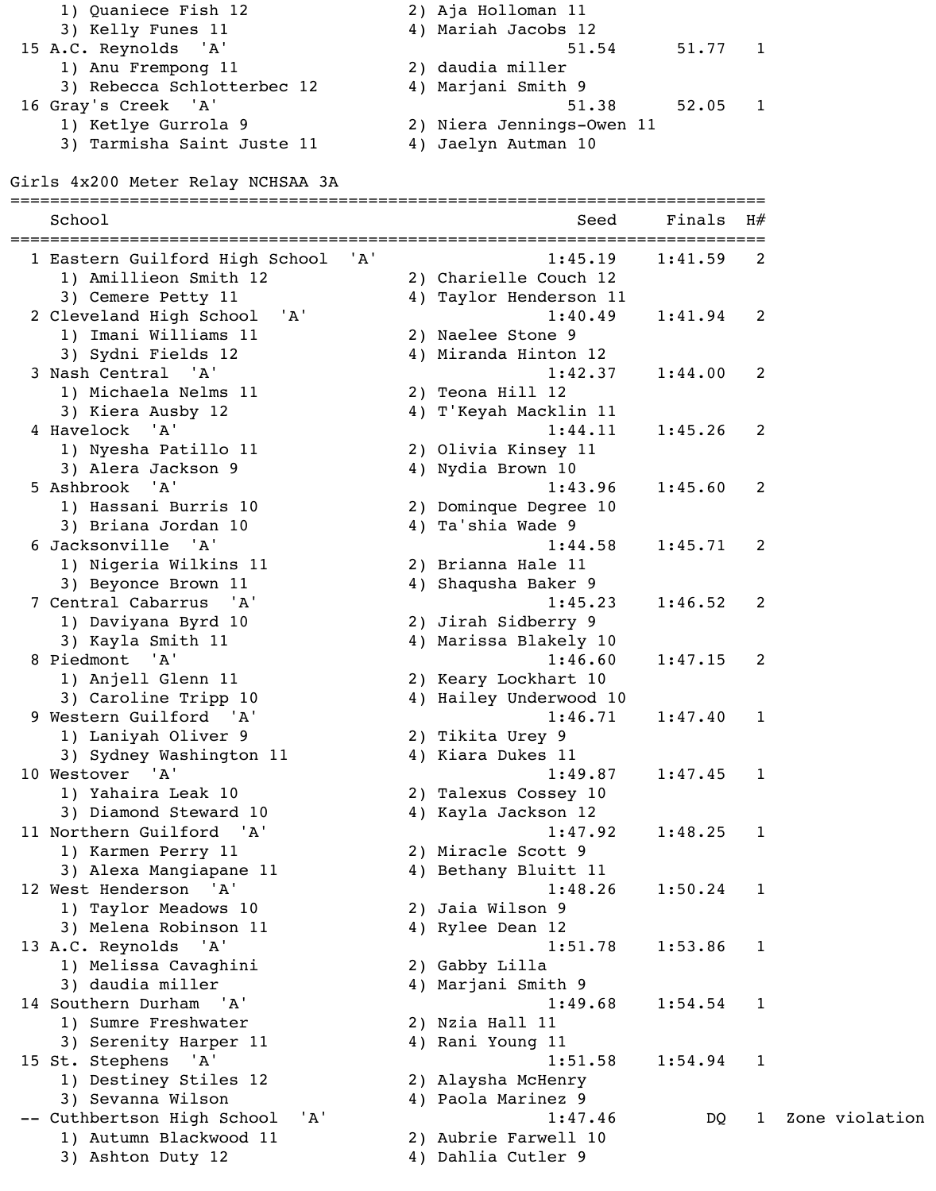1) Quaniece Fish 12 2) Aja Holloman 11
3) Kelly Funes 11 4) Mariah Jacobs 12

| | School | Seed | Finals | H# | |
|---|---|---|---|---|---|
| 15 | A.C. Reynolds 'A' | 51.54 | 51.77 | 1 | |
| | 1) Anu Frempong 11; 2) daudia miller; 3) Rebecca Schlotterbec 12; 4) Marjani Smith 9 | | | | |
| 16 | Gray's Creek 'A' | 51.38 | 52.05 | 1 | |
| | 1) Ketlye Gurrola 9; 2) Niera Jennings-Owen 11; 3) Tarmisha Saint Juste 11; 4) Jaelyn Autman 10 | | | | |

## Girls 4x200 Meter Relay NCHSAA 3A

| | School | Seed | Finals | H# | |
|---|---|---|---|---|---|
| 1 | Eastern Guilford High School 'A' | 1:45.19 | 1:41.59 | 2 | |
| | 1) Amillieon Smith 12; 2) Charielle Couch 12; 3) Cemere Petty 11; 4) Taylor Henderson 11 | | | | |
| 2 | Cleveland High School 'A' | 1:40.49 | 1:41.94 | 2 | |
| | 1) Imani Williams 11; 2) Naelee Stone 9; 3) Sydni Fields 12; 4) Miranda Hinton 12 | | | | |
| 3 | Nash Central 'A' | 1:42.37 | 1:44.00 | 2 | |
| | 1) Michaela Nelms 11; 2) Teona Hill 12; 3) Kiera Ausby 12; 4) T'Keyah Macklin 11 | | | | |
| 4 | Havelock 'A' | 1:44.11 | 1:45.26 | 2 | |
| | 1) Nyesha Patillo 11; 2) Olivia Kinsey 11; 3) Alera Jackson 9; 4) Nydia Brown 10 | | | | |
| 5 | Ashbrook 'A' | 1:43.96 | 1:45.60 | 2 | |
| | 1) Hassani Burris 10; 2) Dominque Degree 10; 3) Briana Jordan 10; 4) Ta'shia Wade 9 | | | | |
| 6 | Jacksonville 'A' | 1:44.58 | 1:45.71 | 2 | |
| | 1) Nigeria Wilkins 11; 2) Brianna Hale 11; 3) Beyonce Brown 11; 4) Shaqusha Baker 9 | | | | |
| 7 | Central Cabarrus 'A' | 1:45.23 | 1:46.52 | 2 | |
| | 1) Daviyana Byrd 10; 2) Jirah Sidberry 9; 3) Kayla Smith 11; 4) Marissa Blakely 10 | | | | |
| 8 | Piedmont 'A' | 1:46.60 | 1:47.15 | 2 | |
| | 1) Anjell Glenn 11; 2) Keary Lockhart 10; 3) Caroline Tripp 10; 4) Hailey Underwood 10 | | | | |
| 9 | Western Guilford 'A' | 1:46.71 | 1:47.40 | 1 | |
| | 1) Laniyah Oliver 9; 2) Tikita Urey 9; 3) Sydney Washington 11; 4) Kiara Dukes 11 | | | | |
| 10 | Westover 'A' | 1:49.87 | 1:47.45 | 1 | |
| | 1) Yahaira Leak 10; 2) Talexus Cossey 10; 3) Diamond Steward 10; 4) Kayla Jackson 12 | | | | |
| 11 | Northern Guilford 'A' | 1:47.92 | 1:48.25 | 1 | |
| | 1) Karmen Perry 11; 2) Miracle Scott 9; 3) Alexa Mangiapane 11; 4) Bethany Bluitt 11 | | | | |
| 12 | West Henderson 'A' | 1:48.26 | 1:50.24 | 1 | |
| | 1) Taylor Meadows 10; 2) Jaia Wilson 9; 3) Melena Robinson 11; 4) Rylee Dean 12 | | | | |
| 13 | A.C. Reynolds 'A' | 1:51.78 | 1:53.86 | 1 | |
| | 1) Melissa Cavaghini; 2) Gabby Lilla; 3) daudia miller; 4) Marjani Smith 9 | | | | |
| 14 | Southern Durham 'A' | 1:49.68 | 1:54.54 | 1 | |
| | 1) Sumre Freshwater; 2) Nzia Hall 11; 3) Serenity Harper 11; 4) Rani Young 11 | | | | |
| 15 | St. Stephens 'A' | 1:51.58 | 1:54.94 | 1 | |
| | 1) Destiney Stiles 12; 2) Alaysha McHenry; 3) Sevanna Wilson; 4) Paola Marinez 9 | | | | |
| -- | Cuthbertson High School 'A' | 1:47.46 | DQ | 1 | Zone violation |
| | 1) Autumn Blackwood 11; 2) Aubrie Farwell 10; 3) Ashton Duty 12; 4) Dahlia Cutler 9 | | | | |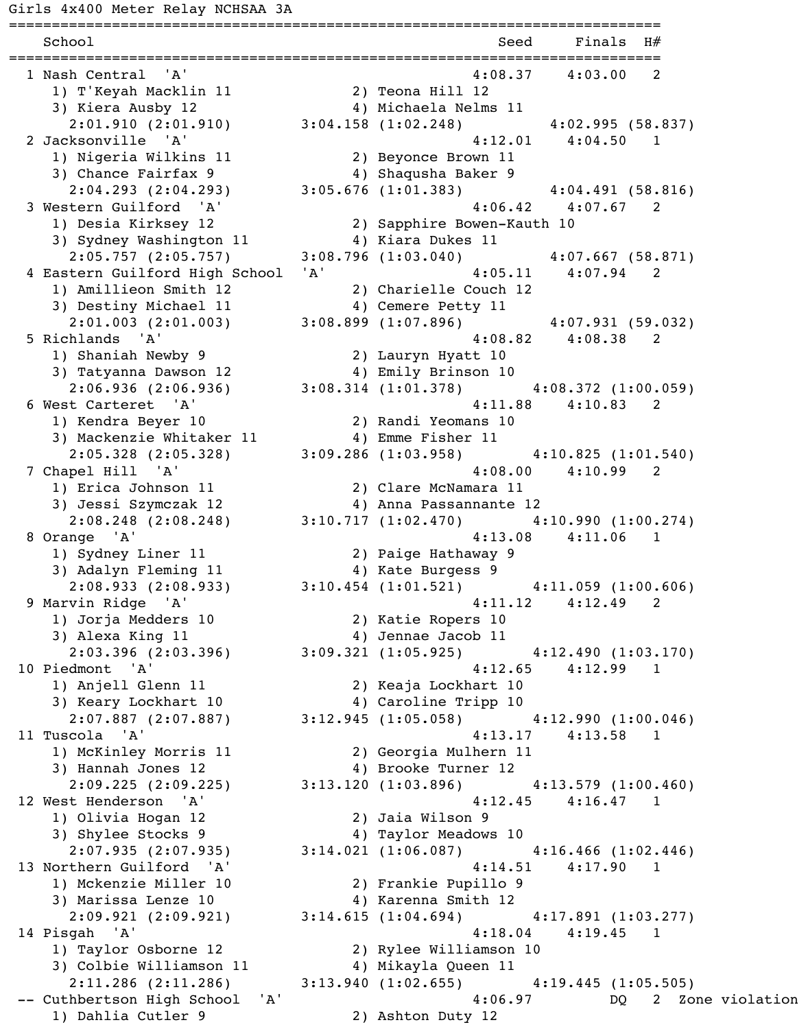## Girls 4x400 Meter Relay NCHSAA 3A

```
=================================================================================
    School                                                 Seed     Finals  H#
=================================================================================
  1 Nash Central  'A'                                    4:08.37    4:03.00   2
     1) T'Keyah Macklin 11             2) Teona Hill 12
     3) Kiera Ausby 12                 4) Michaela Nelms 11
       2:01.910 (2:01.910)        3:04.158 (1:02.248)          4:02.995 (58.837)
  2 Jacksonville  'A'                                    4:12.01    4:04.50   1
     1) Nigeria Wilkins 11             2) Beyonce Brown 11
     3) Chance Fairfax 9               4) Shaqusha Baker 9
       2:04.293 (2:04.293)        3:05.676 (1:01.383)          4:04.491 (58.816)
  3 Western Guilford  'A'                                4:06.42    4:07.67   2
     1) Desia Kirksey 12               2) Sapphire Bowen-Kauth 10
     3) Sydney Washington 11           4) Kiara Dukes 11
       2:05.757 (2:05.757)        3:08.796 (1:03.040)          4:07.667 (58.871)
  4 Eastern Guilford High School  'A'                    4:05.11    4:07.94   2
     1) Amillieon Smith 12             2) Charielle Couch 12
     3) Destiny Michael 11             4) Cemere Petty 11
       2:01.003 (2:01.003)        3:08.899 (1:07.896)          4:07.931 (59.032)
  5 Richlands  'A'                                       4:08.82    4:08.38   2
     1) Shaniah Newby 9                2) Lauryn Hyatt 10
     3) Tatyanna Dawson 12             4) Emily Brinson 10
       2:06.936 (2:06.936)        3:08.314 (1:01.378)        4:08.372 (1:00.059)
  6 West Carteret  'A'                                   4:11.88    4:10.83   2
     1) Kendra Beyer 10                2) Randi Yeomans 10
     3) Mackenzie Whitaker 11          4) Emme Fisher 11
       2:05.328 (2:05.328)        3:09.286 (1:03.958)        4:10.825 (1:01.540)
  7 Chapel Hill  'A'                                     4:08.00    4:10.99   2
     1) Erica Johnson 11               2) Clare McNamara 11
     3) Jessi Szymczak 12              4) Anna Passannante 12
       2:08.248 (2:08.248)        3:10.717 (1:02.470)        4:10.990 (1:00.274)
  8 Orange  'A'                                          4:13.08    4:11.06   1
     1) Sydney Liner 11                2) Paige Hathaway 9
     3) Adalyn Fleming 11              4) Kate Burgess 9
       2:08.933 (2:08.933)        3:10.454 (1:01.521)        4:11.059 (1:00.606)
  9 Marvin Ridge  'A'                                    4:11.12    4:12.49   2
     1) Jorja Medders 10               2) Katie Ropers 10
     3) Alexa King 11                  4) Jennae Jacob 11
       2:03.396 (2:03.396)        3:09.321 (1:05.925)        4:12.490 (1:03.170)
 10 Piedmont  'A'                                        4:12.65    4:12.99   1
     1) Anjell Glenn 11                2) Keaja Lockhart 10
     3) Keary Lockhart 10              4) Caroline Tripp 10
       2:07.887 (2:07.887)        3:12.945 (1:05.058)        4:12.990 (1:00.046)
 11 Tuscola  'A'                                         4:13.17    4:13.58   1
     1) McKinley Morris 11             2) Georgia Mulhern 11
     3) Hannah Jones 12                4) Brooke Turner 12
       2:09.225 (2:09.225)        3:13.120 (1:03.896)        4:13.579 (1:00.460)
 12 West Henderson  'A'                                  4:12.45    4:16.47   1
     1) Olivia Hogan 12                2) Jaia Wilson 9
     3) Shylee Stocks 9                4) Taylor Meadows 10
       2:07.935 (2:07.935)        3:14.021 (1:06.087)        4:16.466 (1:02.446)
 13 Northern Guilford  'A'                               4:14.51    4:17.90   1
     1) Mckenzie Miller 10             2) Frankie Pupillo 9
     3) Marissa Lenze 10               4) Karenna Smith 12
       2:09.921 (2:09.921)        3:14.615 (1:04.694)        4:17.891 (1:03.277)
 14 Pisgah  'A'                                          4:18.04    4:19.45   1
     1) Taylor Osborne 12              2) Rylee Williamson 10
     3) Colbie Williamson 11           4) Mikayla Queen 11
       2:11.286 (2:11.286)        3:13.940 (1:02.655)        4:19.445 (1:05.505)
 -- Cuthbertson High School  'A'                         4:06.97         DQ   2  Zone violation
     1) Dahlia Cutler 9                2) Ashton Duty 12
```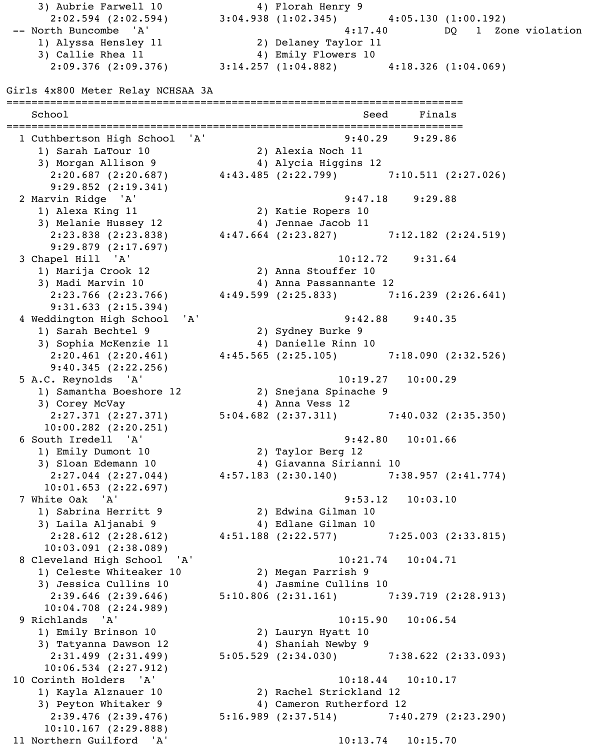```
    3) Aubrie Farwell 10             4) Florah Henry 9
      2:02.594 (2:02.594)        3:04.938 (1:02.345)        4:05.130 (1:00.192)
 -- North Buncombe  'A'                                  4:17.40          DQ   1  Zone violation
    1) Alyssa Hensley 11             2) Delaney Taylor 11
    3) Callie Rhea 11                4) Emily Flowers 10
      2:09.376 (2:09.376)        3:14.257 (1:04.882)        4:18.326 (1:04.069)
```

## Girls 4x800 Meter Relay NCHSAA 3A

```
=========================================================================
    School                                                 Seed     Finals
=========================================================================
  1 Cuthbertson High School  'A'                        9:40.29    9:29.86
    1) Sarah LaTour 10               2) Alexia Noch 11
    3) Morgan Allison 9              4) Alycia Higgins 12
      2:20.687 (2:20.687)        4:43.485 (2:22.799)        7:10.511 (2:27.026)
      9:29.852 (2:19.341)
  2 Marvin Ridge  'A'                                   9:47.18    9:29.88
    1) Alexa King 11                 2) Katie Ropers 10
    3) Melanie Hussey 12             4) Jennae Jacob 11
      2:23.838 (2:23.838)        4:47.664 (2:23.827)        7:12.182 (2:24.519)
      9:29.879 (2:17.697)
  3 Chapel Hill  'A'                                   10:12.72    9:31.64
    1) Marija Crook 12               2) Anna Stouffer 10
    3) Madi Marvin 10                4) Anna Passannante 12
      2:23.766 (2:23.766)        4:49.599 (2:25.833)        7:16.239 (2:26.641)
      9:31.633 (2:15.394)
  4 Weddington High School  'A'                         9:42.88    9:40.35
    1) Sarah Bechtel 9               2) Sydney Burke 9
    3) Sophia McKenzie 11            4) Danielle Rinn 10
      2:20.461 (2:20.461)        4:45.565 (2:25.105)        7:18.090 (2:32.526)
      9:40.345 (2:22.256)
  5 A.C. Reynolds  'A'                                 10:19.27   10:00.29
    1) Samantha Boeshore 12          2) Snejana Spinache 9
    3) Corey McVay                   4) Anna Vess 12
      2:27.371 (2:27.371)        5:04.682 (2:37.311)        7:40.032 (2:35.350)
     10:00.282 (2:20.251)
  6 South Iredell  'A'                                  9:42.80   10:01.66
    1) Emily Dumont 10               2) Taylor Berg 12
    3) Sloan Edemann 10              4) Giavanna Sirianni 10
      2:27.044 (2:27.044)        4:57.183 (2:30.140)        7:38.957 (2:41.774)
     10:01.653 (2:22.697)
  7 White Oak  'A'                                      9:53.12   10:03.10
    1) Sabrina Herritt 9             2) Edwina Gilman 10
    3) Laila Aljanabi 9              4) Edlane Gilman 10
      2:28.612 (2:28.612)        4:51.188 (2:22.577)        7:25.003 (2:33.815)
     10:03.091 (2:38.089)
  8 Cleveland High School  'A'                         10:21.74   10:04.71
    1) Celeste Whiteaker 10          2) Megan Parrish 9
    3) Jessica Cullins 10            4) Jasmine Cullins 10
      2:39.646 (2:39.646)        5:10.806 (2:31.161)        7:39.719 (2:28.913)
     10:04.708 (2:24.989)
  9 Richlands  'A'                                     10:15.90   10:06.54
    1) Emily Brinson 10              2) Lauryn Hyatt 10
    3) Tatyanna Dawson 12            4) Shaniah Newby 9
      2:31.499 (2:31.499)        5:05.529 (2:34.030)        7:38.622 (2:33.093)
     10:06.534 (2:27.912)
 10 Corinth Holders  'A'                               10:18.44   10:10.17
    1) Kayla Alznauer 10             2) Rachel Strickland 12
    3) Peyton Whitaker 9             4) Cameron Rutherford 12
      2:39.476 (2:39.476)        5:16.989 (2:37.514)        7:40.279 (2:23.290)
     10:10.167 (2:29.888)
 11 Northern Guilford  'A'                             10:13.74   10:15.70
```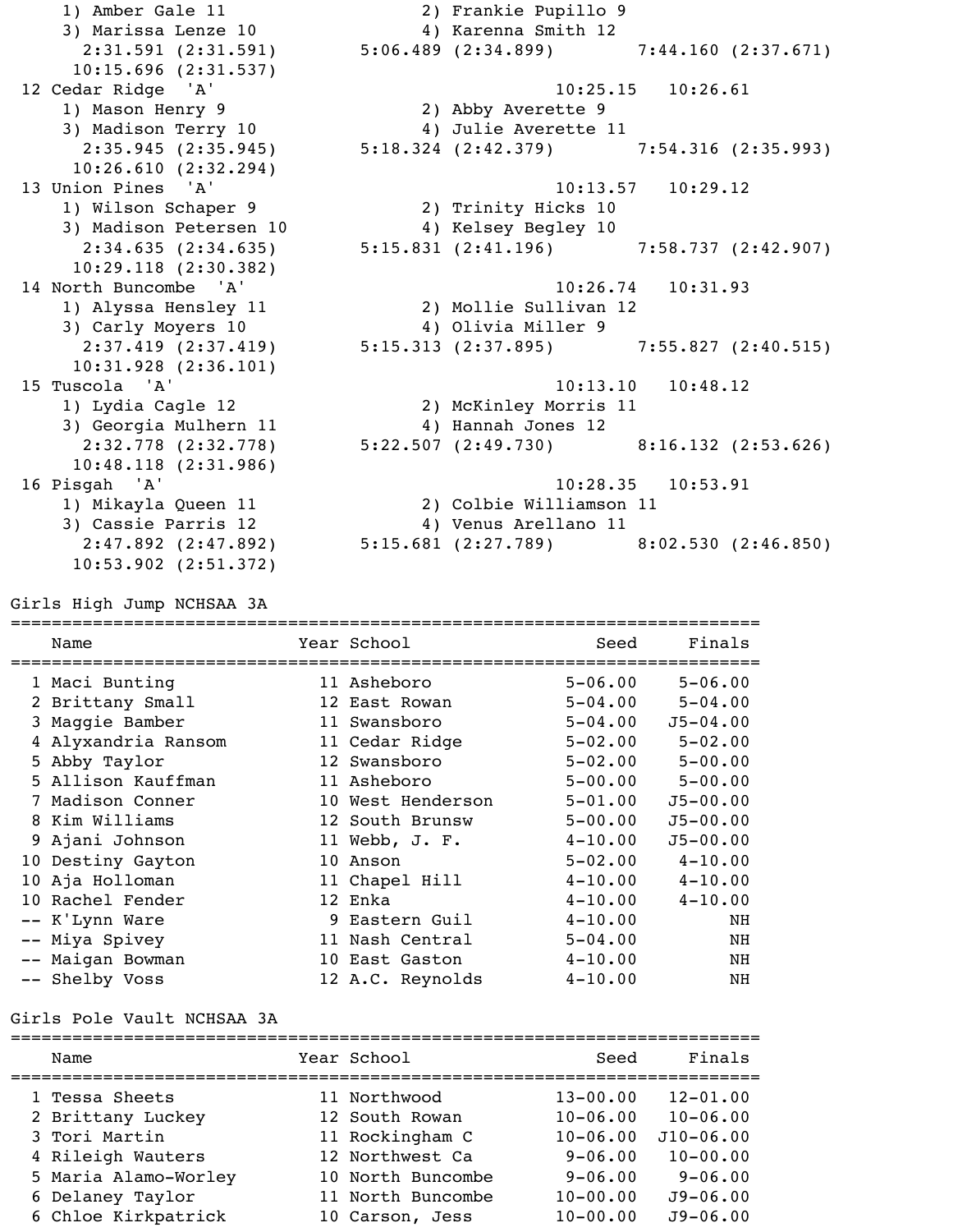```
    1) Amber Gale 11                  2) Frankie Pupillo 9
    3) Marissa Lenze 10               4) Karenna Smith 12
      2:31.591 (2:31.591)      5:06.489 (2:34.899)      7:44.160 (2:37.671)
     10:15.696 (2:31.537)
 12 Cedar Ridge  'A'                                  10:25.15   10:26.61
    1) Mason Henry 9                  2) Abby Averette 9
    3) Madison Terry 10               4) Julie Averette 11
      2:35.945 (2:35.945)      5:18.324 (2:42.379)      7:54.316 (2:35.993)
     10:26.610 (2:32.294)
 13 Union Pines  'A'                                  10:13.57   10:29.12
    1) Wilson Schaper 9               2) Trinity Hicks 10
    3) Madison Petersen 10            4) Kelsey Begley 10
      2:34.635 (2:34.635)      5:15.831 (2:41.196)      7:58.737 (2:42.907)
     10:29.118 (2:30.382)
 14 North Buncombe  'A'                               10:26.74   10:31.93
    1) Alyssa Hensley 11              2) Mollie Sullivan 12
    3) Carly Moyers 10                4) Olivia Miller 9
      2:37.419 (2:37.419)      5:15.313 (2:37.895)      7:55.827 (2:40.515)
     10:31.928 (2:36.101)
 15 Tuscola  'A'                                      10:13.10   10:48.12
    1) Lydia Cagle 12                 2) McKinley Morris 11
    3) Georgia Mulhern 11             4) Hannah Jones 12
      2:32.778 (2:32.778)      5:22.507 (2:49.730)      8:16.132 (2:53.626)
     10:48.118 (2:31.986)
 16 Pisgah  'A'                                       10:28.35   10:53.91
    1) Mikayla Queen 11               2) Colbie Williamson 11
    3) Cassie Parris 12               4) Venus Arellano 11
      2:47.892 (2:47.892)      5:15.681 (2:27.789)      8:02.530 (2:46.850)
     10:53.902 (2:51.372)
```

## Girls High Jump NCHSAA 3A

| | Name | Year | School | Seed | Finals |
|---|---|---|---|---|---|
| 1 | Maci Bunting | 11 | Asheboro | 5-06.00 | 5-06.00 |
| 2 | Brittany Small | 12 | East Rowan | 5-04.00 | 5-04.00 |
| 3 | Maggie Bamber | 11 | Swansboro | 5-04.00 | J5-04.00 |
| 4 | Alyxandria Ransom | 11 | Cedar Ridge | 5-02.00 | 5-02.00 |
| 5 | Abby Taylor | 12 | Swansboro | 5-02.00 | 5-00.00 |
| 5 | Allison Kauffman | 11 | Asheboro | 5-00.00 | 5-00.00 |
| 7 | Madison Conner | 10 | West Henderson | 5-01.00 | J5-00.00 |
| 8 | Kim Williams | 12 | South Brunsw | 5-00.00 | J5-00.00 |
| 9 | Ajani Johnson | 11 | Webb, J. F. | 4-10.00 | J5-00.00 |
| 10 | Destiny Gayton | 10 | Anson | 5-02.00 | 4-10.00 |
| 10 | Aja Holloman | 11 | Chapel Hill | 4-10.00 | 4-10.00 |
| 10 | Rachel Fender | 12 | Enka | 4-10.00 | 4-10.00 |
| -- | K'Lynn Ware | 9 | Eastern Guil | 4-10.00 | NH |
| -- | Miya Spivey | 11 | Nash Central | 5-04.00 | NH |
| -- | Maigan Bowman | 10 | East Gaston | 4-10.00 | NH |
| -- | Shelby Voss | 12 | A.C. Reynolds | 4-10.00 | NH |

## Girls Pole Vault NCHSAA 3A

| | Name | Year | School | Seed | Finals |
|---|---|---|---|---|---|
| 1 | Tessa Sheets | 11 | Northwood | 13-00.00 | 12-01.00 |
| 2 | Brittany Luckey | 12 | South Rowan | 10-06.00 | 10-06.00 |
| 3 | Tori Martin | 11 | Rockingham C | 10-06.00 | J10-06.00 |
| 4 | Rileigh Wauters | 12 | Northwest Ca | 9-06.00 | 10-00.00 |
| 5 | Maria Alamo-Worley | 10 | North Buncombe | 9-06.00 | 9-06.00 |
| 6 | Delaney Taylor | 11 | North Buncombe | 10-00.00 | J9-06.00 |
| 6 | Chloe Kirkpatrick | 10 | Carson, Jess | 10-00.00 | J9-06.00 |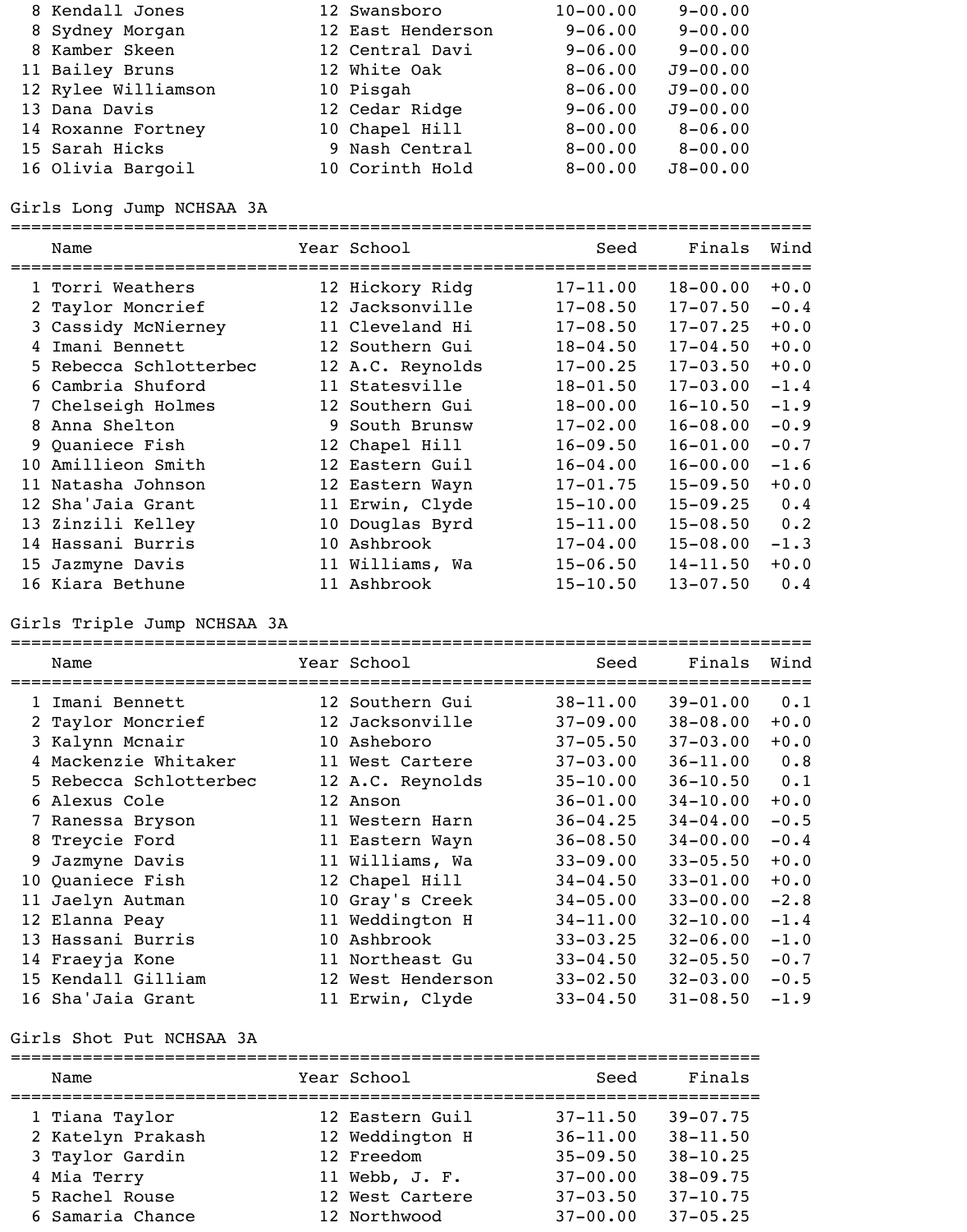| | Name | Year | School | Seed | Finals |
|---|---|---|---|---|---|
| 8 | Kendall Jones | 12 | Swansboro | 10-00.00 | 9-00.00 |
| 8 | Sydney Morgan | 12 | East Henderson | 9-06.00 | 9-00.00 |
| 8 | Kamber Skeen | 12 | Central Davi | 9-06.00 | 9-00.00 |
| 11 | Bailey Bruns | 12 | White Oak | 8-06.00 | J9-00.00 |
| 12 | Rylee Williamson | 10 | Pisgah | 8-06.00 | J9-00.00 |
| 13 | Dana Davis | 12 | Cedar Ridge | 9-06.00 | J9-00.00 |
| 14 | Roxanne Fortney | 10 | Chapel Hill | 8-00.00 | 8-06.00 |
| 15 | Sarah Hicks | 9 | Nash Central | 8-00.00 | 8-00.00 |
| 16 | Olivia Bargoil | 10 | Corinth Hold | 8-00.00 | J8-00.00 |

## Girls Long Jump NCHSAA 3A

| | Name | Year | School | Seed | Finals | Wind |
|---|---|---|---|---|---|---|
| 1 | Torri Weathers | 12 | Hickory Ridg | 17-11.00 | 18-00.00 | +0.0 |
| 2 | Taylor Moncrief | 12 | Jacksonville | 17-08.50 | 17-07.50 | -0.4 |
| 3 | Cassidy McNierney | 11 | Cleveland Hi | 17-08.50 | 17-07.25 | +0.0 |
| 4 | Imani Bennett | 12 | Southern Gui | 18-04.50 | 17-04.50 | +0.0 |
| 5 | Rebecca Schlotterbec | 12 | A.C. Reynolds | 17-00.25 | 17-03.50 | +0.0 |
| 6 | Cambria Shuford | 11 | Statesville | 18-01.50 | 17-03.00 | -1.4 |
| 7 | Chelseigh Holmes | 12 | Southern Gui | 18-00.00 | 16-10.50 | -1.9 |
| 8 | Anna Shelton | 9 | South Brunsw | 17-02.00 | 16-08.00 | -0.9 |
| 9 | Quaniece Fish | 12 | Chapel Hill | 16-09.50 | 16-01.00 | -0.7 |
| 10 | Amillieon Smith | 12 | Eastern Guil | 16-04.00 | 16-00.00 | -1.6 |
| 11 | Natasha Johnson | 12 | Eastern Wayn | 17-01.75 | 15-09.50 | +0.0 |
| 12 | Sha'Jaia Grant | 11 | Erwin, Clyde | 15-10.00 | 15-09.25 | 0.4 |
| 13 | Zinzili Kelley | 10 | Douglas Byrd | 15-11.00 | 15-08.50 | 0.2 |
| 14 | Hassani Burris | 10 | Ashbrook | 17-04.00 | 15-08.00 | -1.3 |
| 15 | Jazmyne Davis | 11 | Williams, Wa | 15-06.50 | 14-11.50 | +0.0 |
| 16 | Kiara Bethune | 11 | Ashbrook | 15-10.50 | 13-07.50 | 0.4 |

## Girls Triple Jump NCHSAA 3A

| | Name | Year | School | Seed | Finals | Wind |
|---|---|---|---|---|---|---|
| 1 | Imani Bennett | 12 | Southern Gui | 38-11.00 | 39-01.00 | 0.1 |
| 2 | Taylor Moncrief | 12 | Jacksonville | 37-09.00 | 38-08.00 | +0.0 |
| 3 | Kalynn Mcnair | 10 | Asheboro | 37-05.50 | 37-03.00 | +0.0 |
| 4 | Mackenzie Whitaker | 11 | West Cartere | 37-03.00 | 36-11.00 | 0.8 |
| 5 | Rebecca Schlotterbec | 12 | A.C. Reynolds | 35-10.00 | 36-10.50 | 0.1 |
| 6 | Alexus Cole | 12 | Anson | 36-01.00 | 34-10.00 | +0.0 |
| 7 | Ranessa Bryson | 11 | Western Harn | 36-04.25 | 34-04.00 | -0.5 |
| 8 | Treycie Ford | 11 | Eastern Wayn | 36-08.50 | 34-00.00 | -0.4 |
| 9 | Jazmyne Davis | 11 | Williams, Wa | 33-09.00 | 33-05.50 | +0.0 |
| 10 | Quaniece Fish | 12 | Chapel Hill | 34-04.50 | 33-01.00 | +0.0 |
| 11 | Jaelyn Autman | 10 | Gray's Creek | 34-05.00 | 33-00.00 | -2.8 |
| 12 | Elanna Peay | 11 | Weddington H | 34-11.00 | 32-10.00 | -1.4 |
| 13 | Hassani Burris | 10 | Ashbrook | 33-03.25 | 32-06.00 | -1.0 |
| 14 | Fraeyja Kone | 11 | Northeast Gu | 33-04.50 | 32-05.50 | -0.7 |
| 15 | Kendall Gilliam | 12 | West Henderson | 33-02.50 | 32-03.00 | -0.5 |
| 16 | Sha'Jaia Grant | 11 | Erwin, Clyde | 33-04.50 | 31-08.50 | -1.9 |

## Girls Shot Put NCHSAA 3A

| | Name | Year | School | Seed | Finals |
|---|---|---|---|---|---|
| 1 | Tiana Taylor | 12 | Eastern Guil | 37-11.50 | 39-07.75 |
| 2 | Katelyn Prakash | 12 | Weddington H | 36-11.00 | 38-11.50 |
| 3 | Taylor Gardin | 12 | Freedom | 35-09.50 | 38-10.25 |
| 4 | Mia Terry | 11 | Webb, J. F. | 37-00.00 | 38-09.75 |
| 5 | Rachel Rouse | 12 | West Cartere | 37-03.50 | 37-10.75 |
| 6 | Samaria Chance | 12 | Northwood | 37-00.00 | 37-05.25 |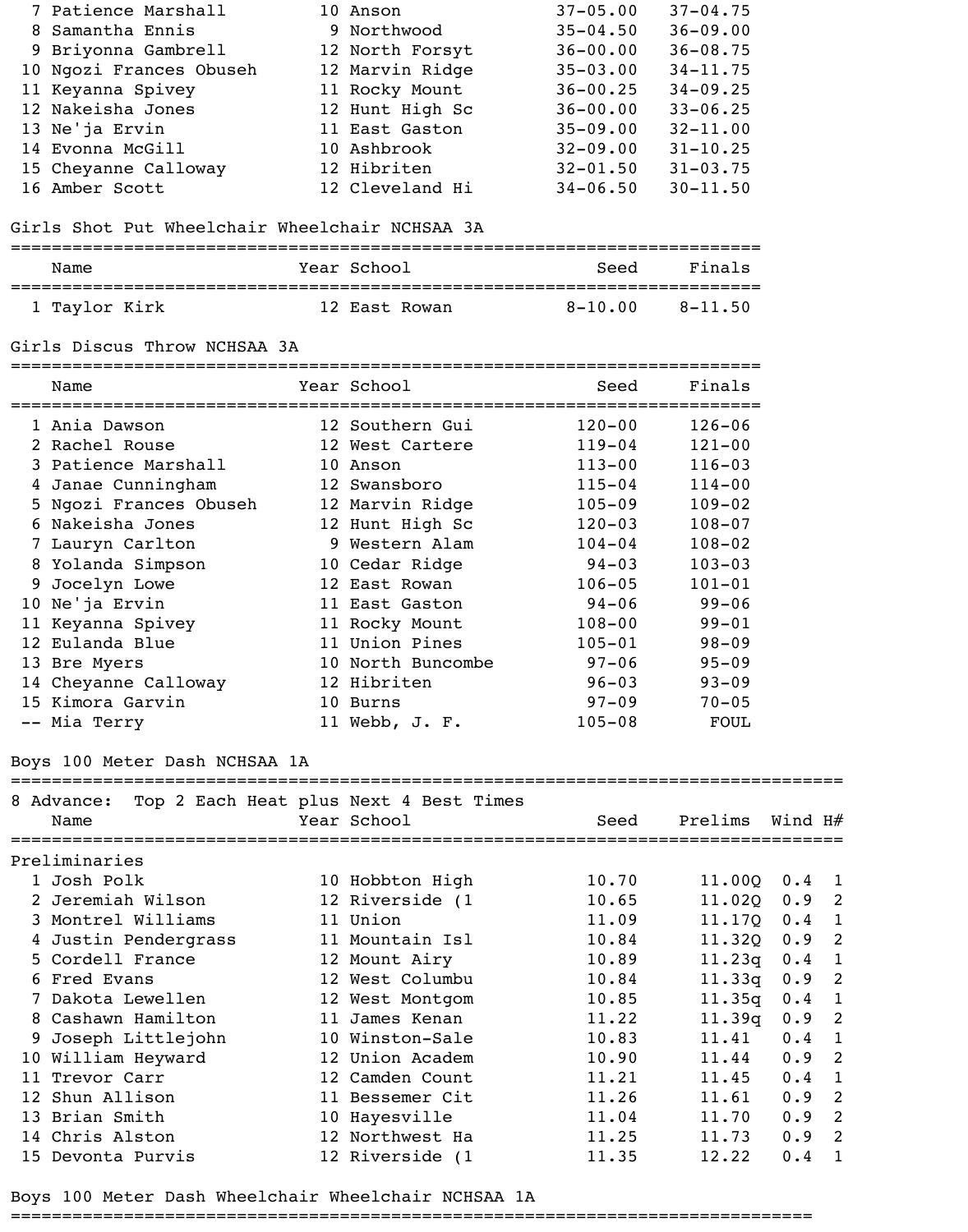| Place | Name | Year | School | Seed | Finals |
|---|---|---|---|---|---|
| 7 | Patience Marshall | 10 | Anson | 37-05.00 | 37-04.75 |
| 8 | Samantha Ennis | 9 | Northwood | 35-04.50 | 36-09.00 |
| 9 | Briyonna Gambrell | 12 | North Forsyt | 36-00.00 | 36-08.75 |
| 10 | Ngozi Frances Obuseh | 12 | Marvin Ridge | 35-03.00 | 34-11.75 |
| 11 | Keyanna Spivey | 11 | Rocky Mount | 36-00.25 | 34-09.25 |
| 12 | Nakeisha Jones | 12 | Hunt High Sc | 36-00.00 | 33-06.25 |
| 13 | Ne'ja Ervin | 11 | East Gaston | 35-09.00 | 32-11.00 |
| 14 | Evonna McGill | 10 | Ashbrook | 32-09.00 | 31-10.25 |
| 15 | Cheyanne Calloway | 12 | Hibriten | 32-01.50 | 31-03.75 |
| 16 | Amber Scott | 12 | Cleveland Hi | 34-06.50 | 30-11.50 |

## Girls Shot Put Wheelchair Wheelchair NCHSAA 3A

| Place | Name | Year | School | Seed | Finals |
|---|---|---|---|---|---|
| 1 | Taylor Kirk | 12 | East Rowan | 8-10.00 | 8-11.50 |

## Girls Discus Throw NCHSAA 3A

| Place | Name | Year | School | Seed | Finals |
|---|---|---|---|---|---|
| 1 | Ania Dawson | 12 | Southern Gui | 120-00 | 126-06 |
| 2 | Rachel Rouse | 12 | West Cartere | 119-04 | 121-00 |
| 3 | Patience Marshall | 10 | Anson | 113-00 | 116-03 |
| 4 | Janae Cunningham | 12 | Swansboro | 115-04 | 114-00 |
| 5 | Ngozi Frances Obuseh | 12 | Marvin Ridge | 105-09 | 109-02 |
| 6 | Nakeisha Jones | 12 | Hunt High Sc | 120-03 | 108-07 |
| 7 | Lauryn Carlton | 9 | Western Alam | 104-04 | 108-02 |
| 8 | Yolanda Simpson | 10 | Cedar Ridge | 94-03 | 103-03 |
| 9 | Jocelyn Lowe | 12 | East Rowan | 106-05 | 101-01 |
| 10 | Ne'ja Ervin | 11 | East Gaston | 94-06 | 99-06 |
| 11 | Keyanna Spivey | 11 | Rocky Mount | 108-00 | 99-01 |
| 12 | Eulanda Blue | 11 | Union Pines | 105-01 | 98-09 |
| 13 | Bre Myers | 10 | North Buncombe | 97-06 | 95-09 |
| 14 | Cheyanne Calloway | 12 | Hibriten | 96-03 | 93-09 |
| 15 | Kimora Garvin | 10 | Burns | 97-09 | 70-05 |
| -- | Mia Terry | 11 | Webb, J. F. | 105-08 | FOUL |

## Boys 100 Meter Dash NCHSAA 1A

8 Advance: Top 2 Each Heat plus Next 4 Best Times

**Preliminaries**

| Place | Name | Year | School | Seed | Prelims | Wind | H# |
|---|---|---|---|---|---|---|---|
| 1 | Josh Polk | 10 | Hobbton High | 10.70 | 11.00Q | 0.4 | 1 |
| 2 | Jeremiah Wilson | 12 | Riverside (1 | 10.65 | 11.02Q | 0.9 | 2 |
| 3 | Montrel Williams | 11 | Union | 11.09 | 11.17Q | 0.4 | 1 |
| 4 | Justin Pendergrass | 11 | Mountain Isl | 10.84 | 11.32Q | 0.9 | 2 |
| 5 | Cordell France | 12 | Mount Airy | 10.89 | 11.23q | 0.4 | 1 |
| 6 | Fred Evans | 12 | West Columbu | 10.84 | 11.33q | 0.9 | 2 |
| 7 | Dakota Lewellen | 12 | West Montgom | 10.85 | 11.35q | 0.4 | 1 |
| 8 | Cashawn Hamilton | 11 | James Kenan | 11.22 | 11.39q | 0.9 | 2 |
| 9 | Joseph Littlejohn | 10 | Winston-Sale | 10.83 | 11.41 | 0.4 | 1 |
| 10 | William Heyward | 12 | Union Academ | 10.90 | 11.44 | 0.9 | 2 |
| 11 | Trevor Carr | 12 | Camden Count | 11.21 | 11.45 | 0.4 | 1 |
| 12 | Shun Allison | 11 | Bessemer Cit | 11.26 | 11.61 | 0.9 | 2 |
| 13 | Brian Smith | 10 | Hayesville | 11.04 | 11.70 | 0.9 | 2 |
| 14 | Chris Alston | 12 | Northwest Ha | 11.25 | 11.73 | 0.9 | 2 |
| 15 | Devonta Purvis | 12 | Riverside (1 | 11.35 | 12.22 | 0.4 | 1 |

## Boys 100 Meter Dash Wheelchair Wheelchair NCHSAA 1A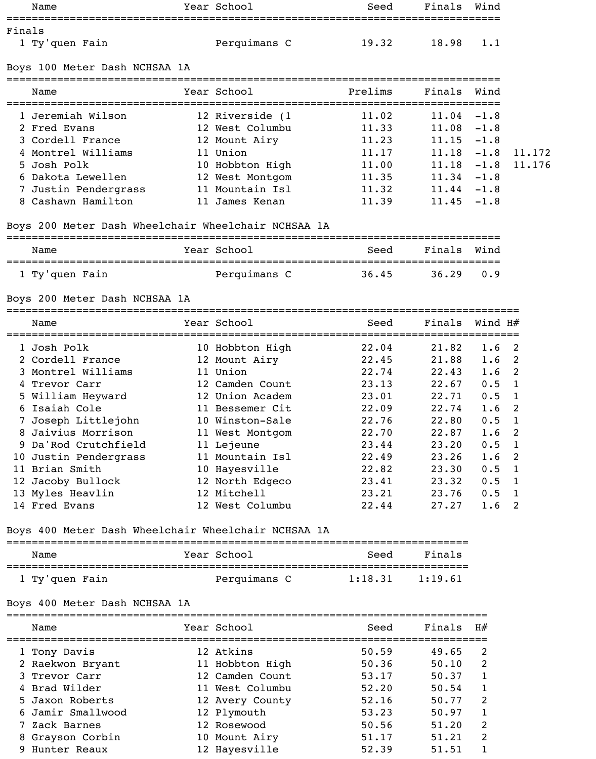| | Name | Year | School | Seed | Finals | Wind |
|---|---|---|---|---|---|---|
| **Finals** | | | | | | |
| 1 | Ty'quen Fain | | Perquimans C | 19.32 | 18.98 | 1.1 |

## Boys 100 Meter Dash NCHSAA 1A

| | Name | Year | School | Prelims | Finals | Wind | |
|---|---|---|---|---|---|---|---|
| 1 | Jeremiah Wilson | 12 | Riverside (1 | 11.02 | 11.04 | -1.8 | |
| 2 | Fred Evans | 12 | West Columbu | 11.33 | 11.08 | -1.8 | |
| 3 | Cordell France | 12 | Mount Airy | 11.23 | 11.15 | -1.8 | |
| 4 | Montrel Williams | 11 | Union | 11.17 | 11.18 | -1.8 | 11.172 |
| 5 | Josh Polk | 10 | Hobbton High | 11.00 | 11.18 | -1.8 | 11.176 |
| 6 | Dakota Lewellen | 12 | West Montgom | 11.35 | 11.34 | -1.8 | |
| 7 | Justin Pendergrass | 11 | Mountain Isl | 11.32 | 11.44 | -1.8 | |
| 8 | Cashawn Hamilton | 11 | James Kenan | 11.39 | 11.45 | -1.8 | |

## Boys 200 Meter Dash Wheelchair Wheelchair NCHSAA 1A

| | Name | Year | School | Seed | Finals | Wind |
|---|---|---|---|---|---|---|
| 1 | Ty'quen Fain | | Perquimans C | 36.45 | 36.29 | 0.9 |

## Boys 200 Meter Dash NCHSAA 1A

| | Name | Year | School | Seed | Finals | Wind | H# |
|---|---|---|---|---|---|---|---|
| 1 | Josh Polk | 10 | Hobbton High | 22.04 | 21.82 | 1.6 | 2 |
| 2 | Cordell France | 12 | Mount Airy | 22.45 | 21.88 | 1.6 | 2 |
| 3 | Montrel Williams | 11 | Union | 22.74 | 22.43 | 1.6 | 2 |
| 4 | Trevor Carr | 12 | Camden Count | 23.13 | 22.67 | 0.5 | 1 |
| 5 | William Heyward | 12 | Union Academ | 23.01 | 22.71 | 0.5 | 1 |
| 6 | Isaiah Cole | 11 | Bessemer Cit | 22.09 | 22.74 | 1.6 | 2 |
| 7 | Joseph Littlejohn | 10 | Winston-Sale | 22.76 | 22.80 | 0.5 | 1 |
| 8 | Jaivius Morrison | 11 | West Montgom | 22.70 | 22.87 | 1.6 | 2 |
| 9 | Da'Rod Crutchfield | 11 | Lejeune | 23.44 | 23.20 | 0.5 | 1 |
| 10 | Justin Pendergrass | 11 | Mountain Isl | 22.49 | 23.26 | 1.6 | 2 |
| 11 | Brian Smith | 10 | Hayesville | 22.82 | 23.30 | 0.5 | 1 |
| 12 | Jacoby Bullock | 12 | North Edgeco | 23.41 | 23.32 | 0.5 | 1 |
| 13 | Myles Heavlin | 12 | Mitchell | 23.21 | 23.76 | 0.5 | 1 |
| 14 | Fred Evans | 12 | West Columbu | 22.44 | 27.27 | 1.6 | 2 |

## Boys 400 Meter Dash Wheelchair Wheelchair NCHSAA 1A

| | Name | Year | School | Seed | Finals |
|---|---|---|---|---|---|
| 1 | Ty'quen Fain | | Perquimans C | 1:18.31 | 1:19.61 |

## Boys 400 Meter Dash NCHSAA 1A

| | Name | Year | School | Seed | Finals | H# |
|---|---|---|---|---|---|---|
| 1 | Tony Davis | 12 | Atkins | 50.59 | 49.65 | 2 |
| 2 | Raekwon Bryant | 11 | Hobbton High | 50.36 | 50.10 | 2 |
| 3 | Trevor Carr | 12 | Camden Count | 53.17 | 50.37 | 1 |
| 4 | Brad Wilder | 11 | West Columbu | 52.20 | 50.54 | 1 |
| 5 | Jaxon Roberts | 12 | Avery County | 52.16 | 50.77 | 2 |
| 6 | Jamir Smallwood | 12 | Plymouth | 53.23 | 50.97 | 1 |
| 7 | Zack Barnes | 12 | Rosewood | 50.56 | 51.20 | 2 |
| 8 | Grayson Corbin | 10 | Mount Airy | 51.17 | 51.21 | 2 |
| 9 | Hunter Reaux | 12 | Hayesville | 52.39 | 51.51 | 1 |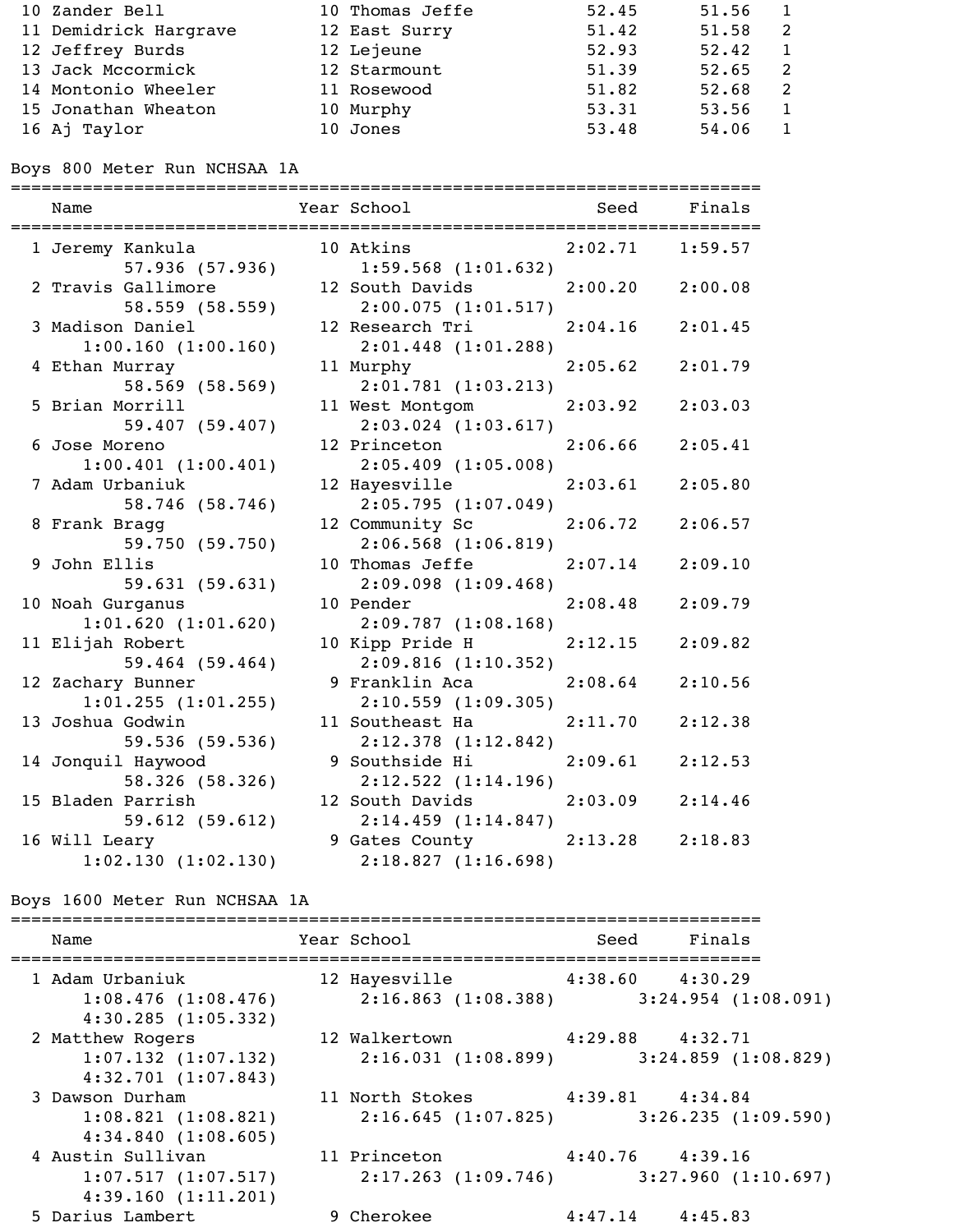| Place | Name | Year | School | Seed | Finals | H# |
|---|---|---|---|---|---|---|
| 10 | Zander Bell | 10 | Thomas Jeffe | 52.45 | 51.56 | 1 |
| 11 | Demidrick Hargrave | 12 | East Surry | 51.42 | 51.58 | 2 |
| 12 | Jeffrey Burds | 12 | Lejeune | 52.93 | 52.42 | 1 |
| 13 | Jack Mccormick | 12 | Starmount | 51.39 | 52.65 | 2 |
| 14 | Montonio Wheeler | 11 | Rosewood | 51.82 | 52.68 | 2 |
| 15 | Jonathan Wheaton | 10 | Murphy | 53.31 | 53.56 | 1 |
| 16 | Aj Taylor | 10 | Jones | 53.48 | 54.06 | 1 |

## Boys 800 Meter Run NCHSAA 1A

| Place | Name | Year | School | Seed | Finals | Splits |
|---|---|---|---|---|---|---|
| 1 | Jeremy Kankula | 10 | Atkins | 2:02.71 | 1:59.57 | 57.936 (57.936), 1:59.568 (1:01.632) |
| 2 | Travis Gallimore | 12 | South Davids | 2:00.20 | 2:00.08 | 58.559 (58.559), 2:00.075 (1:01.517) |
| 3 | Madison Daniel | 12 | Research Tri | 2:04.16 | 2:01.45 | 1:00.160 (1:00.160), 2:01.448 (1:01.288) |
| 4 | Ethan Murray | 11 | Murphy | 2:05.62 | 2:01.79 | 58.569 (58.569), 2:01.781 (1:03.213) |
| 5 | Brian Morrill | 11 | West Montgom | 2:03.92 | 2:03.03 | 59.407 (59.407), 2:03.024 (1:03.617) |
| 6 | Jose Moreno | 12 | Princeton | 2:06.66 | 2:05.41 | 1:00.401 (1:00.401), 2:05.409 (1:05.008) |
| 7 | Adam Urbaniuk | 12 | Hayesville | 2:03.61 | 2:05.80 | 58.746 (58.746), 2:05.795 (1:07.049) |
| 8 | Frank Bragg | 12 | Community Sc | 2:06.72 | 2:06.57 | 59.750 (59.750), 2:06.568 (1:06.819) |
| 9 | John Ellis | 10 | Thomas Jeffe | 2:07.14 | 2:09.10 | 59.631 (59.631), 2:09.098 (1:09.468) |
| 10 | Noah Gurganus | 10 | Pender | 2:08.48 | 2:09.79 | 1:01.620 (1:01.620), 2:09.787 (1:08.168) |
| 11 | Elijah Robert | 10 | Kipp Pride H | 2:12.15 | 2:09.82 | 59.464 (59.464), 2:09.816 (1:10.352) |
| 12 | Zachary Bunner | 9 | Franklin Aca | 2:08.64 | 2:10.56 | 1:01.255 (1:01.255), 2:10.559 (1:09.305) |
| 13 | Joshua Godwin | 11 | Southeast Ha | 2:11.70 | 2:12.38 | 59.536 (59.536), 2:12.378 (1:12.842) |
| 14 | Jonquil Haywood | 9 | Southside Hi | 2:09.61 | 2:12.53 | 58.326 (58.326), 2:12.522 (1:14.196) |
| 15 | Bladen Parrish | 12 | South Davids | 2:03.09 | 2:14.46 | 59.612 (59.612), 2:14.459 (1:14.847) |
| 16 | Will Leary | 9 | Gates County | 2:13.28 | 2:18.83 | 1:02.130 (1:02.130), 2:18.827 (1:16.698) |

## Boys 1600 Meter Run NCHSAA 1A

| Place | Name | Year | School | Seed | Finals | Splits |
|---|---|---|---|---|---|---|
| 1 | Adam Urbaniuk | 12 | Hayesville | 4:38.60 | 4:30.29 | 1:08.476 (1:08.476), 2:16.863 (1:08.388), 3:24.954 (1:08.091), 4:30.285 (1:05.332) |
| 2 | Matthew Rogers | 12 | Walkertown | 4:29.88 | 4:32.71 | 1:07.132 (1:07.132), 2:16.031 (1:08.899), 3:24.859 (1:08.829), 4:32.701 (1:07.843) |
| 3 | Dawson Durham | 11 | North Stokes | 4:39.81 | 4:34.84 | 1:08.821 (1:08.821), 2:16.645 (1:07.825), 3:26.235 (1:09.590), 4:34.840 (1:08.605) |
| 4 | Austin Sullivan | 11 | Princeton | 4:40.76 | 4:39.16 | 1:07.517 (1:07.517), 2:17.263 (1:09.746), 3:27.960 (1:10.697), 4:39.160 (1:11.201) |
| 5 | Darius Lambert | 9 | Cherokee | 4:47.14 | 4:45.83 | |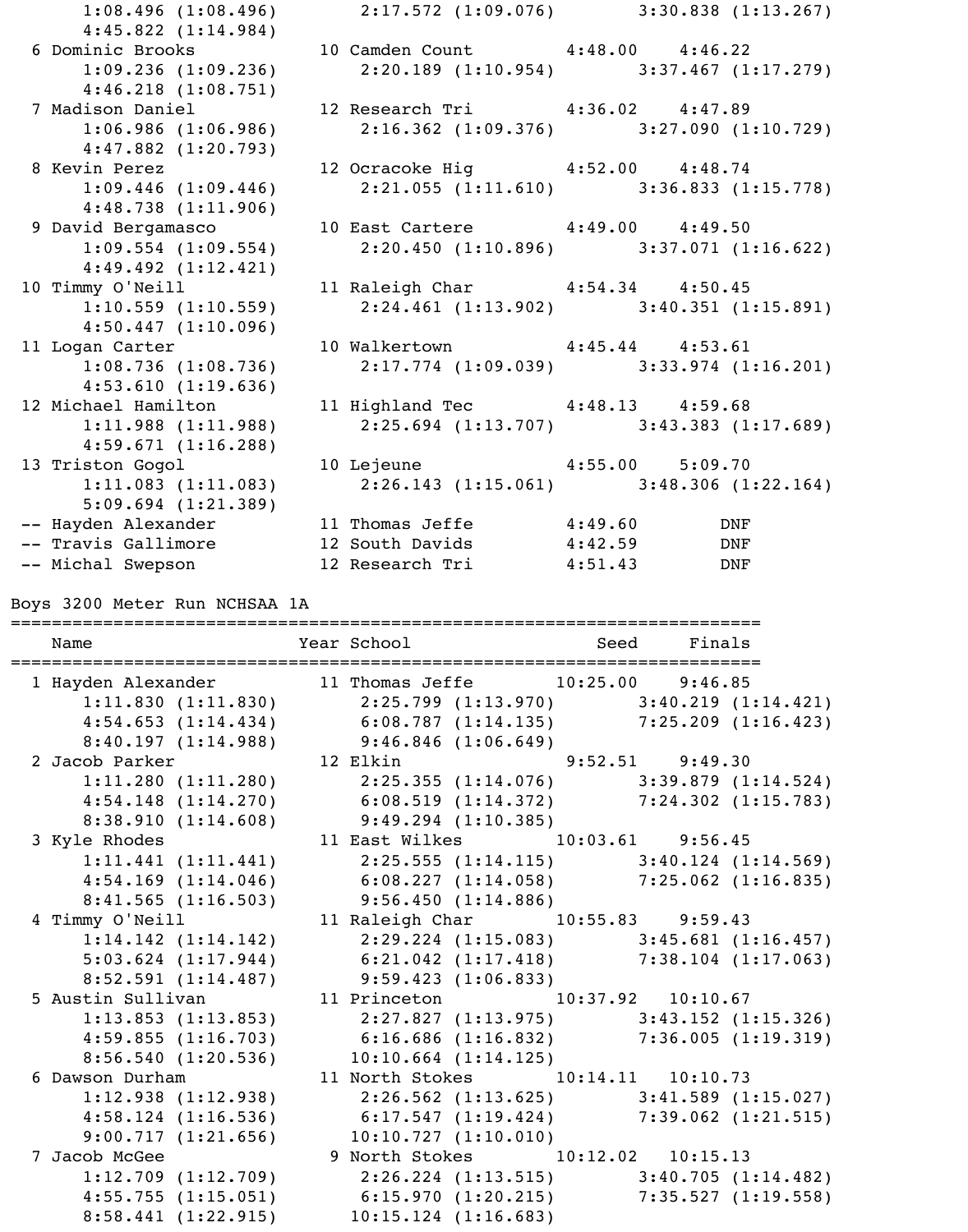```
     1:08.496 (1:08.496)        2:17.572 (1:09.076)        3:30.838 (1:13.267)
     4:45.822 (1:14.984)
  6 Dominic Brooks             10 Camden Count         4:48.00    4:46.22
     1:09.236 (1:09.236)        2:20.189 (1:10.954)        3:37.467 (1:17.279)
     4:46.218 (1:08.751)
  7 Madison Daniel             12 Research Tri         4:36.02    4:47.89
     1:06.986 (1:06.986)        2:16.362 (1:09.376)        3:27.090 (1:10.729)
     4:47.882 (1:20.793)
  8 Kevin Perez                12 Ocracoke Hig         4:52.00    4:48.74
     1:09.446 (1:09.446)        2:21.055 (1:11.610)        3:36.833 (1:15.778)
     4:48.738 (1:11.906)
  9 David Bergamasco           10 East Cartere         4:49.00    4:49.50
     1:09.554 (1:09.554)        2:20.450 (1:10.896)        3:37.071 (1:16.622)
     4:49.492 (1:12.421)
 10 Timmy O'Neill              11 Raleigh Char         4:54.34    4:50.45
     1:10.559 (1:10.559)        2:24.461 (1:13.902)        3:40.351 (1:15.891)
     4:50.447 (1:10.096)
 11 Logan Carter               10 Walkertown           4:45.44    4:53.61
     1:08.736 (1:08.736)        2:17.774 (1:09.039)        3:33.974 (1:16.201)
     4:53.610 (1:19.636)
 12 Michael Hamilton           11 Highland Tec         4:48.13    4:59.68
     1:11.988 (1:11.988)        2:25.694 (1:13.707)        3:43.383 (1:17.689)
     4:59.671 (1:16.288)
 13 Triston Gogol              10 Lejeune              4:55.00    5:09.70
     1:11.083 (1:11.083)        2:26.143 (1:15.061)        3:48.306 (1:22.164)
     5:09.694 (1:21.389)
 -- Hayden Alexander           11 Thomas Jeffe         4:49.60        DNF
 -- Travis Gallimore           12 South Davids         4:42.59        DNF
 -- Michal Swepson             12 Research Tri         4:51.43        DNF
```

Boys 3200 Meter Run NCHSAA 1A

```
=========================================================================
    Name                    Year School                  Seed     Finals
=========================================================================
  1 Hayden Alexander           11 Thomas Jeffe        10:25.00    9:46.85
     1:11.830 (1:11.830)        2:25.799 (1:13.970)        3:40.219 (1:14.421)
     4:54.653 (1:14.434)        6:08.787 (1:14.135)        7:25.209 (1:16.423)
     8:40.197 (1:14.988)        9:46.846 (1:06.649)
  2 Jacob Parker               12 Elkin                9:52.51    9:49.30
     1:11.280 (1:11.280)        2:25.355 (1:14.076)        3:39.879 (1:14.524)
     4:54.148 (1:14.270)        6:08.519 (1:14.372)        7:24.302 (1:15.783)
     8:38.910 (1:14.608)        9:49.294 (1:10.385)
  3 Kyle Rhodes                11 East Wilkes         10:03.61    9:56.45
     1:11.441 (1:11.441)        2:25.555 (1:14.115)        3:40.124 (1:14.569)
     4:54.169 (1:14.046)        6:08.227 (1:14.058)        7:25.062 (1:16.835)
     8:41.565 (1:16.503)        9:56.450 (1:14.886)
  4 Timmy O'Neill              11 Raleigh Char        10:55.83    9:59.43
     1:14.142 (1:14.142)        2:29.224 (1:15.083)        3:45.681 (1:16.457)
     5:03.624 (1:17.944)        6:21.042 (1:17.418)        7:38.104 (1:17.063)
     8:52.591 (1:14.487)        9:59.423 (1:06.833)
  5 Austin Sullivan            11 Princeton           10:37.92   10:10.67
     1:13.853 (1:13.853)        2:27.827 (1:13.975)        3:43.152 (1:15.326)
     4:59.855 (1:16.703)        6:16.686 (1:16.832)        7:36.005 (1:19.319)
     8:56.540 (1:20.536)       10:10.664 (1:14.125)
  6 Dawson Durham              11 North Stokes        10:14.11   10:10.73
     1:12.938 (1:12.938)        2:26.562 (1:13.625)        3:41.589 (1:15.027)
     4:58.124 (1:16.536)        6:17.547 (1:19.424)        7:39.062 (1:21.515)
     9:00.717 (1:21.656)       10:10.727 (1:10.010)
  7 Jacob McGee                 9 North Stokes        10:12.02   10:15.13
     1:12.709 (1:12.709)        2:26.224 (1:13.515)        3:40.705 (1:14.482)
     4:55.755 (1:15.051)        6:15.970 (1:20.215)        7:35.527 (1:19.558)
     8:58.441 (1:22.915)       10:15.124 (1:16.683)
```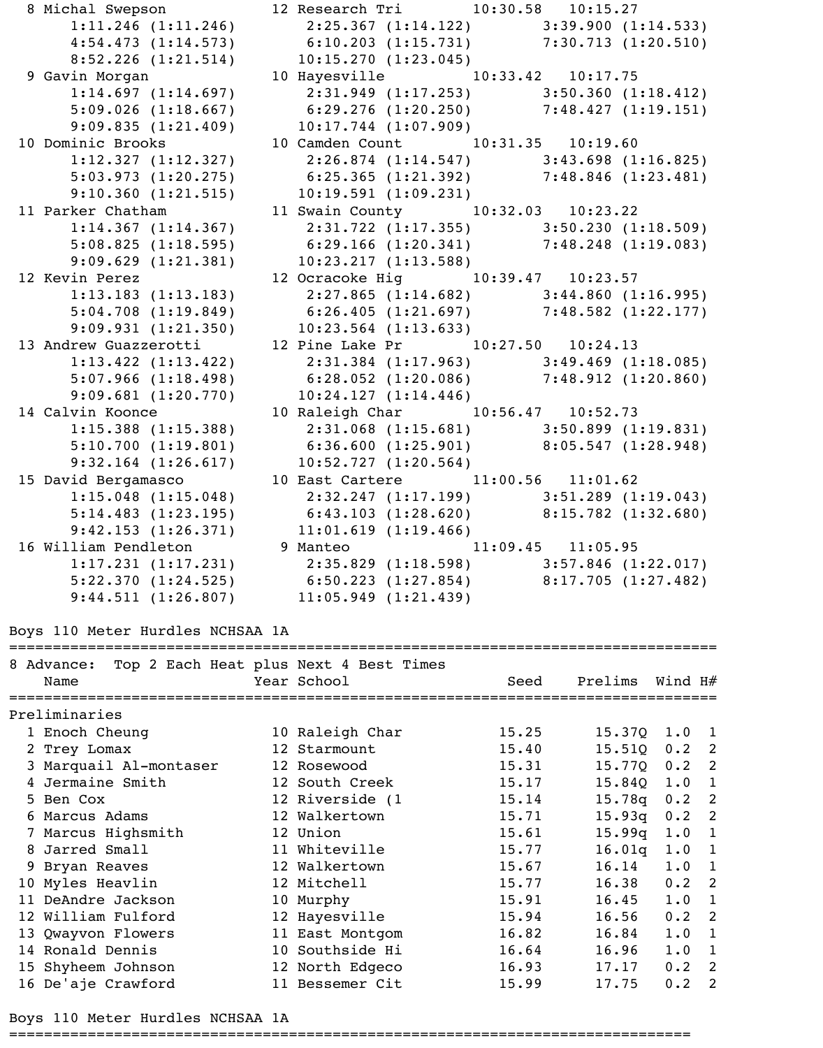```
  8 Michal Swepson            12 Research Tri       10:30.58   10:15.27
      1:11.246 (1:11.246)        2:25.367 (1:14.122)        3:39.900 (1:14.533)
      4:54.473 (1:14.573)        6:10.203 (1:15.731)        7:30.713 (1:20.510)
      8:52.226 (1:21.514)       10:15.270 (1:23.045)
  9 Gavin Morgan              10 Hayesville         10:33.42   10:17.75
      1:14.697 (1:14.697)        2:31.949 (1:17.253)        3:50.360 (1:18.412)
      5:09.026 (1:18.667)        6:29.276 (1:20.250)        7:48.427 (1:19.151)
      9:09.835 (1:21.409)       10:17.744 (1:07.909)
 10 Dominic Brooks            10 Camden Count       10:31.35   10:19.60
      1:12.327 (1:12.327)        2:26.874 (1:14.547)        3:43.698 (1:16.825)
      5:03.973 (1:20.275)        6:25.365 (1:21.392)        7:48.846 (1:23.481)
      9:10.360 (1:21.515)       10:19.591 (1:09.231)
 11 Parker Chatham            11 Swain County       10:32.03   10:23.22
      1:14.367 (1:14.367)        2:31.722 (1:17.355)        3:50.230 (1:18.509)
      5:08.825 (1:18.595)        6:29.166 (1:20.341)        7:48.248 (1:19.083)
      9:09.629 (1:21.381)       10:23.217 (1:13.588)
 12 Kevin Perez               12 Ocracoke Hig       10:39.47   10:23.57
      1:13.183 (1:13.183)        2:27.865 (1:14.682)        3:44.860 (1:16.995)
      5:04.708 (1:19.849)        6:26.405 (1:21.697)        7:48.582 (1:22.177)
      9:09.931 (1:21.350)       10:23.564 (1:13.633)
 13 Andrew Guazzerotti        12 Pine Lake Pr       10:27.50   10:24.13
      1:13.422 (1:13.422)        2:31.384 (1:17.963)        3:49.469 (1:18.085)
      5:07.966 (1:18.498)        6:28.052 (1:20.086)        7:48.912 (1:20.860)
      9:09.681 (1:20.770)       10:24.127 (1:14.446)
 14 Calvin Koonce             10 Raleigh Char       10:56.47   10:52.73
      1:15.388 (1:15.388)        2:31.068 (1:15.681)        3:50.899 (1:19.831)
      5:10.700 (1:19.801)        6:36.600 (1:25.901)        8:05.547 (1:28.948)
      9:32.164 (1:26.617)       10:52.727 (1:20.564)
 15 David Bergamasco          10 East Cartere       11:00.56   11:01.62
      1:15.048 (1:15.048)        2:32.247 (1:17.199)        3:51.289 (1:19.043)
      5:14.483 (1:23.195)        6:43.103 (1:28.620)        8:15.782 (1:32.680)
      9:42.153 (1:26.371)       11:01.619 (1:19.466)
 16 William Pendleton          9 Manteo             11:09.45   11:05.95
      1:17.231 (1:17.231)        2:35.829 (1:18.598)        3:57.846 (1:22.017)
      5:22.370 (1:24.525)        6:50.223 (1:27.854)        8:17.705 (1:27.482)
      9:44.511 (1:26.807)       11:05.949 (1:21.439)

Boys 110 Meter Hurdles NCHSAA 1A
================================================================================
8 Advance:  Top 2 Each Heat plus Next 4 Best Times
    Name                    Year School               Seed    Prelims  Wind H#
================================================================================
Preliminaries
  1 Enoch Cheung              10 Raleigh Char          15.25      15.37Q  1.0  1
  2 Trey Lomax                12 Starmount             15.40      15.51Q  0.2  2
  3 Marquail Al-montaser      12 Rosewood              15.31      15.77Q  0.2  2
  4 Jermaine Smith            12 South Creek           15.17      15.84Q  1.0  1
  5 Ben Cox                   12 Riverside (1          15.14      15.78q  0.2  2
  6 Marcus Adams              12 Walkertown            15.71      15.93q  0.2  2
  7 Marcus Highsmith          12 Union                 15.61      15.99q  1.0  1
  8 Jarred Small              11 Whiteville            15.77      16.01q  1.0  1
  9 Bryan Reaves              12 Walkertown            15.67      16.14   1.0  1
 10 Myles Heavlin             12 Mitchell              15.77      16.38   0.2  2
 11 DeAndre Jackson           10 Murphy                15.91      16.45   1.0  1
 12 William Fulford           12 Hayesville            15.94      16.56   0.2  2
 13 Qwayvon Flowers           11 East Montgom          16.82      16.84   1.0  1
 14 Ronald Dennis             10 Southside Hi          16.64      16.96   1.0  1
 15 Shyheem Johnson           12 North Edgeco          16.93      17.17   0.2  2
 16 De'aje Crawford           11 Bessemer Cit          15.99      17.75   0.2  2

Boys 110 Meter Hurdles NCHSAA 1A
================================================================================
```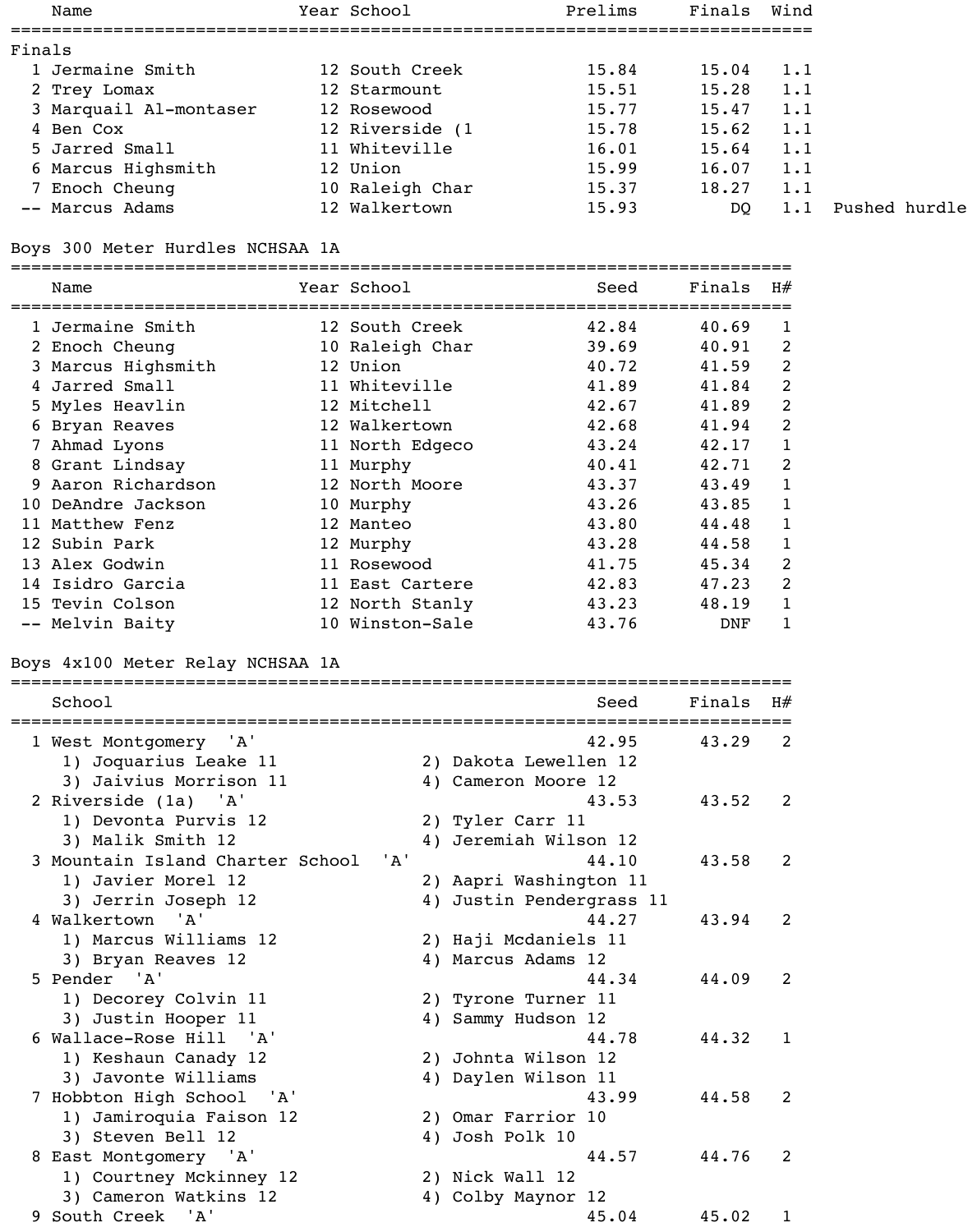| Place | Name | Year | School | Prelims | Finals | Wind | |
|---|---|---|---|---|---|---|---|
| **Finals** | | | | | | | |
| 1 | Jermaine Smith | 12 | South Creek | 15.84 | 15.04 | 1.1 | |
| 2 | Trey Lomax | 12 | Starmount | 15.51 | 15.28 | 1.1 | |
| 3 | Marquail Al-montaser | 12 | Rosewood | 15.77 | 15.47 | 1.1 | |
| 4 | Ben Cox | 12 | Riverside (1 | 15.78 | 15.62 | 1.1 | |
| 5 | Jarred Small | 11 | Whiteville | 16.01 | 15.64 | 1.1 | |
| 6 | Marcus Highsmith | 12 | Union | 15.99 | 16.07 | 1.1 | |
| 7 | Enoch Cheung | 10 | Raleigh Char | 15.37 | 18.27 | 1.1 | |
| -- | Marcus Adams | 12 | Walkertown | 15.93 | DQ | 1.1 | Pushed hurdle |

## Boys 300 Meter Hurdles NCHSAA 1A

| Place | Name | Year | School | Seed | Finals | H# |
|---|---|---|---|---|---|---|
| 1 | Jermaine Smith | 12 | South Creek | 42.84 | 40.69 | 1 |
| 2 | Enoch Cheung | 10 | Raleigh Char | 39.69 | 40.91 | 2 |
| 3 | Marcus Highsmith | 12 | Union | 40.72 | 41.59 | 2 |
| 4 | Jarred Small | 11 | Whiteville | 41.89 | 41.84 | 2 |
| 5 | Myles Heavlin | 12 | Mitchell | 42.67 | 41.89 | 2 |
| 6 | Bryan Reaves | 12 | Walkertown | 42.68 | 41.94 | 2 |
| 7 | Ahmad Lyons | 11 | North Edgeco | 43.24 | 42.17 | 1 |
| 8 | Grant Lindsay | 11 | Murphy | 40.41 | 42.71 | 2 |
| 9 | Aaron Richardson | 12 | North Moore | 43.37 | 43.49 | 1 |
| 10 | DeAndre Jackson | 10 | Murphy | 43.26 | 43.85 | 1 |
| 11 | Matthew Fenz | 12 | Manteo | 43.80 | 44.48 | 1 |
| 12 | Subin Park | 12 | Murphy | 43.28 | 44.58 | 1 |
| 13 | Alex Godwin | 11 | Rosewood | 41.75 | 45.34 | 2 |
| 14 | Isidro Garcia | 11 | East Cartere | 42.83 | 47.23 | 2 |
| 15 | Tevin Colson | 12 | North Stanly | 43.23 | 48.19 | 1 |
| -- | Melvin Baity | 10 | Winston-Sale | 43.76 | DNF | 1 |

## Boys 4x100 Meter Relay NCHSAA 1A

| Place | School | Seed | Finals | H# |
|---|---|---|---|---|
| 1 | West Montgomery 'A' | 42.95 | 43.29 | 2 |
| | 1) Joquarius Leake 11; 2) Dakota Lewellen 12; 3) Jaivius Morrison 11; 4) Cameron Moore 12 | | | |
| 2 | Riverside (1a) 'A' | 43.53 | 43.52 | 2 |
| | 1) Devonta Purvis 12; 2) Tyler Carr 11; 3) Malik Smith 12; 4) Jeremiah Wilson 12 | | | |
| 3 | Mountain Island Charter School 'A' | 44.10 | 43.58 | 2 |
| | 1) Javier Morel 12; 2) Aapri Washington 11; 3) Jerrin Joseph 12; 4) Justin Pendergrass 11 | | | |
| 4 | Walkertown 'A' | 44.27 | 43.94 | 2 |
| | 1) Marcus Williams 12; 2) Haji Mcdaniels 11; 3) Bryan Reaves 12; 4) Marcus Adams 12 | | | |
| 5 | Pender 'A' | 44.34 | 44.09 | 2 |
| | 1) Decorey Colvin 11; 2) Tyrone Turner 11; 3) Justin Hooper 11; 4) Sammy Hudson 12 | | | |
| 6 | Wallace-Rose Hill 'A' | 44.78 | 44.32 | 1 |
| | 1) Keshaun Canady 12; 2) Johnta Wilson 12; 3) Javonte Williams; 4) Daylen Wilson 11 | | | |
| 7 | Hobbton High School 'A' | 43.99 | 44.58 | 2 |
| | 1) Jamiroquia Faison 12; 2) Omar Farrior 10; 3) Steven Bell 12; 4) Josh Polk 10 | | | |
| 8 | East Montgomery 'A' | 44.57 | 44.76 | 2 |
| | 1) Courtney Mckinney 12; 2) Nick Wall 12; 3) Cameron Watkins 12; 4) Colby Maynor 12 | | | |
| 9 | South Creek 'A' | 45.04 | 45.02 | 1 |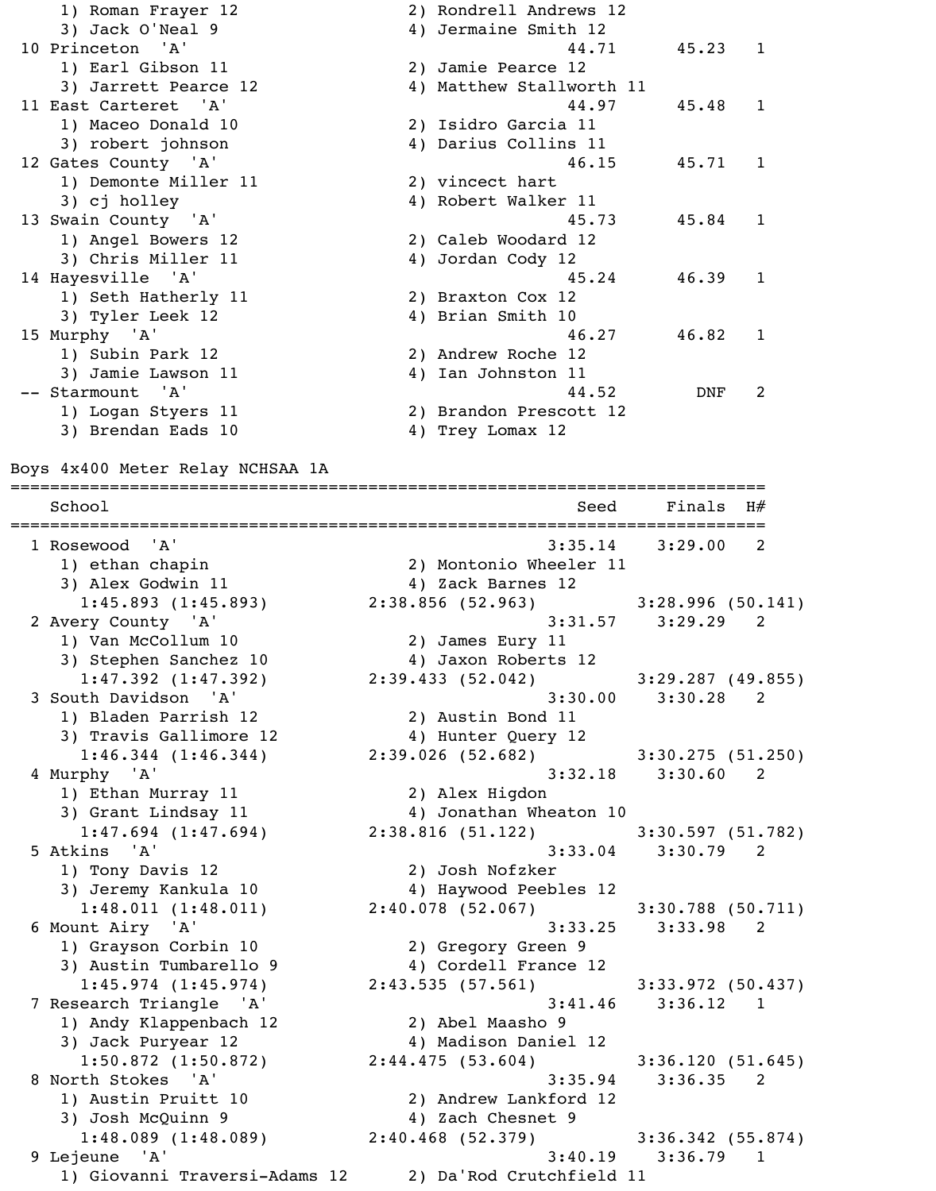```
    1) Roman Frayer 12                 2) Rondrell Andrews 12
    3) Jack O'Neal 9                   4) Jermaine Smith 12
 10 Princeton  'A'                                  44.71      45.23   1
    1) Earl Gibson 11                  2) Jamie Pearce 12
    3) Jarrett Pearce 12               4) Matthew Stallworth 11
 11 East Carteret  'A'                              44.97      45.48   1
    1) Maceo Donald 10                 2) Isidro Garcia 11
    3) robert johnson                  4) Darius Collins 11
 12 Gates County  'A'                               46.15      45.71   1
    1) Demonte Miller 11               2) vincect hart
    3) cj holley                       4) Robert Walker 11
 13 Swain County  'A'                               45.73      45.84   1
    1) Angel Bowers 12                 2) Caleb Woodard 12
    3) Chris Miller 11                 4) Jordan Cody 12
 14 Hayesville  'A'                                 45.24      46.39   1
    1) Seth Hatherly 11                2) Braxton Cox 12
    3) Tyler Leek 12                   4) Brian Smith 10
 15 Murphy  'A'                                     46.27      46.82   1
    1) Subin Park 12                   2) Andrew Roche 12
    3) Jamie Lawson 11                 4) Ian Johnston 11
 -- Starmount  'A'                                  44.52        DNF   2
    1) Logan Styers 11                 2) Brandon Prescott 12
    3) Brendan Eads 10                 4) Trey Lomax 12

Boys 4x400 Meter Relay NCHSAA 1A
===============================================================================
    School                                               Seed     Finals  H#
===============================================================================
  1 Rosewood  'A'                                     3:35.14    3:29.00   2
    1) ethan chapin                    2) Montonio Wheeler 11
    3) Alex Godwin 11                  4) Zack Barnes 12
      1:45.893 (1:45.893)        2:38.856 (52.963)          3:28.996 (50.141)
  2 Avery County  'A'                                 3:31.57    3:29.29   2
    1) Van McCollum 10                 2) James Eury 11
    3) Stephen Sanchez 10              4) Jaxon Roberts 12
      1:47.392 (1:47.392)        2:39.433 (52.042)          3:29.287 (49.855)
  3 South Davidson  'A'                               3:30.00    3:30.28   2
    1) Bladen Parrish 12               2) Austin Bond 11
    3) Travis Gallimore 12             4) Hunter Query 12
      1:46.344 (1:46.344)        2:39.026 (52.682)          3:30.275 (51.250)
  4 Murphy  'A'                                       3:32.18    3:30.60   2
    1) Ethan Murray 11                 2) Alex Higdon
    3) Grant Lindsay 11                4) Jonathan Wheaton 10
      1:47.694 (1:47.694)        2:38.816 (51.122)          3:30.597 (51.782)
  5 Atkins  'A'                                       3:33.04    3:30.79   2
    1) Tony Davis 12                   2) Josh Nofzker
    3) Jeremy Kankula 10               4) Haywood Peebles 12
      1:48.011 (1:48.011)        2:40.078 (52.067)          3:30.788 (50.711)
  6 Mount Airy  'A'                                   3:33.25    3:33.98   2
    1) Grayson Corbin 10               2) Gregory Green 9
    3) Austin Tumbarello 9             4) Cordell France 12
      1:45.974 (1:45.974)        2:43.535 (57.561)          3:33.972 (50.437)
  7 Research Triangle  'A'                            3:41.46    3:36.12   1
    1) Andy Klappenbach 12             2) Abel Maasho 9
    3) Jack Puryear 12                 4) Madison Daniel 12
      1:50.872 (1:50.872)        2:44.475 (53.604)          3:36.120 (51.645)
  8 North Stokes  'A'                                 3:35.94    3:36.35   2
    1) Austin Pruitt 10                2) Andrew Lankford 12
    3) Josh McQuinn 9                  4) Zach Chesnet 9
      1:48.089 (1:48.089)        2:40.468 (52.379)          3:36.342 (55.874)
  9 Lejeune  'A'                                      3:40.19    3:36.79   1
    1) Giovanni Traversi-Adams 12      2) Da'Rod Crutchfield 11
```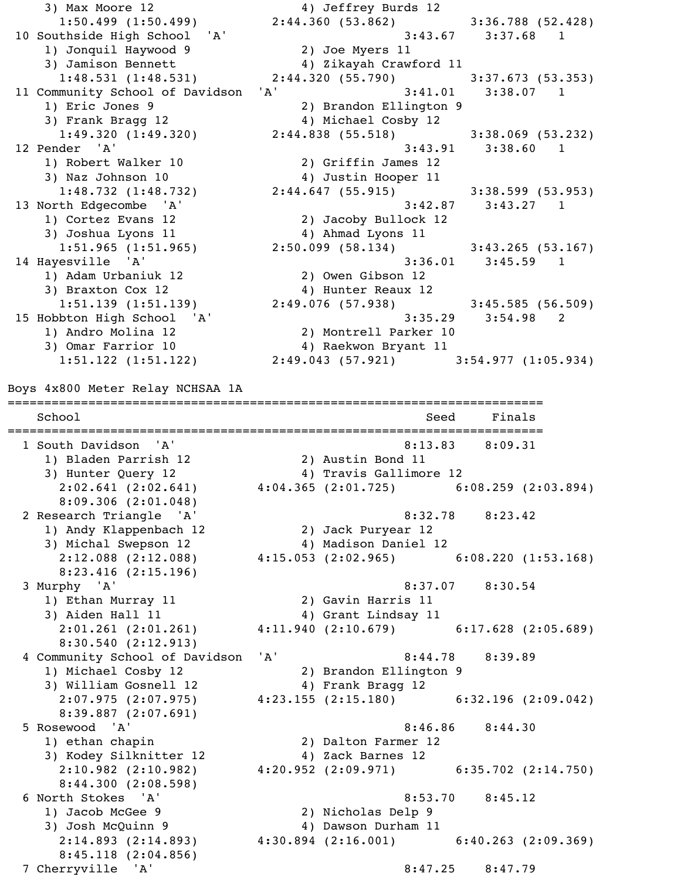```
    3) Max Moore 12                    4) Jeffrey Burds 12
      1:50.499 (1:50.499)        2:44.360 (53.862)        3:36.788 (52.428)
 10 Southside High School  'A'                           3:43.67    3:37.68   1
    1) Jonquil Haywood 9               2) Joe Myers 11
    3) Jamison Bennett                 4) Zikayah Crawford 11
      1:48.531 (1:48.531)        2:44.320 (55.790)        3:37.673 (53.353)
 11 Community School of Davidson  'A'                    3:41.01    3:38.07   1
    1) Eric Jones 9                    2) Brandon Ellington 9
    3) Frank Bragg 12                  4) Michael Cosby 12
      1:49.320 (1:49.320)        2:44.838 (55.518)        3:38.069 (53.232)
 12 Pender  'A'                                          3:43.91    3:38.60   1
    1) Robert Walker 10                2) Griffin James 12
    3) Naz Johnson 10                  4) Justin Hooper 11
      1:48.732 (1:48.732)        2:44.647 (55.915)        3:38.599 (53.953)
 13 North Edgecombe  'A'                                 3:42.87    3:43.27   1
    1) Cortez Evans 12                 2) Jacoby Bullock 12
    3) Joshua Lyons 11                 4) Ahmad Lyons 11
      1:51.965 (1:51.965)        2:50.099 (58.134)        3:43.265 (53.167)
 14 Hayesville  'A'                                      3:36.01    3:45.59   1
    1) Adam Urbaniuk 12                2) Owen Gibson 12
    3) Braxton Cox 12                  4) Hunter Reaux 12
      1:51.139 (1:51.139)        2:49.076 (57.938)        3:45.585 (56.509)
 15 Hobbton High School  'A'                             3:35.29    3:54.98   2
    1) Andro Molina 12                 2) Montrell Parker 10
    3) Omar Farrior 10                 4) Raekwon Bryant 11
      1:51.122 (1:51.122)        2:49.043 (57.921)      3:54.977 (1:05.934)
```

## Boys 4x800 Meter Relay NCHSAA 1A

```
==========================================================================
    School                                               Seed     Finals
==========================================================================
  1 South Davidson  'A'                                  8:13.83    8:09.31
    1) Bladen Parrish 12               2) Austin Bond 11
    3) Hunter Query 12                 4) Travis Gallimore 12
      2:02.641 (2:02.641)      4:04.365 (2:01.725)      6:08.259 (2:03.894)
      8:09.306 (2:01.048)
  2 Research Triangle  'A'                               8:32.78    8:23.42
    1) Andy Klappenbach 12             2) Jack Puryear 12
    3) Michal Swepson 12               4) Madison Daniel 12
      2:12.088 (2:12.088)      4:15.053 (2:02.965)      6:08.220 (1:53.168)
      8:23.416 (2:15.196)
  3 Murphy  'A'                                          8:37.07    8:30.54
    1) Ethan Murray 11                 2) Gavin Harris 11
    3) Aiden Hall 11                   4) Grant Lindsay 11
      2:01.261 (2:01.261)      4:11.940 (2:10.679)      6:17.628 (2:05.689)
      8:30.540 (2:12.913)
  4 Community School of Davidson  'A'                    8:44.78    8:39.89
    1) Michael Cosby 12                2) Brandon Ellington 9
    3) William Gosnell 12              4) Frank Bragg 12
      2:07.975 (2:07.975)      4:23.155 (2:15.180)      6:32.196 (2:09.042)
      8:39.887 (2:07.691)
  5 Rosewood  'A'                                        8:46.86    8:44.30
    1) ethan chapin                    2) Dalton Farmer 12
    3) Kodey Silknitter 12             4) Zack Barnes 12
      2:10.982 (2:10.982)      4:20.952 (2:09.971)      6:35.702 (2:14.750)
      8:44.300 (2:08.598)
  6 North Stokes  'A'                                    8:53.70    8:45.12
    1) Jacob McGee 9                   2) Nicholas Delp 9
    3) Josh McQuinn 9                  4) Dawson Durham 11
      2:14.893 (2:14.893)      4:30.894 (2:16.001)      6:40.263 (2:09.369)
      8:45.118 (2:04.856)
  7 Cherryville  'A'                                     8:47.25    8:47.79
```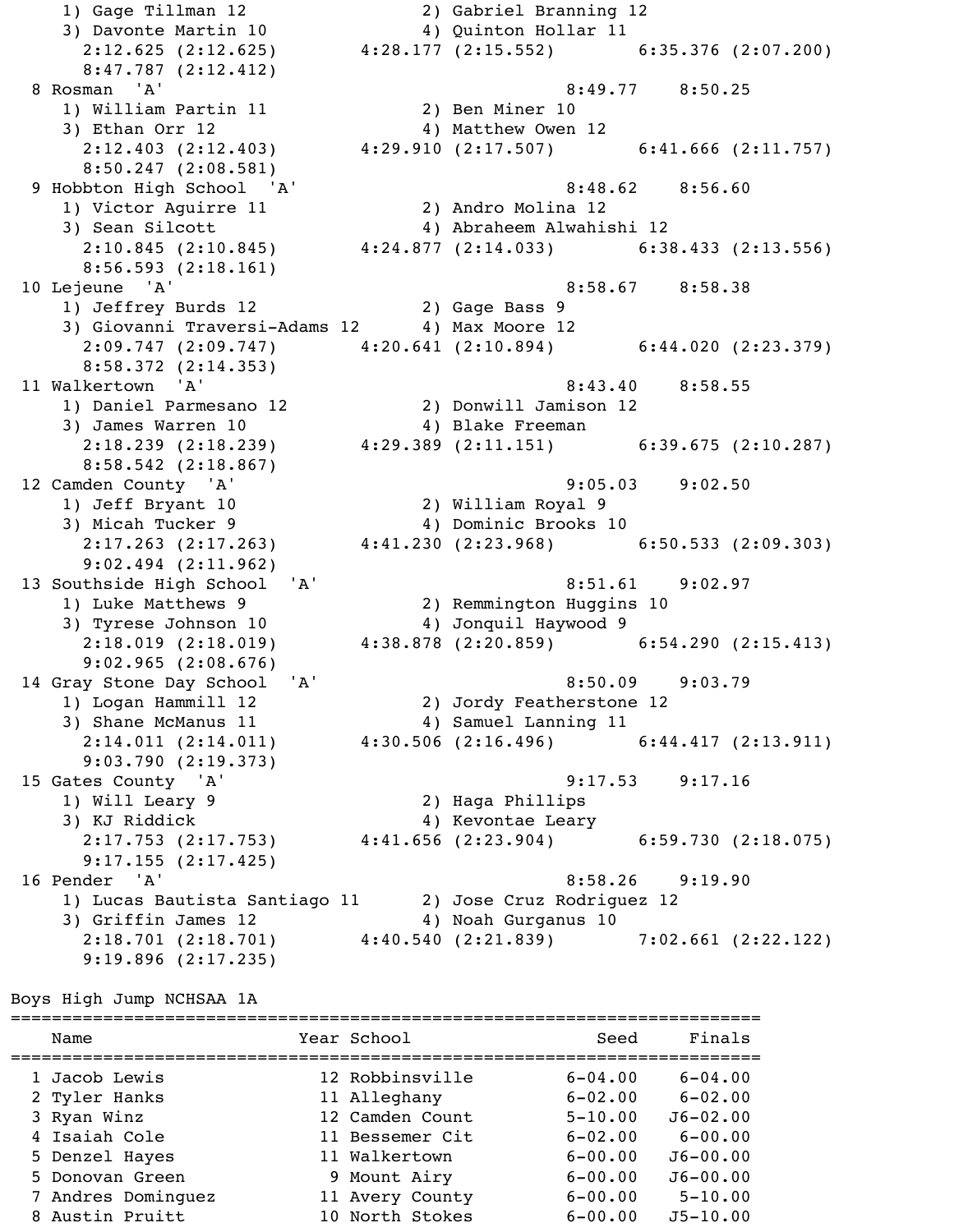```
    1) Gage Tillman 12                 2) Gabriel Branning 12
    3) Davonte Martin 10               4) Quinton Hollar 11
      2:12.625 (2:12.625)       4:28.177 (2:15.552)       6:35.376 (2:07.200)
      8:47.787 (2:12.412)
  8 Rosman  'A'                                          8:49.77    8:50.25
    1) William Partin 11               2) Ben Miner 10
    3) Ethan Orr 12                    4) Matthew Owen 12
      2:12.403 (2:12.403)       4:29.910 (2:17.507)       6:41.666 (2:11.757)
      8:50.247 (2:08.581)
  9 Hobbton High School  'A'                             8:48.62    8:56.60
    1) Victor Aguirre 11               2) Andro Molina 12
    3) Sean Silcott                    4) Abraheem Alwahishi 12
      2:10.845 (2:10.845)       4:24.877 (2:14.033)       6:38.433 (2:13.556)
      8:56.593 (2:18.161)
 10 Lejeune  'A'                                         8:58.67    8:58.38
    1) Jeffrey Burds 12                2) Gage Bass 9
    3) Giovanni Traversi-Adams 12      4) Max Moore 12
      2:09.747 (2:09.747)       4:20.641 (2:10.894)       6:44.020 (2:23.379)
      8:58.372 (2:14.353)
 11 Walkertown  'A'                                      8:43.40    8:58.55
    1) Daniel Parmesano 12             2) Donwill Jamison 12
    3) James Warren 10                 4) Blake Freeman
      2:18.239 (2:18.239)       4:29.389 (2:11.151)       6:39.675 (2:10.287)
      8:58.542 (2:18.867)
 12 Camden County  'A'                                   9:05.03    9:02.50
    1) Jeff Bryant 10                  2) William Royal 9
    3) Micah Tucker 9                  4) Dominic Brooks 10
      2:17.263 (2:17.263)       4:41.230 (2:23.968)       6:50.533 (2:09.303)
      9:02.494 (2:11.962)
 13 Southside High School  'A'                           8:51.61    9:02.97
    1) Luke Matthews 9                 2) Remmington Huggins 10
    3) Tyrese Johnson 10               4) Jonquil Haywood 9
      2:18.019 (2:18.019)       4:38.878 (2:20.859)       6:54.290 (2:15.413)
      9:02.965 (2:08.676)
 14 Gray Stone Day School  'A'                           8:50.09    9:03.79
    1) Logan Hammill 12                2) Jordy Featherstone 12
    3) Shane McManus 11                4) Samuel Lanning 11
      2:14.011 (2:14.011)       4:30.506 (2:16.496)       6:44.417 (2:13.911)
      9:03.790 (2:19.373)
 15 Gates County  'A'                                    9:17.53    9:17.16
    1) Will Leary 9                    2) Haga Phillips
    3) KJ Riddick                      4) Kevontae Leary
      2:17.753 (2:17.753)       4:41.656 (2:23.904)       6:59.730 (2:18.075)
      9:17.155 (2:17.425)
 16 Pender  'A'                                          8:58.26    9:19.90
    1) Lucas Bautista Santiago 11      2) Jose Cruz Rodriguez 12
    3) Griffin James 12                4) Noah Gurganus 10
      2:18.701 (2:18.701)       4:40.540 (2:21.839)       7:02.661 (2:22.122)
      9:19.896 (2:17.235)
```

Boys High Jump NCHSAA 1A

| | Name | Year | School | Seed | Finals |
|---|---|---|---|---|---|
| 1 | Jacob Lewis | 12 | Robbinsville | 6-04.00 | 6-04.00 |
| 2 | Tyler Hanks | 11 | Alleghany | 6-02.00 | 6-02.00 |
| 3 | Ryan Winz | 12 | Camden Count | 5-10.00 | J6-02.00 |
| 4 | Isaiah Cole | 11 | Bessemer Cit | 6-02.00 | 6-00.00 |
| 5 | Denzel Hayes | 11 | Walkertown | 6-00.00 | J6-00.00 |
| 5 | Donovan Green | 9 | Mount Airy | 6-00.00 | J6-00.00 |
| 7 | Andres Dominguez | 11 | Avery County | 6-00.00 | 5-10.00 |
| 8 | Austin Pruitt | 10 | North Stokes | 6-00.00 | J5-10.00 |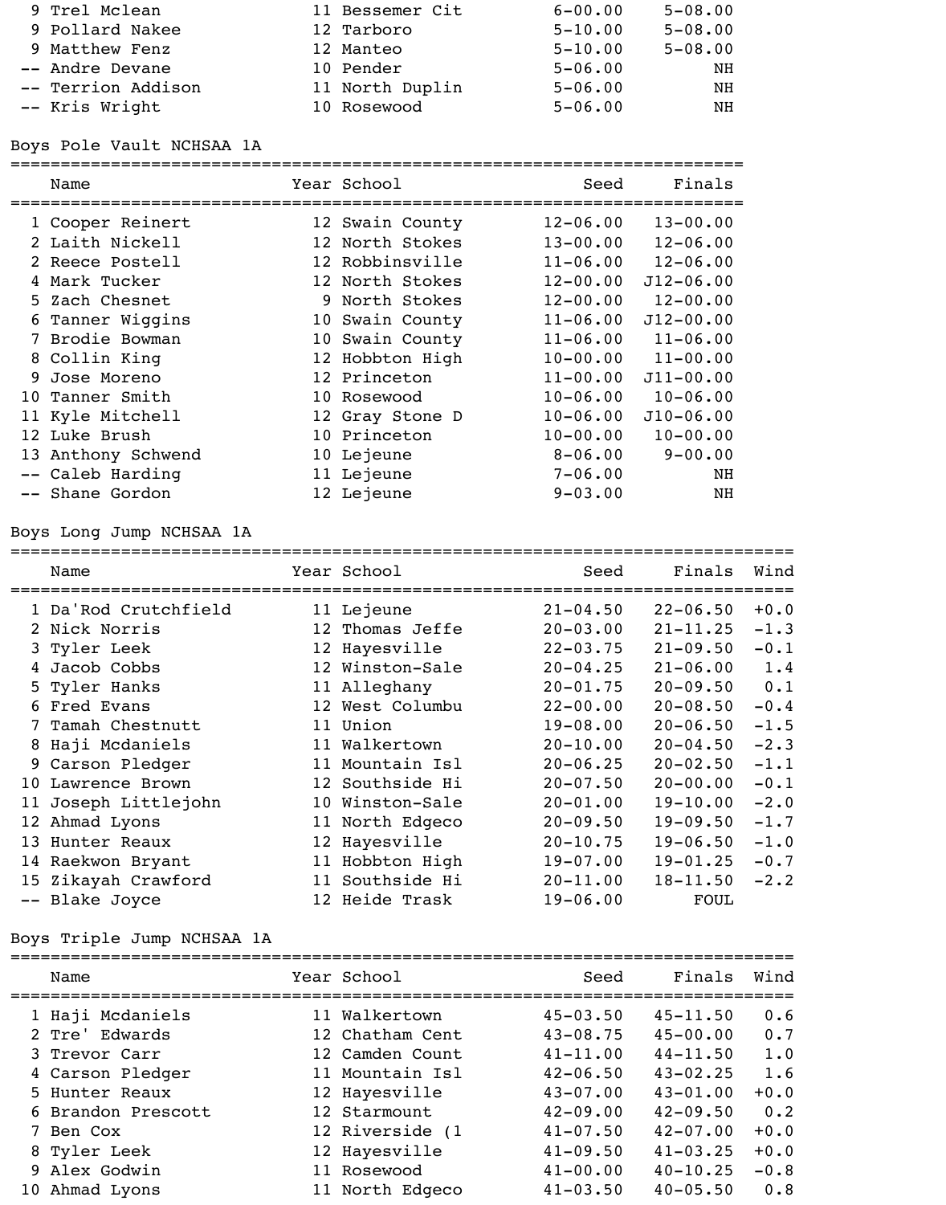| | Name | Year | School | Seed | Finals |
|---|---|---|---|---|---|
| 9 | Trel Mclean | 11 | Bessemer Cit | 6-00.00 | 5-08.00 |
| 9 | Pollard Nakee | 12 | Tarboro | 5-10.00 | 5-08.00 |
| 9 | Matthew Fenz | 12 | Manteo | 5-10.00 | 5-08.00 |
| -- | Andre Devane | 10 | Pender | 5-06.00 | NH |
| -- | Terrion Addison | 11 | North Duplin | 5-06.00 | NH |
| -- | Kris Wright | 10 | Rosewood | 5-06.00 | NH |

## Boys Pole Vault NCHSAA 1A

| | Name | Year | School | Seed | Finals |
|---|---|---|---|---|---|
| 1 | Cooper Reinert | 12 | Swain County | 12-06.00 | 13-00.00 |
| 2 | Laith Nickell | 12 | North Stokes | 13-00.00 | 12-06.00 |
| 2 | Reece Postell | 12 | Robbinsville | 11-06.00 | 12-06.00 |
| 4 | Mark Tucker | 12 | North Stokes | 12-00.00 | J12-06.00 |
| 5 | Zach Chesnet | 9 | North Stokes | 12-00.00 | 12-00.00 |
| 6 | Tanner Wiggins | 10 | Swain County | 11-06.00 | J12-00.00 |
| 7 | Brodie Bowman | 10 | Swain County | 11-06.00 | 11-06.00 |
| 8 | Collin King | 12 | Hobbton High | 10-00.00 | 11-00.00 |
| 9 | Jose Moreno | 12 | Princeton | 11-00.00 | J11-00.00 |
| 10 | Tanner Smith | 10 | Rosewood | 10-06.00 | 10-06.00 |
| 11 | Kyle Mitchell | 12 | Gray Stone D | 10-06.00 | J10-06.00 |
| 12 | Luke Brush | 10 | Princeton | 10-00.00 | 10-00.00 |
| 13 | Anthony Schwend | 10 | Lejeune | 8-06.00 | 9-00.00 |
| -- | Caleb Harding | 11 | Lejeune | 7-06.00 | NH |
| -- | Shane Gordon | 12 | Lejeune | 9-03.00 | NH |

## Boys Long Jump NCHSAA 1A

| | Name | Year | School | Seed | Finals | Wind |
|---|---|---|---|---|---|---|
| 1 | Da'Rod Crutchfield | 11 | Lejeune | 21-04.50 | 22-06.50 | +0.0 |
| 2 | Nick Norris | 12 | Thomas Jeffe | 20-03.00 | 21-11.25 | -1.3 |
| 3 | Tyler Leek | 12 | Hayesville | 22-03.75 | 21-09.50 | -0.1 |
| 4 | Jacob Cobbs | 12 | Winston-Sale | 20-04.25 | 21-06.00 | 1.4 |
| 5 | Tyler Hanks | 11 | Alleghany | 20-01.75 | 20-09.50 | 0.1 |
| 6 | Fred Evans | 12 | West Columbu | 22-00.00 | 20-08.50 | -0.4 |
| 7 | Tamah Chestnutt | 11 | Union | 19-08.00 | 20-06.50 | -1.5 |
| 8 | Haji Mcdaniels | 11 | Walkertown | 20-10.00 | 20-04.50 | -2.3 |
| 9 | Carson Pledger | 11 | Mountain Isl | 20-06.25 | 20-02.50 | -1.1 |
| 10 | Lawrence Brown | 12 | Southside Hi | 20-07.50 | 20-00.00 | -0.1 |
| 11 | Joseph Littlejohn | 10 | Winston-Sale | 20-01.00 | 19-10.00 | -2.0 |
| 12 | Ahmad Lyons | 11 | North Edgeco | 20-09.50 | 19-09.50 | -1.7 |
| 13 | Hunter Reaux | 12 | Hayesville | 20-10.75 | 19-06.50 | -1.0 |
| 14 | Raekwon Bryant | 11 | Hobbton High | 19-07.00 | 19-01.25 | -0.7 |
| 15 | Zikayah Crawford | 11 | Southside Hi | 20-11.00 | 18-11.50 | -2.2 |
| -- | Blake Joyce | 12 | Heide Trask | 19-06.00 | FOUL | |

## Boys Triple Jump NCHSAA 1A

| | Name | Year | School | Seed | Finals | Wind |
|---|---|---|---|---|---|---|
| 1 | Haji Mcdaniels | 11 | Walkertown | 45-03.50 | 45-11.50 | 0.6 |
| 2 | Tre' Edwards | 12 | Chatham Cent | 43-08.75 | 45-00.00 | 0.7 |
| 3 | Trevor Carr | 12 | Camden Count | 41-11.00 | 44-11.50 | 1.0 |
| 4 | Carson Pledger | 11 | Mountain Isl | 42-06.50 | 43-02.25 | 1.6 |
| 5 | Hunter Reaux | 12 | Hayesville | 43-07.00 | 43-01.00 | +0.0 |
| 6 | Brandon Prescott | 12 | Starmount | 42-09.00 | 42-09.50 | 0.2 |
| 7 | Ben Cox | 12 | Riverside (1 | 41-07.50 | 42-07.00 | +0.0 |
| 8 | Tyler Leek | 12 | Hayesville | 41-09.50 | 41-03.25 | +0.0 |
| 9 | Alex Godwin | 11 | Rosewood | 41-00.00 | 40-10.25 | -0.8 |
| 10 | Ahmad Lyons | 11 | North Edgeco | 41-03.50 | 40-05.50 | 0.8 |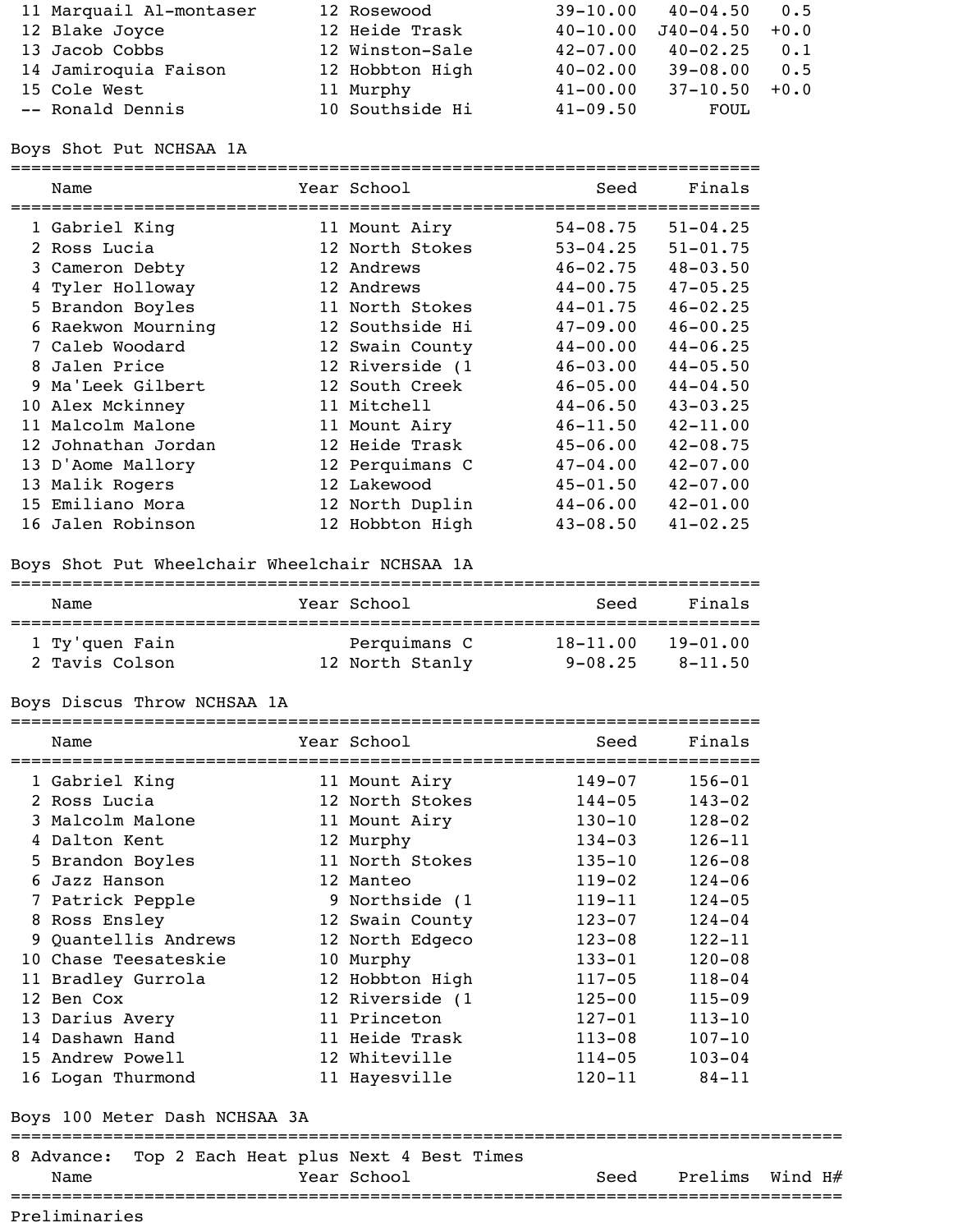| | Name | Year | School | Seed | Finals | Wind |
|---|---|---|---|---|---|---|
| 11 | Marquail Al-montaser | 12 | Rosewood | 39-10.00 | 40-04.50 | 0.5 |
| 12 | Blake Joyce | 12 | Heide Trask | 40-10.00 | J40-04.50 | +0.0 |
| 13 | Jacob Cobbs | 12 | Winston-Sale | 42-07.00 | 40-02.25 | 0.1 |
| 14 | Jamiroquia Faison | 12 | Hobbton High | 40-02.00 | 39-08.00 | 0.5 |
| 15 | Cole West | 11 | Murphy | 41-00.00 | 37-10.50 | +0.0 |
| -- | Ronald Dennis | 10 | Southside Hi | 41-09.50 | FOUL | |

## Boys Shot Put NCHSAA 1A

| | Name | Year | School | Seed | Finals |
|---|---|---|---|---|---|
| 1 | Gabriel King | 11 | Mount Airy | 54-08.75 | 51-04.25 |
| 2 | Ross Lucia | 12 | North Stokes | 53-04.25 | 51-01.75 |
| 3 | Cameron Debty | 12 | Andrews | 46-02.75 | 48-03.50 |
| 4 | Tyler Holloway | 12 | Andrews | 44-00.75 | 47-05.25 |
| 5 | Brandon Boyles | 11 | North Stokes | 44-01.75 | 46-02.25 |
| 6 | Raekwon Mourning | 12 | Southside Hi | 47-09.00 | 46-00.25 |
| 7 | Caleb Woodard | 12 | Swain County | 44-00.00 | 44-06.25 |
| 8 | Jalen Price | 12 | Riverside (1 | 46-03.00 | 44-05.50 |
| 9 | Ma'Leek Gilbert | 12 | South Creek | 46-05.00 | 44-04.50 |
| 10 | Alex Mckinney | 11 | Mitchell | 44-06.50 | 43-03.25 |
| 11 | Malcolm Malone | 11 | Mount Airy | 46-11.50 | 42-11.00 |
| 12 | Johnathan Jordan | 12 | Heide Trask | 45-06.00 | 42-08.75 |
| 13 | D'Aome Mallory | 12 | Perquimans C | 47-04.00 | 42-07.00 |
| 13 | Malik Rogers | 12 | Lakewood | 45-01.50 | 42-07.00 |
| 15 | Emiliano Mora | 12 | North Duplin | 44-06.00 | 42-01.00 |
| 16 | Jalen Robinson | 12 | Hobbton High | 43-08.50 | 41-02.25 |

## Boys Shot Put Wheelchair Wheelchair NCHSAA 1A

| | Name | Year | School | Seed | Finals |
|---|---|---|---|---|---|
| 1 | Ty'quen Fain | | Perquimans C | 18-11.00 | 19-01.00 |
| 2 | Tavis Colson | 12 | North Stanly | 9-08.25 | 8-11.50 |

## Boys Discus Throw NCHSAA 1A

| | Name | Year | School | Seed | Finals |
|---|---|---|---|---|---|
| 1 | Gabriel King | 11 | Mount Airy | 149-07 | 156-01 |
| 2 | Ross Lucia | 12 | North Stokes | 144-05 | 143-02 |
| 3 | Malcolm Malone | 11 | Mount Airy | 130-10 | 128-02 |
| 4 | Dalton Kent | 12 | Murphy | 134-03 | 126-11 |
| 5 | Brandon Boyles | 11 | North Stokes | 135-10 | 126-08 |
| 6 | Jazz Hanson | 12 | Manteo | 119-02 | 124-06 |
| 7 | Patrick Pepple | 9 | Northside (1 | 119-11 | 124-05 |
| 8 | Ross Ensley | 12 | Swain County | 123-07 | 124-04 |
| 9 | Quantellis Andrews | 12 | North Edgeco | 123-08 | 122-11 |
| 10 | Chase Teesateskie | 10 | Murphy | 133-01 | 120-08 |
| 11 | Bradley Gurrola | 12 | Hobbton High | 117-05 | 118-04 |
| 12 | Ben Cox | 12 | Riverside (1 | 125-00 | 115-09 |
| 13 | Darius Avery | 11 | Princeton | 127-01 | 113-10 |
| 14 | Dashawn Hand | 11 | Heide Trask | 113-08 | 107-10 |
| 15 | Andrew Powell | 12 | Whiteville | 114-05 | 103-04 |
| 16 | Logan Thurmond | 11 | Hayesville | 120-11 | 84-11 |

## Boys 100 Meter Dash NCHSAA 3A

8 Advance: Top 2 Each Heat plus Next 4 Best Times

| Name | Year | School | Seed | Prelims | Wind | H# |
|---|---|---|---|---|---|---|

Preliminaries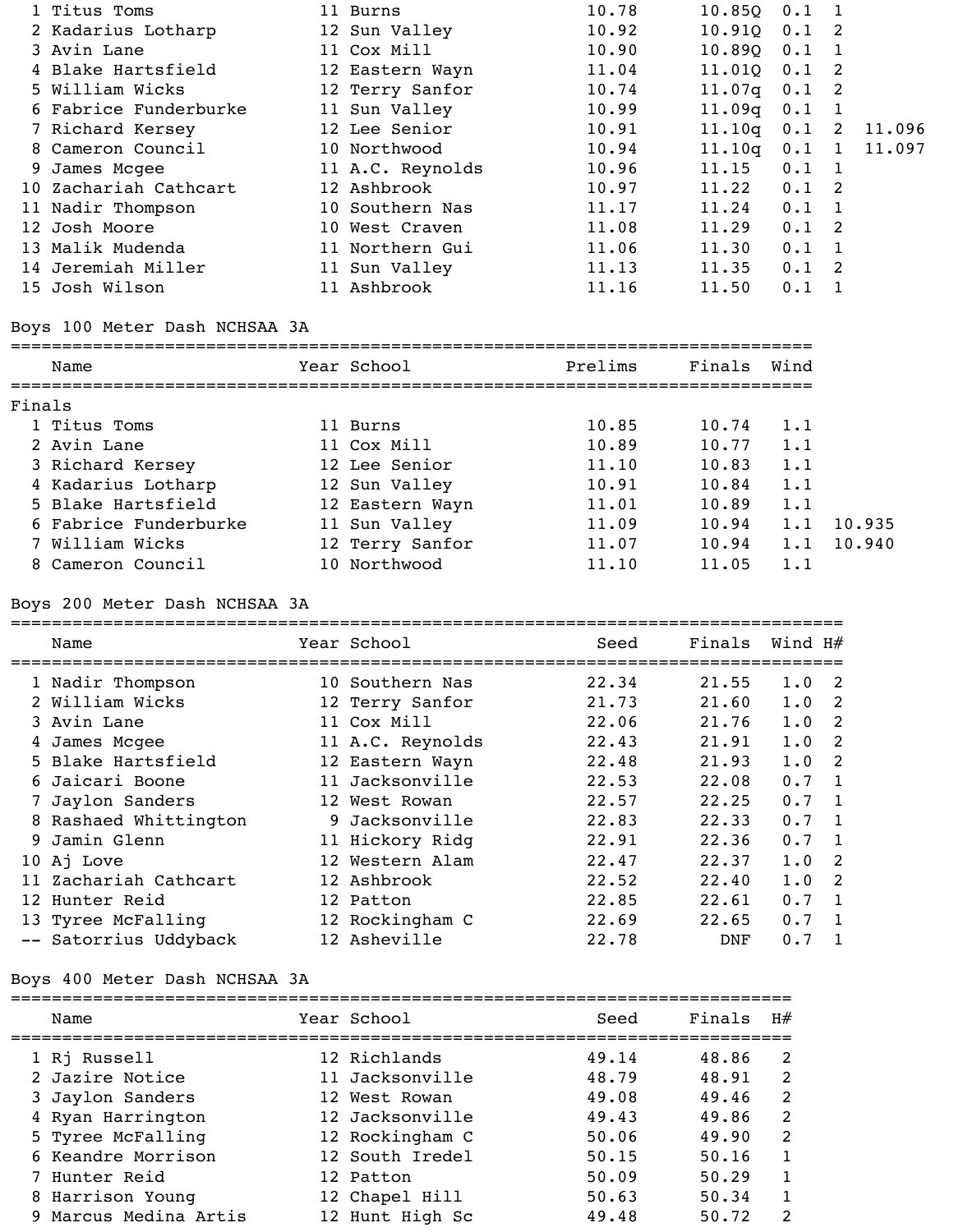| Place | Name | Year | School | Seed | Prelims | Wind | H# | |
|---|---|---|---|---|---|---|---|---|
| 1 | Titus Toms | 11 | Burns | 10.78 | 10.85Q | 0.1 | 1 | |
| 2 | Kadarius Lotharp | 12 | Sun Valley | 10.92 | 10.91Q | 0.1 | 2 | |
| 3 | Avin Lane | 11 | Cox Mill | 10.90 | 10.89Q | 0.1 | 1 | |
| 4 | Blake Hartsfield | 12 | Eastern Wayn | 11.04 | 11.01Q | 0.1 | 2 | |
| 5 | William Wicks | 12 | Terry Sanfor | 10.74 | 11.07q | 0.1 | 2 | |
| 6 | Fabrice Funderburke | 11 | Sun Valley | 10.99 | 11.09q | 0.1 | 1 | |
| 7 | Richard Kersey | 12 | Lee Senior | 10.91 | 11.10q | 0.1 | 2 | 11.096 |
| 8 | Cameron Council | 10 | Northwood | 10.94 | 11.10q | 0.1 | 1 | 11.097 |
| 9 | James Mcgee | 11 | A.C. Reynolds | 10.96 | 11.15 | 0.1 | 1 | |
| 10 | Zachariah Cathcart | 12 | Ashbrook | 10.97 | 11.22 | 0.1 | 2 | |
| 11 | Nadir Thompson | 10 | Southern Nas | 11.17 | 11.24 | 0.1 | 1 | |
| 12 | Josh Moore | 10 | West Craven | 11.08 | 11.29 | 0.1 | 2 | |
| 13 | Malik Mudenda | 11 | Northern Gui | 11.06 | 11.30 | 0.1 | 1 | |
| 14 | Jeremiah Miller | 11 | Sun Valley | 11.13 | 11.35 | 0.1 | 2 | |
| 15 | Josh Wilson | 11 | Ashbrook | 11.16 | 11.50 | 0.1 | 1 | |

## Boys 100 Meter Dash NCHSAA 3A

Finals

| Place | Name | Year | School | Prelims | Finals | Wind | |
|---|---|---|---|---|---|---|---|
| 1 | Titus Toms | 11 | Burns | 10.85 | 10.74 | 1.1 | |
| 2 | Avin Lane | 11 | Cox Mill | 10.89 | 10.77 | 1.1 | |
| 3 | Richard Kersey | 12 | Lee Senior | 11.10 | 10.83 | 1.1 | |
| 4 | Kadarius Lotharp | 12 | Sun Valley | 10.91 | 10.84 | 1.1 | |
| 5 | Blake Hartsfield | 12 | Eastern Wayn | 11.01 | 10.89 | 1.1 | |
| 6 | Fabrice Funderburke | 11 | Sun Valley | 11.09 | 10.94 | 1.1 | 10.935 |
| 7 | William Wicks | 12 | Terry Sanfor | 11.07 | 10.94 | 1.1 | 10.940 |
| 8 | Cameron Council | 10 | Northwood | 11.10 | 11.05 | 1.1 | |

## Boys 200 Meter Dash NCHSAA 3A

| Place | Name | Year | School | Seed | Finals | Wind | H# |
|---|---|---|---|---|---|---|---|
| 1 | Nadir Thompson | 10 | Southern Nas | 22.34 | 21.55 | 1.0 | 2 |
| 2 | William Wicks | 12 | Terry Sanfor | 21.73 | 21.60 | 1.0 | 2 |
| 3 | Avin Lane | 11 | Cox Mill | 22.06 | 21.76 | 1.0 | 2 |
| 4 | James Mcgee | 11 | A.C. Reynolds | 22.43 | 21.91 | 1.0 | 2 |
| 5 | Blake Hartsfield | 12 | Eastern Wayn | 22.48 | 21.93 | 1.0 | 2 |
| 6 | Jaicari Boone | 11 | Jacksonville | 22.53 | 22.08 | 0.7 | 1 |
| 7 | Jaylon Sanders | 12 | West Rowan | 22.57 | 22.25 | 0.7 | 1 |
| 8 | Rashaed Whittington | 9 | Jacksonville | 22.83 | 22.33 | 0.7 | 1 |
| 9 | Jamin Glenn | 11 | Hickory Ridg | 22.91 | 22.36 | 0.7 | 1 |
| 10 | Aj Love | 12 | Western Alam | 22.47 | 22.37 | 1.0 | 2 |
| 11 | Zachariah Cathcart | 12 | Ashbrook | 22.52 | 22.40 | 1.0 | 2 |
| 12 | Hunter Reid | 12 | Patton | 22.85 | 22.61 | 0.7 | 1 |
| 13 | Tyree McFalling | 12 | Rockingham C | 22.69 | 22.65 | 0.7 | 1 |
| -- | Satorrius Uddyback | 12 | Asheville | 22.78 | DNF | 0.7 | 1 |

## Boys 400 Meter Dash NCHSAA 3A

| Place | Name | Year | School | Seed | Finals | H# |
|---|---|---|---|---|---|---|
| 1 | Rj Russell | 12 | Richlands | 49.14 | 48.86 | 2 |
| 2 | Jazire Notice | 11 | Jacksonville | 48.79 | 48.91 | 2 |
| 3 | Jaylon Sanders | 12 | West Rowan | 49.08 | 49.46 | 2 |
| 4 | Ryan Harrington | 12 | Jacksonville | 49.43 | 49.86 | 2 |
| 5 | Tyree McFalling | 12 | Rockingham C | 50.06 | 49.90 | 2 |
| 6 | Keandre Morrison | 12 | South Iredel | 50.15 | 50.16 | 1 |
| 7 | Hunter Reid | 12 | Patton | 50.09 | 50.29 | 1 |
| 8 | Harrison Young | 12 | Chapel Hill | 50.63 | 50.34 | 1 |
| 9 | Marcus Medina Artis | 12 | Hunt High Sc | 49.48 | 50.72 | 2 |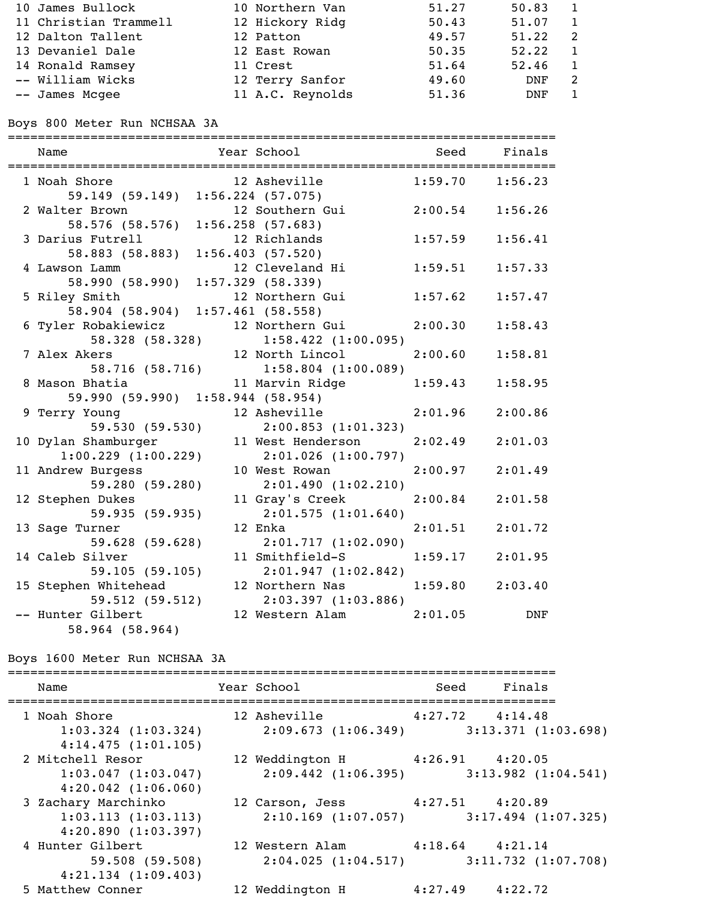| Place | Name | Year | School | Seed | Finals | H# |
|---|---|---|---|---|---|---|
| 10 | James Bullock | 10 | Northern Van | 51.27 | 50.83 | 1 |
| 11 | Christian Trammell | 12 | Hickory Ridg | 50.43 | 51.07 | 1 |
| 12 | Dalton Tallent | 12 | Patton | 49.57 | 51.22 | 2 |
| 13 | Devaniel Dale | 12 | East Rowan | 50.35 | 52.22 | 1 |
| 14 | Ronald Ramsey | 11 | Crest | 51.64 | 52.46 | 1 |
| -- | William Wicks | 12 | Terry Sanfor | 49.60 | DNF | 2 |
| -- | James Mcgee | 11 | A.C. Reynolds | 51.36 | DNF | 1 |

## Boys 800 Meter Run NCHSAA 3A

| Place | Name | Year | School | Seed | Finals | Splits |
|---|---|---|---|---|---|---|
| 1 | Noah Shore | 12 | Asheville | 1:59.70 | 1:56.23 | 59.149 (59.149) 1:56.224 (57.075) |
| 2 | Walter Brown | 12 | Southern Gui | 2:00.54 | 1:56.26 | 58.576 (58.576) 1:56.258 (57.683) |
| 3 | Darius Futrell | 12 | Richlands | 1:57.59 | 1:56.41 | 58.883 (58.883) 1:56.403 (57.520) |
| 4 | Lawson Lamm | 12 | Cleveland Hi | 1:59.51 | 1:57.33 | 58.990 (58.990) 1:57.329 (58.339) |
| 5 | Riley Smith | 12 | Northern Gui | 1:57.62 | 1:57.47 | 58.904 (58.904) 1:57.461 (58.558) |
| 6 | Tyler Robakiewicz | 12 | Northern Gui | 2:00.30 | 1:58.43 | 58.328 (58.328) 1:58.422 (1:00.095) |
| 7 | Alex Akers | 12 | North Lincol | 2:00.60 | 1:58.81 | 58.716 (58.716) 1:58.804 (1:00.089) |
| 8 | Mason Bhatia | 11 | Marvin Ridge | 1:59.43 | 1:58.95 | 59.990 (59.990) 1:58.944 (58.954) |
| 9 | Terry Young | 12 | Asheville | 2:01.96 | 2:00.86 | 59.530 (59.530) 2:00.853 (1:01.323) |
| 10 | Dylan Shamburger | 11 | West Henderson | 2:02.49 | 2:01.03 | 1:00.229 (1:00.229) 2:01.026 (1:00.797) |
| 11 | Andrew Burgess | 10 | West Rowan | 2:00.97 | 2:01.49 | 59.280 (59.280) 2:01.490 (1:02.210) |
| 12 | Stephen Dukes | 11 | Gray's Creek | 2:00.84 | 2:01.58 | 59.935 (59.935) 2:01.575 (1:01.640) |
| 13 | Sage Turner | 12 | Enka | 2:01.51 | 2:01.72 | 59.628 (59.628) 2:01.717 (1:02.090) |
| 14 | Caleb Silver | 11 | Smithfield-S | 1:59.17 | 2:01.95 | 59.105 (59.105) 2:01.947 (1:02.842) |
| 15 | Stephen Whitehead | 12 | Northern Nas | 1:59.80 | 2:03.40 | 59.512 (59.512) 2:03.397 (1:03.886) |
| -- | Hunter Gilbert | 12 | Western Alam | 2:01.05 | DNF | 58.964 (58.964) |

## Boys 1600 Meter Run NCHSAA 3A

| Place | Name | Year | School | Seed | Finals | Splits |
|---|---|---|---|---|---|---|
| 1 | Noah Shore | 12 | Asheville | 4:27.72 | 4:14.48 | 1:03.324 (1:03.324) 2:09.673 (1:06.349) 3:13.371 (1:03.698) 4:14.475 (1:01.105) |
| 2 | Mitchell Resor | 12 | Weddington H | 4:26.91 | 4:20.05 | 1:03.047 (1:03.047) 2:09.442 (1:06.395) 3:13.982 (1:04.541) 4:20.042 (1:06.060) |
| 3 | Zachary Marchinko | 12 | Carson, Jess | 4:27.51 | 4:20.89 | 1:03.113 (1:03.113) 2:10.169 (1:07.057) 3:17.494 (1:07.325) 4:20.890 (1:03.397) |
| 4 | Hunter Gilbert | 12 | Western Alam | 4:18.64 | 4:21.14 | 59.508 (59.508) 2:04.025 (1:04.517) 3:11.732 (1:07.708) 4:21.134 (1:09.403) |
| 5 | Matthew Conner | 12 | Weddington H | 4:27.49 | 4:22.72 | |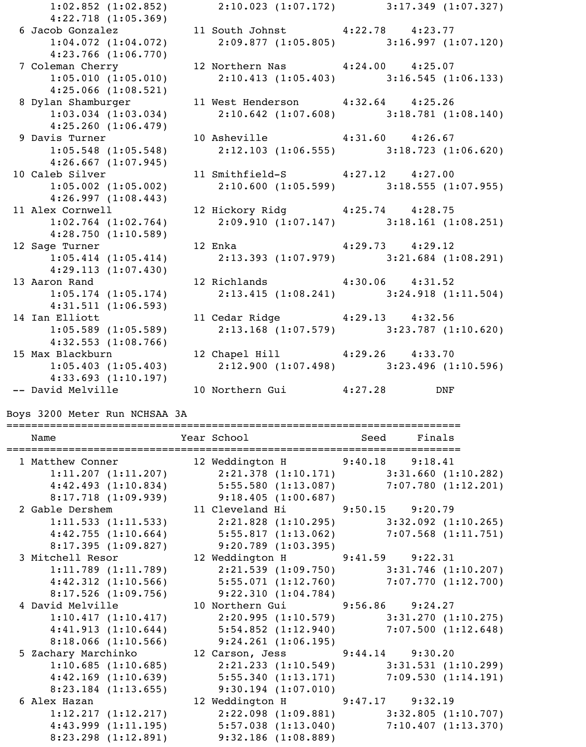```
    1:02.852 (1:02.852)        2:10.023 (1:07.172)        3:17.349 (1:07.327)
    4:22.718 (1:05.369)
  6 Jacob Gonzalez             11 South Johnst        4:22.78    4:23.77
    1:04.072 (1:04.072)        2:09.877 (1:05.805)        3:16.997 (1:07.120)
    4:23.766 (1:06.770)
  7 Coleman Cherry             12 Northern Nas        4:24.00    4:25.07
    1:05.010 (1:05.010)        2:10.413 (1:05.403)        3:16.545 (1:06.133)
    4:25.066 (1:08.521)
  8 Dylan Shamburger           11 West Henderson      4:32.64    4:25.26
    1:03.034 (1:03.034)        2:10.642 (1:07.608)        3:18.781 (1:08.140)
    4:25.260 (1:06.479)
  9 Davis Turner               10 Asheville           4:31.60    4:26.67
    1:05.548 (1:05.548)        2:12.103 (1:06.555)        3:18.723 (1:06.620)
    4:26.667 (1:07.945)
 10 Caleb Silver               11 Smithfield-S        4:27.12    4:27.00
    1:05.002 (1:05.002)        2:10.600 (1:05.599)        3:18.555 (1:07.955)
    4:26.997 (1:08.443)
 11 Alex Cornwell              12 Hickory Ridg        4:25.74    4:28.75
    1:02.764 (1:02.764)        2:09.910 (1:07.147)        3:18.161 (1:08.251)
    4:28.750 (1:10.589)
 12 Sage Turner                12 Enka                4:29.73    4:29.12
    1:05.414 (1:05.414)        2:13.393 (1:07.979)        3:21.684 (1:08.291)
    4:29.113 (1:07.430)
 13 Aaron Rand                 12 Richlands           4:30.06    4:31.52
    1:05.174 (1:05.174)        2:13.415 (1:08.241)        3:24.918 (1:11.504)
    4:31.511 (1:06.593)
 14 Ian Elliott                11 Cedar Ridge         4:29.13    4:32.56
    1:05.589 (1:05.589)        2:13.168 (1:07.579)        3:23.787 (1:10.620)
    4:32.553 (1:08.766)
 15 Max Blackburn              12 Chapel Hill         4:29.26    4:33.70
    1:05.403 (1:05.403)        2:12.900 (1:07.498)        3:23.496 (1:10.596)
    4:33.693 (1:10.197)
 -- David Melville             10 Northern Gui        4:27.28        DNF
```

Boys 3200 Meter Run NCHSAA 3A

```
============================================================================
    Name                    Year School                  Seed     Finals
============================================================================
  1 Matthew Conner             12 Weddington H        9:40.18    9:18.41
    1:11.207 (1:11.207)        2:21.378 (1:10.171)        3:31.660 (1:10.282)
    4:42.493 (1:10.834)        5:55.580 (1:13.087)        7:07.780 (1:12.201)
    8:17.718 (1:09.939)        9:18.405 (1:00.687)
  2 Gable Dershem              11 Cleveland Hi        9:50.15    9:20.79
    1:11.533 (1:11.533)        2:21.828 (1:10.295)        3:32.092 (1:10.265)
    4:42.755 (1:10.664)        5:55.817 (1:13.062)        7:07.568 (1:11.751)
    8:17.395 (1:09.827)        9:20.789 (1:03.395)
  3 Mitchell Resor             12 Weddington H        9:41.59    9:22.31
    1:11.789 (1:11.789)        2:21.539 (1:09.750)        3:31.746 (1:10.207)
    4:42.312 (1:10.566)        5:55.071 (1:12.760)        7:07.770 (1:12.700)
    8:17.526 (1:09.756)        9:22.310 (1:04.784)
  4 David Melville             10 Northern Gui        9:56.86    9:24.27
    1:10.417 (1:10.417)        2:20.995 (1:10.579)        3:31.270 (1:10.275)
    4:41.913 (1:10.644)        5:54.852 (1:12.940)        7:07.500 (1:12.648)
    8:18.066 (1:10.566)        9:24.261 (1:06.195)
  5 Zachary Marchinko          12 Carson, Jess        9:44.14    9:30.20
    1:10.685 (1:10.685)        2:21.233 (1:10.549)        3:31.531 (1:10.299)
    4:42.169 (1:10.639)        5:55.340 (1:13.171)        7:09.530 (1:14.191)
    8:23.184 (1:13.655)        9:30.194 (1:07.010)
  6 Alex Hazan                 12 Weddington H        9:47.17    9:32.19
    1:12.217 (1:12.217)        2:22.098 (1:09.881)        3:32.805 (1:10.707)
    4:43.999 (1:11.195)        5:57.038 (1:13.040)        7:10.407 (1:13.370)
    8:23.298 (1:12.891)        9:32.186 (1:08.889)
```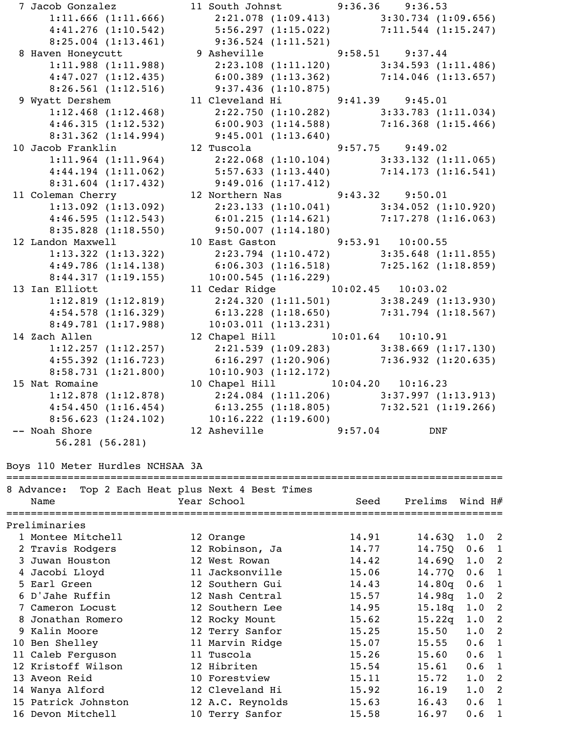```
  7 Jacob Gonzalez             11 South Johnst          9:36.36    9:36.53
       1:11.666 (1:11.666)        2:21.078 (1:09.413)        3:30.734 (1:09.656)
       4:41.276 (1:10.542)        5:56.297 (1:15.022)        7:11.544 (1:15.247)
       8:25.004 (1:13.461)        9:36.524 (1:11.521)
  8 Haven Honeycutt             9 Asheville             9:58.51    9:37.44
       1:11.988 (1:11.988)        2:23.108 (1:11.120)        3:34.593 (1:11.486)
       4:47.027 (1:12.435)        6:00.389 (1:13.362)        7:14.046 (1:13.657)
       8:26.561 (1:12.516)        9:37.436 (1:10.875)
  9 Wyatt Dershem              11 Cleveland Hi          9:41.39    9:45.01
       1:12.468 (1:12.468)        2:22.750 (1:10.282)        3:33.783 (1:11.034)
       4:46.315 (1:12.532)        6:00.903 (1:14.588)        7:16.368 (1:15.466)
       8:31.362 (1:14.994)        9:45.001 (1:13.640)
 10 Jacob Franklin             12 Tuscola               9:57.75    9:49.02
       1:11.964 (1:11.964)        2:22.068 (1:10.104)        3:33.132 (1:11.065)
       4:44.194 (1:11.062)        5:57.633 (1:13.440)        7:14.173 (1:16.541)
       8:31.604 (1:17.432)        9:49.016 (1:17.412)
 11 Coleman Cherry             12 Northern Nas          9:43.32    9:50.01
       1:13.092 (1:13.092)        2:23.133 (1:10.041)        3:34.052 (1:10.920)
       4:46.595 (1:12.543)        6:01.215 (1:14.621)        7:17.278 (1:16.063)
       8:35.828 (1:18.550)        9:50.007 (1:14.180)
 12 Landon Maxwell             10 East Gaston           9:53.91   10:00.55
       1:13.322 (1:13.322)        2:23.794 (1:10.472)        3:35.648 (1:11.855)
       4:49.786 (1:14.138)        6:06.303 (1:16.518)        7:25.162 (1:18.859)
       8:44.317 (1:19.155)       10:00.545 (1:16.229)
 13 Ian Elliott                11 Cedar Ridge          10:02.45   10:03.02
       1:12.819 (1:12.819)        2:24.320 (1:11.501)        3:38.249 (1:13.930)
       4:54.578 (1:16.329)        6:13.228 (1:18.650)        7:31.794 (1:18.567)
       8:49.781 (1:17.988)       10:03.011 (1:13.231)
 14 Zach Allen                 12 Chapel Hill          10:01.64   10:10.91
       1:12.257 (1:12.257)        2:21.539 (1:09.283)        3:38.669 (1:17.130)
       4:55.392 (1:16.723)        6:16.297 (1:20.906)        7:36.932 (1:20.635)
       8:58.731 (1:21.800)       10:10.903 (1:12.172)
 15 Nat Romaine                10 Chapel Hill          10:04.20   10:16.23
       1:12.878 (1:12.878)        2:24.084 (1:11.206)        3:37.997 (1:13.913)
       4:54.450 (1:16.454)        6:13.255 (1:18.805)        7:32.521 (1:19.266)
       8:56.623 (1:24.102)       10:16.222 (1:19.600)
 -- Noah Shore                 12 Asheville             9:57.04        DNF
        56.281 (56.281)
```

Boys 110 Meter Hurdles NCHSAA 3A

8 Advance: Top 2 Each Heat plus Next 4 Best Times

Preliminaries

| | Name | Year | School | Seed | Prelims | Wind | H# |
|---|---|---|---|---|---|---|---|
| 1 | Montee Mitchell | 12 | Orange | 14.91 | 14.63Q | 1.0 | 2 |
| 2 | Travis Rodgers | 12 | Robinson, Ja | 14.77 | 14.75Q | 0.6 | 1 |
| 3 | Juwan Houston | 12 | West Rowan | 14.42 | 14.69Q | 1.0 | 2 |
| 4 | Jacobi Lloyd | 11 | Jacksonville | 15.06 | 14.77Q | 0.6 | 1 |
| 5 | Earl Green | 12 | Southern Gui | 14.43 | 14.80q | 0.6 | 1 |
| 6 | D'Jahe Ruffin | 12 | Nash Central | 15.57 | 14.98q | 1.0 | 2 |
| 7 | Cameron Locust | 12 | Southern Lee | 14.95 | 15.18q | 1.0 | 2 |
| 8 | Jonathan Romero | 12 | Rocky Mount | 15.62 | 15.22q | 1.0 | 2 |
| 9 | Kalin Moore | 12 | Terry Sanfor | 15.25 | 15.50 | 1.0 | 2 |
| 10 | Ben Shelley | 11 | Marvin Ridge | 15.07 | 15.55 | 0.6 | 1 |
| 11 | Caleb Ferguson | 11 | Tuscola | 15.26 | 15.60 | 0.6 | 1 |
| 12 | Kristoff Wilson | 12 | Hibriten | 15.54 | 15.61 | 0.6 | 1 |
| 13 | Aveon Reid | 10 | Forestview | 15.11 | 15.72 | 1.0 | 2 |
| 14 | Wanya Alford | 12 | Cleveland Hi | 15.92 | 16.19 | 1.0 | 2 |
| 15 | Patrick Johnston | 12 | A.C. Reynolds | 15.63 | 16.43 | 0.6 | 1 |
| 16 | Devon Mitchell | 10 | Terry Sanfor | 15.58 | 16.97 | 0.6 | 1 |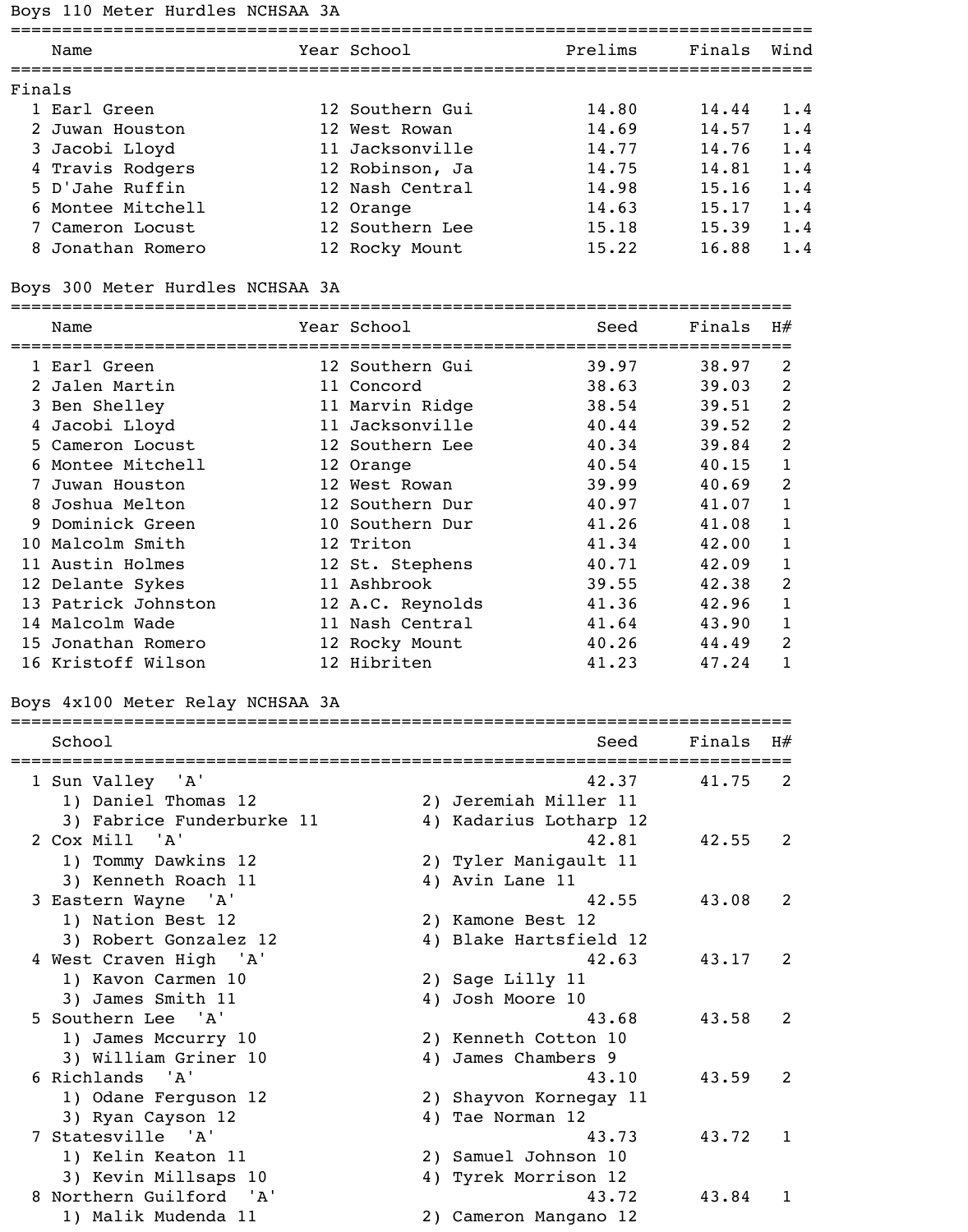## Boys 110 Meter Hurdles NCHSAA 3A

**Finals**

| | Name | Year | School | Prelims | Finals | Wind |
|---|---|---|---|---|---|---|
| 1 | Earl Green | 12 | Southern Gui | 14.80 | 14.44 | 1.4 |
| 2 | Juwan Houston | 12 | West Rowan | 14.69 | 14.57 | 1.4 |
| 3 | Jacobi Lloyd | 11 | Jacksonville | 14.77 | 14.76 | 1.4 |
| 4 | Travis Rodgers | 12 | Robinson, Ja | 14.75 | 14.81 | 1.4 |
| 5 | D'Jahe Ruffin | 12 | Nash Central | 14.98 | 15.16 | 1.4 |
| 6 | Montee Mitchell | 12 | Orange | 14.63 | 15.17 | 1.4 |
| 7 | Cameron Locust | 12 | Southern Lee | 15.18 | 15.39 | 1.4 |
| 8 | Jonathan Romero | 12 | Rocky Mount | 15.22 | 16.88 | 1.4 |

## Boys 300 Meter Hurdles NCHSAA 3A

| | Name | Year | School | Seed | Finals | H# |
|---|---|---|---|---|---|---|
| 1 | Earl Green | 12 | Southern Gui | 39.97 | 38.97 | 2 |
| 2 | Jalen Martin | 11 | Concord | 38.63 | 39.03 | 2 |
| 3 | Ben Shelley | 11 | Marvin Ridge | 38.54 | 39.51 | 2 |
| 4 | Jacobi Lloyd | 11 | Jacksonville | 40.44 | 39.52 | 2 |
| 5 | Cameron Locust | 12 | Southern Lee | 40.34 | 39.84 | 2 |
| 6 | Montee Mitchell | 12 | Orange | 40.54 | 40.15 | 1 |
| 7 | Juwan Houston | 12 | West Rowan | 39.99 | 40.69 | 2 |
| 8 | Joshua Melton | 12 | Southern Dur | 40.97 | 41.07 | 1 |
| 9 | Dominick Green | 10 | Southern Dur | 41.26 | 41.08 | 1 |
| 10 | Malcolm Smith | 12 | Triton | 41.34 | 42.00 | 1 |
| 11 | Austin Holmes | 12 | St. Stephens | 40.71 | 42.09 | 1 |
| 12 | Delante Sykes | 11 | Ashbrook | 39.55 | 42.38 | 2 |
| 13 | Patrick Johnston | 12 | A.C. Reynolds | 41.36 | 42.96 | 1 |
| 14 | Malcolm Wade | 11 | Nash Central | 41.64 | 43.90 | 1 |
| 15 | Jonathan Romero | 12 | Rocky Mount | 40.26 | 44.49 | 2 |
| 16 | Kristoff Wilson | 12 | Hibriten | 41.23 | 47.24 | 1 |

## Boys 4x100 Meter Relay NCHSAA 3A

| | School | Seed | Finals | H# |
|---|---|---|---|---|
| 1 | Sun Valley 'A' | 42.37 | 41.75 | 2 |
| | 1) Daniel Thomas 12, 2) Jeremiah Miller 11, 3) Fabrice Funderburke 11, 4) Kadarius Lotharp 12 | | | |
| 2 | Cox Mill 'A' | 42.81 | 42.55 | 2 |
| | 1) Tommy Dawkins 12, 2) Tyler Manigault 11, 3) Kenneth Roach 11, 4) Avin Lane 11 | | | |
| 3 | Eastern Wayne 'A' | 42.55 | 43.08 | 2 |
| | 1) Nation Best 12, 2) Kamone Best 12, 3) Robert Gonzalez 12, 4) Blake Hartsfield 12 | | | |
| 4 | West Craven High 'A' | 42.63 | 43.17 | 2 |
| | 1) Kavon Carmen 10, 2) Sage Lilly 11, 3) James Smith 11, 4) Josh Moore 10 | | | |
| 5 | Southern Lee 'A' | 43.68 | 43.58 | 2 |
| | 1) James Mccurry 10, 2) Kenneth Cotton 10, 3) William Griner 10, 4) James Chambers 9 | | | |
| 6 | Richlands 'A' | 43.10 | 43.59 | 2 |
| | 1) Odane Ferguson 12, 2) Shayvon Kornegay 11, 3) Ryan Cayson 12, 4) Tae Norman 12 | | | |
| 7 | Statesville 'A' | 43.73 | 43.72 | 1 |
| | 1) Kelin Keaton 11, 2) Samuel Johnson 10, 3) Kevin Millsaps 10, 4) Tyrek Morrison 12 | | | |
| 8 | Northern Guilford 'A' | 43.72 | 43.84 | 1 |
| | 1) Malik Mudenda 11, 2) Cameron Mangano 12 | | | |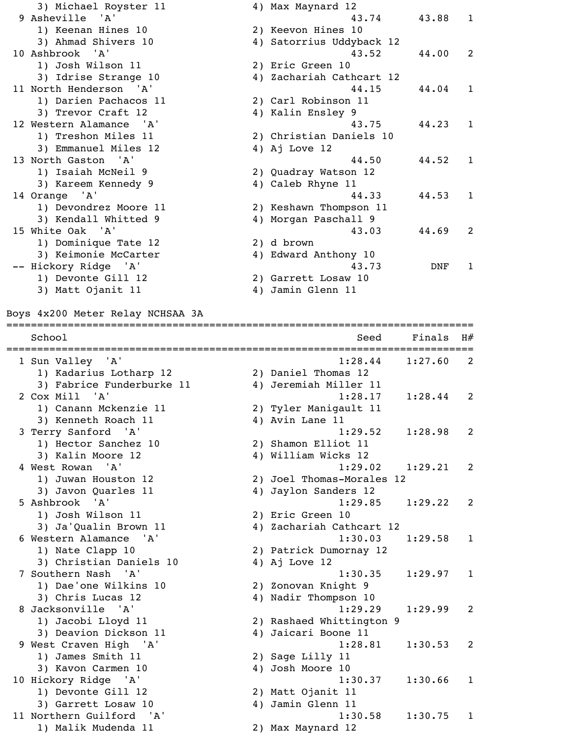```
    3) Michael Royster 11              4) Max Maynard 12
  9 Asheville  'A'                                   43.74      43.88   1
    1) Keenan Hines 10                 2) Keevon Hines 10
    3) Ahmad Shivers 10                4) Satorrius Uddyback 12
 10 Ashbrook  'A'                                    43.52      44.00   2
    1) Josh Wilson 11                  2) Eric Green 10
    3) Idrise Strange 10               4) Zachariah Cathcart 12
 11 North Henderson  'A'                             44.15      44.04   1
    1) Darien Pachacos 11              2) Carl Robinson 11
    3) Trevor Craft 12                 4) Kalin Ensley 9
 12 Western Alamance  'A'                            43.75      44.23   1
    1) Treshon Miles 11                2) Christian Daniels 10
    3) Emmanuel Miles 12               4) Aj Love 12
 13 North Gaston  'A'                                44.50      44.52   1
    1) Isaiah McNeil 9                 2) Quadray Watson 12
    3) Kareem Kennedy 9                4) Caleb Rhyne 11
 14 Orange  'A'                                      44.33      44.53   1
    1) Devondrez Moore 11              2) Keshawn Thompson 11
    3) Kendall Whitted 9               4) Morgan Paschall 9
 15 White Oak  'A'                                   43.03      44.69   2
    1) Dominique Tate 12               2) d brown
    3) Keimonie McCarter               4) Edward Anthony 10
 -- Hickory Ridge  'A'                               43.73        DNF   1
    1) Devonte Gill 12                 2) Garrett Losaw 10
    3) Matt Ojanit 11                  4) Jamin Glenn 11

Boys 4x200 Meter Relay NCHSAA 3A
================================================================================
    School                                            Seed     Finals  H#
================================================================================
  1 Sun Valley  'A'                                1:28.44    1:27.60   2
    1) Kadarius Lotharp 12             2) Daniel Thomas 12
    3) Fabrice Funderburke 11          4) Jeremiah Miller 11
  2 Cox Mill  'A'                                  1:28.17    1:28.44   2
    1) Canann Mckenzie 11              2) Tyler Manigault 11
    3) Kenneth Roach 11                4) Avin Lane 11
  3 Terry Sanford  'A'                             1:29.52    1:28.98   2
    1) Hector Sanchez 10               2) Shamon Elliot 11
    3) Kalin Moore 12                  4) William Wicks 12
  4 West Rowan  'A'                                1:29.02    1:29.21   2
    1) Juwan Houston 12                2) Joel Thomas-Morales 12
    3) Javon Quarles 11                4) Jaylon Sanders 12
  5 Ashbrook  'A'                                  1:29.85    1:29.22   2
    1) Josh Wilson 11                  2) Eric Green 10
    3) Ja'Qualin Brown 11              4) Zachariah Cathcart 12
  6 Western Alamance  'A'                          1:30.03    1:29.58   1
    1) Nate Clapp 10                   2) Patrick Dumornay 12
    3) Christian Daniels 10            4) Aj Love 12
  7 Southern Nash  'A'                             1:30.35    1:29.97   1
    1) Dae'one Wilkins 10              2) Zonovan Knight 9
    3) Chris Lucas 12                  4) Nadir Thompson 10
  8 Jacksonville  'A'                              1:29.29    1:29.99   2
    1) Jacobi Lloyd 11                 2) Rashaed Whittington 9
    3) Deavion Dickson 11              4) Jaicari Boone 11
  9 West Craven High  'A'                          1:28.81    1:30.53   2
    1) James Smith 11                  2) Sage Lilly 11
    3) Kavon Carmen 10                 4) Josh Moore 10
 10 Hickory Ridge  'A'                             1:30.37    1:30.66   1
    1) Devonte Gill 12                 2) Matt Ojanit 11
    3) Garrett Losaw 10                4) Jamin Glenn 11
 11 Northern Guilford  'A'                         1:30.58    1:30.75   1
    1) Malik Mudenda 11                2) Max Maynard 12
```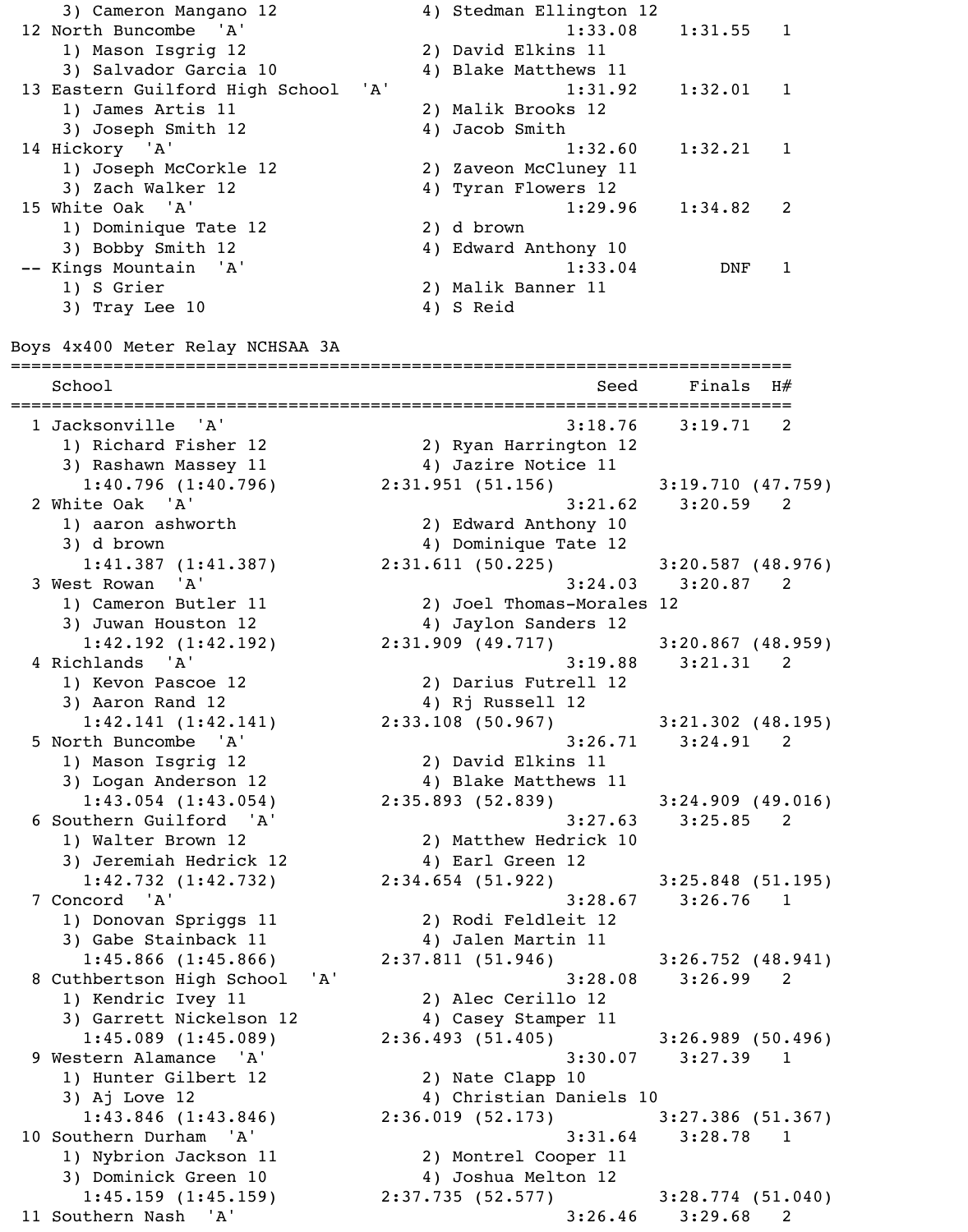```
    3) Cameron Mangano 12              4) Stedman Ellington 12
 12 North Buncombe  'A'                               1:33.08    1:31.55   1
    1) Mason Isgrig 12                 2) David Elkins 11
    3) Salvador Garcia 10              4) Blake Matthews 11
 13 Eastern Guilford High School  'A'                 1:31.92    1:32.01   1
    1) James Artis 11                  2) Malik Brooks 12
    3) Joseph Smith 12                 4) Jacob Smith
 14 Hickory  'A'                                      1:32.60    1:32.21   1
    1) Joseph McCorkle 12              2) Zaveon McCluney 11
    3) Zach Walker 12                  4) Tyran Flowers 12
 15 White Oak  'A'                                    1:29.96    1:34.82   2
    1) Dominique Tate 12               2) d brown
    3) Bobby Smith 12                  4) Edward Anthony 10
 -- Kings Mountain  'A'                               1:33.04        DNF   1
    1) S Grier                         2) Malik Banner 11
    3) Tray Lee 10                     4) S Reid
```

Boys 4x400 Meter Relay NCHSAA 3A

```
===============================================================================
    School                                              Seed     Finals  H#
===============================================================================
  1 Jacksonville  'A'                                  3:18.76    3:19.71   2
    1) Richard Fisher 12               2) Ryan Harrington 12
    3) Rashawn Massey 11               4) Jazire Notice 11
      1:40.796 (1:40.796)        2:31.951 (51.156)        3:19.710 (47.759)
  2 White Oak  'A'                                     3:21.62    3:20.59   2
    1) aaron ashworth                  2) Edward Anthony 10
    3) d brown                         4) Dominique Tate 12
      1:41.387 (1:41.387)        2:31.611 (50.225)        3:20.587 (48.976)
  3 West Rowan  'A'                                    3:24.03    3:20.87   2
    1) Cameron Butler 11               2) Joel Thomas-Morales 12
    3) Juwan Houston 12                4) Jaylon Sanders 12
      1:42.192 (1:42.192)        2:31.909 (49.717)        3:20.867 (48.959)
  4 Richlands  'A'                                     3:19.88    3:21.31   2
    1) Kevon Pascoe 12                 2) Darius Futrell 12
    3) Aaron Rand 12                   4) Rj Russell 12
      1:42.141 (1:42.141)        2:33.108 (50.967)        3:21.302 (48.195)
  5 North Buncombe  'A'                                3:26.71    3:24.91   2
    1) Mason Isgrig 12                 2) David Elkins 11
    3) Logan Anderson 12               4) Blake Matthews 11
      1:43.054 (1:43.054)        2:35.893 (52.839)        3:24.909 (49.016)
  6 Southern Guilford  'A'                             3:27.63    3:25.85   2
    1) Walter Brown 12                 2) Matthew Hedrick 10
    3) Jeremiah Hedrick 12             4) Earl Green 12
      1:42.732 (1:42.732)        2:34.654 (51.922)        3:25.848 (51.195)
  7 Concord  'A'                                       3:28.67    3:26.76   1
    1) Donovan Spriggs 11              2) Rodi Feldleit 12
    3) Gabe Stainback 11               4) Jalen Martin 11
      1:45.866 (1:45.866)        2:37.811 (51.946)        3:26.752 (48.941)
  8 Cuthbertson High School  'A'                       3:28.08    3:26.99   2
    1) Kendric Ivey 11                 2) Alec Cerillo 12
    3) Garrett Nickelson 12            4) Casey Stamper 11
      1:45.089 (1:45.089)        2:36.493 (51.405)        3:26.989 (50.496)
  9 Western Alamance  'A'                              3:30.07    3:27.39   1
    1) Hunter Gilbert 12               2) Nate Clapp 10
    3) Aj Love 12                      4) Christian Daniels 10
      1:43.846 (1:43.846)        2:36.019 (52.173)        3:27.386 (51.367)
 10 Southern Durham  'A'                               3:31.64    3:28.78   1
    1) Nybrion Jackson 11              2) Montrel Cooper 11
    3) Dominick Green 10               4) Joshua Melton 12
      1:45.159 (1:45.159)        2:37.735 (52.577)        3:28.774 (51.040)
 11 Southern Nash  'A'                                 3:26.46    3:29.68   2
```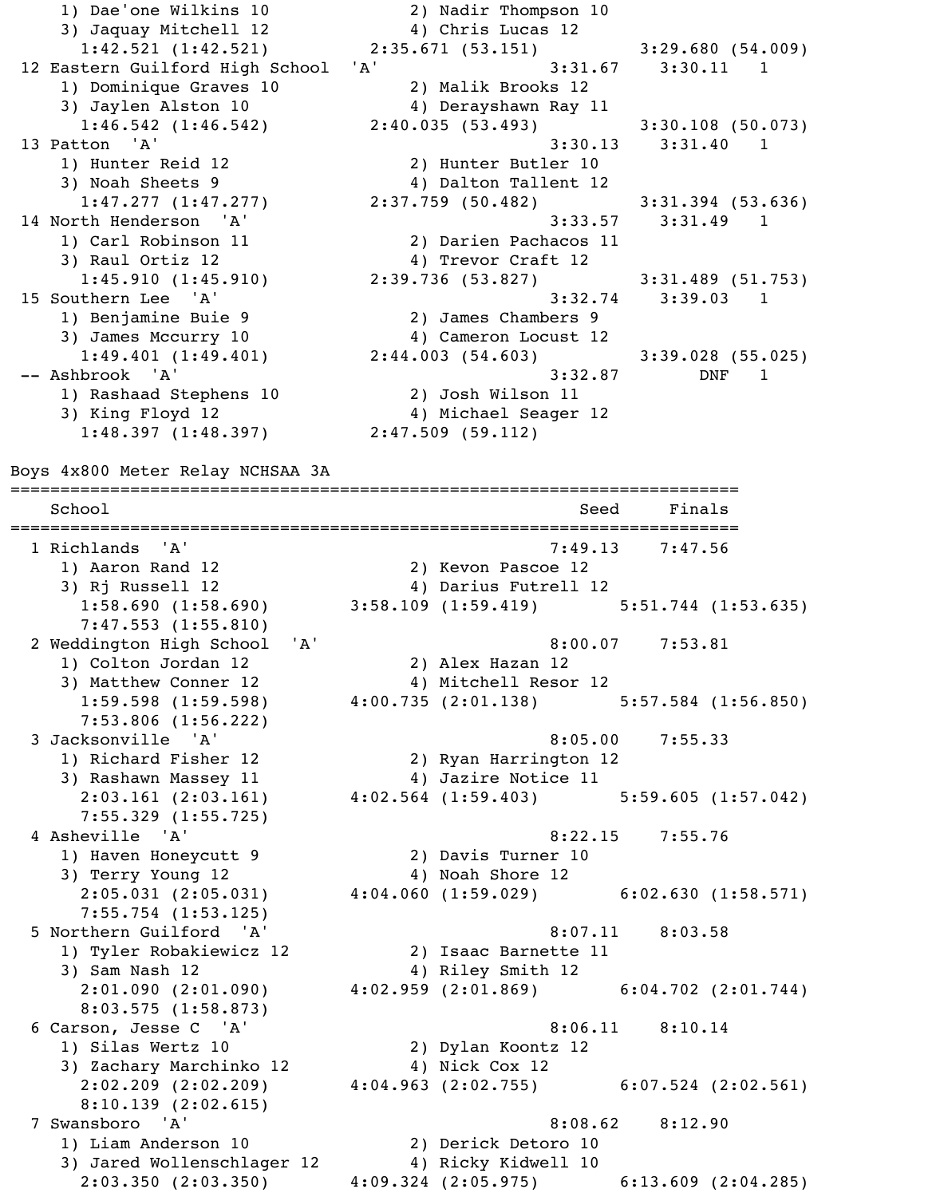```
    1) Dae'one Wilkins 10              2) Nadir Thompson 10
    3) Jaquay Mitchell 12              4) Chris Lucas 12
      1:42.521 (1:42.521)       2:35.671 (53.151)         3:29.680 (54.009)
 12 Eastern Guilford High School  'A'                   3:31.67    3:30.11   1
    1) Dominique Graves 10             2) Malik Brooks 12
    3) Jaylen Alston 10                4) Derayshawn Ray 11
      1:46.542 (1:46.542)       2:40.035 (53.493)         3:30.108 (50.073)
 13 Patton  'A'                                         3:30.13    3:31.40   1
    1) Hunter Reid 12                  2) Hunter Butler 10
    3) Noah Sheets 9                   4) Dalton Tallent 12
      1:47.277 (1:47.277)       2:37.759 (50.482)         3:31.394 (53.636)
 14 North Henderson  'A'                                3:33.57    3:31.49   1
    1) Carl Robinson 11                2) Darien Pachacos 11
    3) Raul Ortiz 12                   4) Trevor Craft 12
      1:45.910 (1:45.910)       2:39.736 (53.827)         3:31.489 (51.753)
 15 Southern Lee  'A'                                   3:32.74    3:39.03   1
    1) Benjamine Buie 9                2) James Chambers 9
    3) James Mccurry 10                4) Cameron Locust 12
      1:49.401 (1:49.401)       2:44.003 (54.603)         3:39.028 (55.025)
 -- Ashbrook  'A'                                       3:32.87        DNF   1
    1) Rashaad Stephens 10             2) Josh Wilson 11
    3) King Floyd 12                   4) Michael Seager 12
      1:48.397 (1:48.397)       2:47.509 (59.112)
```

## Boys 4x800 Meter Relay NCHSAA 3A

```
========================================================================
    School                                               Seed     Finals
========================================================================
  1 Richlands  'A'                                      7:49.13    7:47.56
    1) Aaron Rand 12                   2) Kevon Pascoe 12
    3) Rj Russell 12                   4) Darius Futrell 12
      1:58.690 (1:58.690)     3:58.109 (1:59.419)       5:51.744 (1:53.635)
      7:47.553 (1:55.810)
  2 Weddington High School  'A'                         8:00.07    7:53.81
    1) Colton Jordan 12                2) Alex Hazan 12
    3) Matthew Conner 12               4) Mitchell Resor 12
      1:59.598 (1:59.598)     4:00.735 (2:01.138)       5:57.584 (1:56.850)
      7:53.806 (1:56.222)
  3 Jacksonville  'A'                                   8:05.00    7:55.33
    1) Richard Fisher 12               2) Ryan Harrington 12
    3) Rashawn Massey 11               4) Jazire Notice 11
      2:03.161 (2:03.161)     4:02.564 (1:59.403)       5:59.605 (1:57.042)
      7:55.329 (1:55.725)
  4 Asheville  'A'                                      8:22.15    7:55.76
    1) Haven Honeycutt 9               2) Davis Turner 10
    3) Terry Young 12                  4) Noah Shore 12
      2:05.031 (2:05.031)     4:04.060 (1:59.029)       6:02.630 (1:58.571)
      7:55.754 (1:53.125)
  5 Northern Guilford  'A'                              8:07.11    8:03.58
    1) Tyler Robakiewicz 12            2) Isaac Barnette 11
    3) Sam Nash 12                     4) Riley Smith 12
      2:01.090 (2:01.090)     4:02.959 (2:01.869)       6:04.702 (2:01.744)
      8:03.575 (1:58.873)
  6 Carson, Jesse C  'A'                                8:06.11    8:10.14
    1) Silas Wertz 10                  2) Dylan Koontz 12
    3) Zachary Marchinko 12            4) Nick Cox 12
      2:02.209 (2:02.209)     4:04.963 (2:02.755)       6:07.524 (2:02.561)
      8:10.139 (2:02.615)
  7 Swansboro  'A'                                      8:08.62    8:12.90
    1) Liam Anderson 10                2) Derick Detoro 10
    3) Jared Wollenschlager 12         4) Ricky Kidwell 10
      2:03.350 (2:03.350)     4:09.324 (2:05.975)       6:13.609 (2:04.285)
```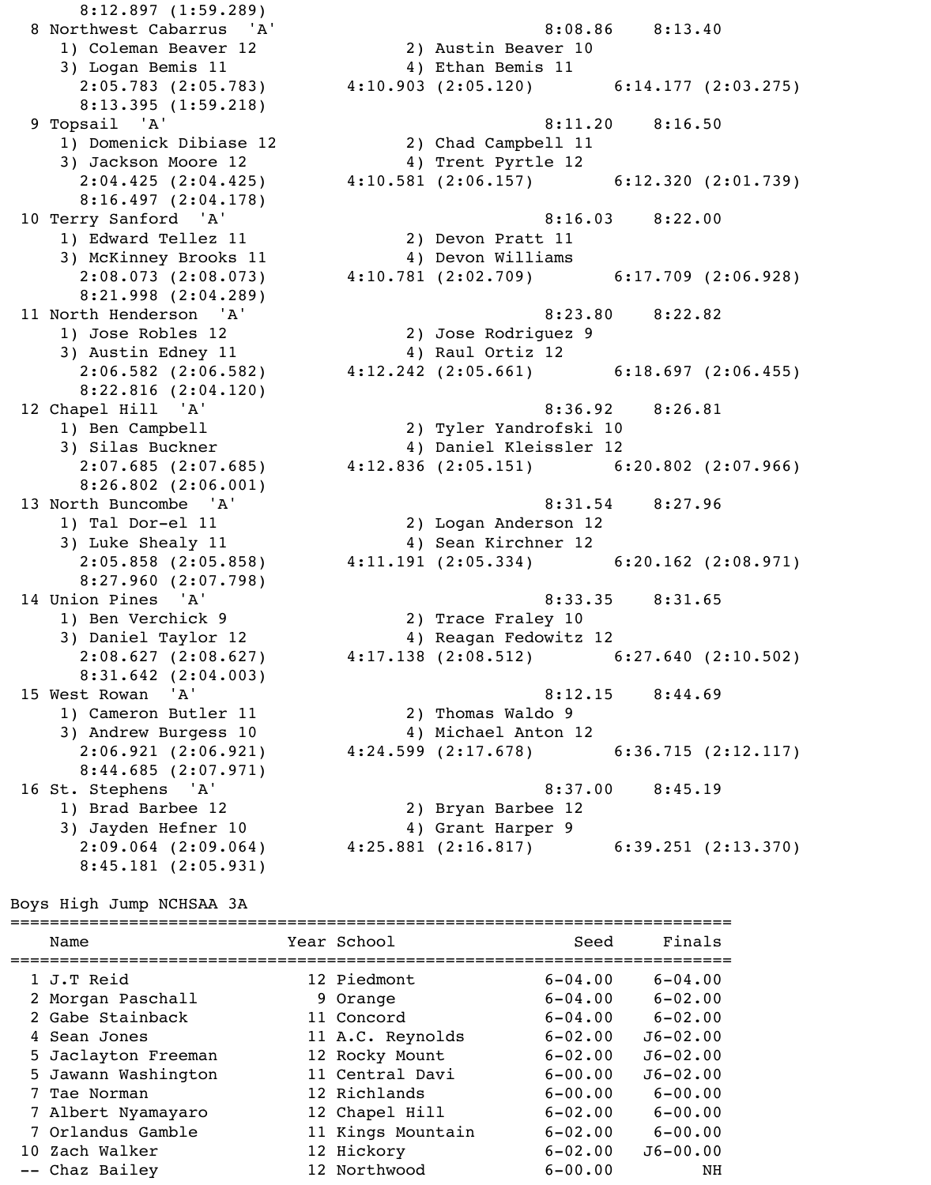```
      8:12.897 (1:59.289)
  8 Northwest Cabarrus  'A'                               8:08.86    8:13.40
     1) Coleman Beaver 12              2) Austin Beaver 10
     3) Logan Bemis 11                 4) Ethan Bemis 11
       2:05.783 (2:05.783)       4:10.903 (2:05.120)       6:14.177 (2:03.275)
       8:13.395 (1:59.218)
  9 Topsail  'A'                                          8:11.20    8:16.50
     1) Domenick Dibiase 12            2) Chad Campbell 11
     3) Jackson Moore 12               4) Trent Pyrtle 12
       2:04.425 (2:04.425)       4:10.581 (2:06.157)       6:12.320 (2:01.739)
       8:16.497 (2:04.178)
 10 Terry Sanford  'A'                                    8:16.03    8:22.00
     1) Edward Tellez 11               2) Devon Pratt 11
     3) McKinney Brooks 11             4) Devon Williams
       2:08.073 (2:08.073)       4:10.781 (2:02.709)       6:17.709 (2:06.928)
       8:21.998 (2:04.289)
 11 North Henderson  'A'                                  8:23.80    8:22.82
     1) Jose Robles 12                 2) Jose Rodriguez 9
     3) Austin Edney 11                4) Raul Ortiz 12
       2:06.582 (2:06.582)       4:12.242 (2:05.661)       6:18.697 (2:06.455)
       8:22.816 (2:04.120)
 12 Chapel Hill  'A'                                      8:36.92    8:26.81
     1) Ben Campbell                   2) Tyler Yandrofski 10
     3) Silas Buckner                  4) Daniel Kleissler 12
       2:07.685 (2:07.685)       4:12.836 (2:05.151)       6:20.802 (2:07.966)
       8:26.802 (2:06.001)
 13 North Buncombe  'A'                                   8:31.54    8:27.96
     1) Tal Dor-el 11                  2) Logan Anderson 12
     3) Luke Shealy 11                 4) Sean Kirchner 12
       2:05.858 (2:05.858)       4:11.191 (2:05.334)       6:20.162 (2:08.971)
       8:27.960 (2:07.798)
 14 Union Pines  'A'                                      8:33.35    8:31.65
     1) Ben Verchick 9                 2) Trace Fraley 10
     3) Daniel Taylor 12               4) Reagan Fedowitz 12
       2:08.627 (2:08.627)       4:17.138 (2:08.512)       6:27.640 (2:10.502)
       8:31.642 (2:04.003)
 15 West Rowan  'A'                                       8:12.15    8:44.69
     1) Cameron Butler 11              2) Thomas Waldo 9
     3) Andrew Burgess 10              4) Michael Anton 12
       2:06.921 (2:06.921)       4:24.599 (2:17.678)       6:36.715 (2:12.117)
       8:44.685 (2:07.971)
 16 St. Stephens  'A'                                     8:37.00    8:45.19
     1) Brad Barbee 12                 2) Bryan Barbee 12
     3) Jayden Hefner 10               4) Grant Harper 9
       2:09.064 (2:09.064)       4:25.881 (2:16.817)       6:39.251 (2:13.370)
       8:45.181 (2:05.931)
```

Boys High Jump NCHSAA 3A

| | Name | Year | School | Seed | Finals |
|---|---|---|---|---|---|
| 1 | J.T Reid | 12 | Piedmont | 6-04.00 | 6-04.00 |
| 2 | Morgan Paschall | 9 | Orange | 6-04.00 | 6-02.00 |
| 2 | Gabe Stainback | 11 | Concord | 6-04.00 | 6-02.00 |
| 4 | Sean Jones | 11 | A.C. Reynolds | 6-02.00 | J6-02.00 |
| 5 | Jaclayton Freeman | 12 | Rocky Mount | 6-02.00 | J6-02.00 |
| 5 | Jawann Washington | 11 | Central Davi | 6-00.00 | J6-02.00 |
| 7 | Tae Norman | 12 | Richlands | 6-00.00 | 6-00.00 |
| 7 | Albert Nyamayaro | 12 | Chapel Hill | 6-02.00 | 6-00.00 |
| 7 | Orlandus Gamble | 11 | Kings Mountain | 6-02.00 | 6-00.00 |
| 10 | Zach Walker | 12 | Hickory | 6-02.00 | J6-00.00 |
| -- | Chaz Bailey | 12 | Northwood | 6-00.00 | NH |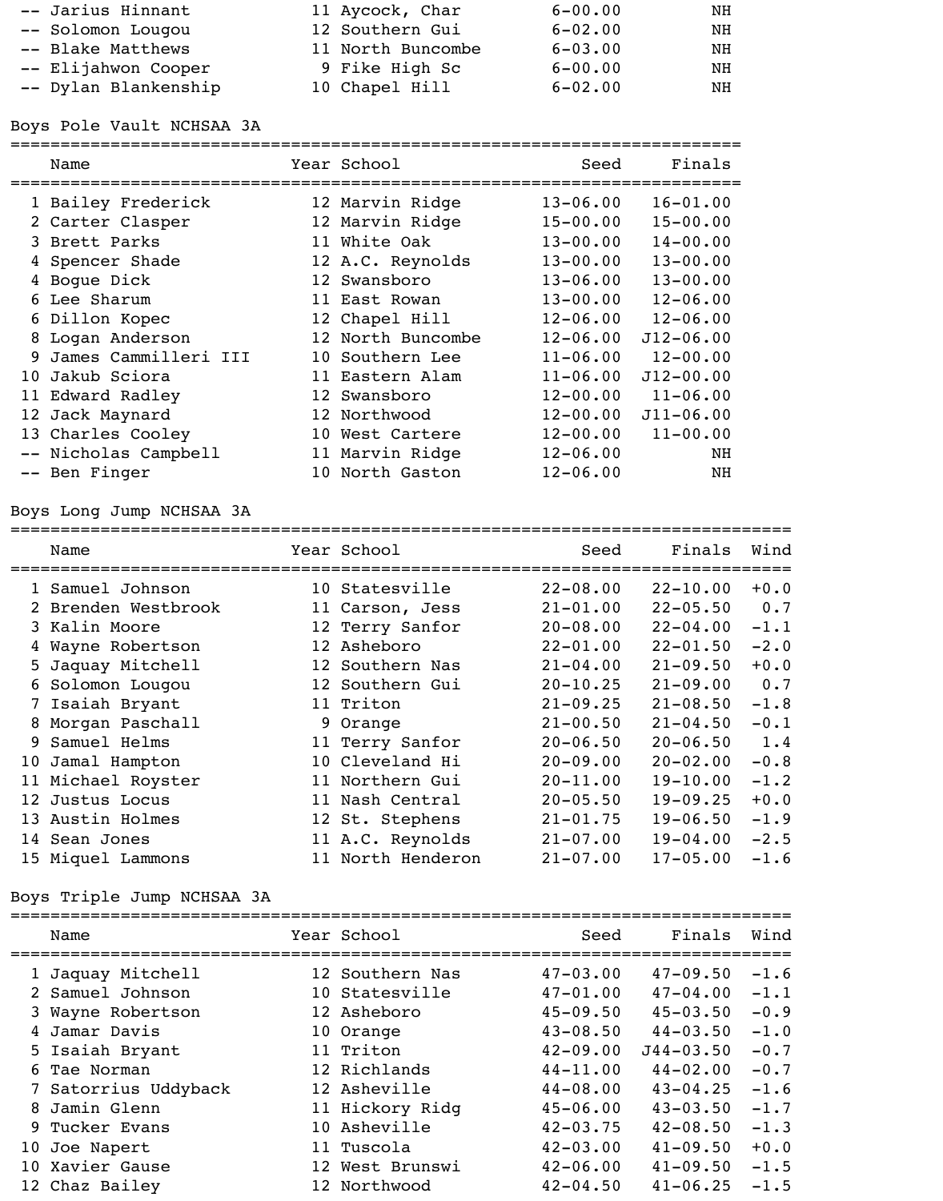| Place | Name | Year | School | Seed | Finals |
|---|---|---|---|---|---|
| -- | Jarius Hinnant | 11 | Aycock, Char | 6-00.00 | NH |
| -- | Solomon Lougou | 12 | Southern Gui | 6-02.00 | NH |
| -- | Blake Matthews | 11 | North Buncombe | 6-03.00 | NH |
| -- | Elijahwon Cooper | 9 | Fike High Sc | 6-00.00 | NH |
| -- | Dylan Blankenship | 10 | Chapel Hill | 6-02.00 | NH |

## Boys Pole Vault NCHSAA 3A

| Place | Name | Year | School | Seed | Finals |
|---|---|---|---|---|---|
| 1 | Bailey Frederick | 12 | Marvin Ridge | 13-06.00 | 16-01.00 |
| 2 | Carter Clasper | 12 | Marvin Ridge | 15-00.00 | 15-00.00 |
| 3 | Brett Parks | 11 | White Oak | 13-00.00 | 14-00.00 |
| 4 | Spencer Shade | 12 | A.C. Reynolds | 13-00.00 | 13-00.00 |
| 4 | Bogue Dick | 12 | Swansboro | 13-06.00 | 13-00.00 |
| 6 | Lee Sharum | 11 | East Rowan | 13-00.00 | 12-06.00 |
| 6 | Dillon Kopec | 12 | Chapel Hill | 12-06.00 | 12-06.00 |
| 8 | Logan Anderson | 12 | North Buncombe | 12-06.00 | J12-06.00 |
| 9 | James Cammilleri III | 10 | Southern Lee | 11-06.00 | 12-00.00 |
| 10 | Jakub Sciora | 11 | Eastern Alam | 11-06.00 | J12-00.00 |
| 11 | Edward Radley | 12 | Swansboro | 12-00.00 | 11-06.00 |
| 12 | Jack Maynard | 12 | Northwood | 12-00.00 | J11-06.00 |
| 13 | Charles Cooley | 10 | West Cartere | 12-00.00 | 11-00.00 |
| -- | Nicholas Campbell | 11 | Marvin Ridge | 12-06.00 | NH |
| -- | Ben Finger | 10 | North Gaston | 12-06.00 | NH |

## Boys Long Jump NCHSAA 3A

| Place | Name | Year | School | Seed | Finals | Wind |
|---|---|---|---|---|---|---|
| 1 | Samuel Johnson | 10 | Statesville | 22-08.00 | 22-10.00 | +0.0 |
| 2 | Brenden Westbrook | 11 | Carson, Jess | 21-01.00 | 22-05.50 | 0.7 |
| 3 | Kalin Moore | 12 | Terry Sanfor | 20-08.00 | 22-04.00 | -1.1 |
| 4 | Wayne Robertson | 12 | Asheboro | 22-01.00 | 22-01.50 | -2.0 |
| 5 | Jaquay Mitchell | 12 | Southern Nas | 21-04.00 | 21-09.50 | +0.0 |
| 6 | Solomon Lougou | 12 | Southern Gui | 20-10.25 | 21-09.00 | 0.7 |
| 7 | Isaiah Bryant | 11 | Triton | 21-09.25 | 21-08.50 | -1.8 |
| 8 | Morgan Paschall | 9 | Orange | 21-00.50 | 21-04.50 | -0.1 |
| 9 | Samuel Helms | 11 | Terry Sanfor | 20-06.50 | 20-06.50 | 1.4 |
| 10 | Jamal Hampton | 10 | Cleveland Hi | 20-09.00 | 20-02.00 | -0.8 |
| 11 | Michael Royster | 11 | Northern Gui | 20-11.00 | 19-10.00 | -1.2 |
| 12 | Justus Locus | 11 | Nash Central | 20-05.50 | 19-09.25 | +0.0 |
| 13 | Austin Holmes | 12 | St. Stephens | 21-01.75 | 19-06.50 | -1.9 |
| 14 | Sean Jones | 11 | A.C. Reynolds | 21-07.00 | 19-04.00 | -2.5 |
| 15 | Miquel Lammons | 11 | North Henderon | 21-07.00 | 17-05.00 | -1.6 |

## Boys Triple Jump NCHSAA 3A

| Place | Name | Year | School | Seed | Finals | Wind |
|---|---|---|---|---|---|---|
| 1 | Jaquay Mitchell | 12 | Southern Nas | 47-03.00 | 47-09.50 | -1.6 |
| 2 | Samuel Johnson | 10 | Statesville | 47-01.00 | 47-04.00 | -1.1 |
| 3 | Wayne Robertson | 12 | Asheboro | 45-09.50 | 45-03.50 | -0.9 |
| 4 | Jamar Davis | 10 | Orange | 43-08.50 | 44-03.50 | -1.0 |
| 5 | Isaiah Bryant | 11 | Triton | 42-09.00 | J44-03.50 | -0.7 |
| 6 | Tae Norman | 12 | Richlands | 44-11.00 | 44-02.00 | -0.7 |
| 7 | Satorrius Uddyback | 12 | Asheville | 44-08.00 | 43-04.25 | -1.6 |
| 8 | Jamin Glenn | 11 | Hickory Ridg | 45-06.00 | 43-03.50 | -1.7 |
| 9 | Tucker Evans | 10 | Asheville | 42-03.75 | 42-08.50 | -1.3 |
| 10 | Joe Napert | 11 | Tuscola | 42-03.00 | 41-09.50 | +0.0 |
| 10 | Xavier Gause | 12 | West Brunswi | 42-06.00 | 41-09.50 | -1.5 |
| 12 | Chaz Bailey | 12 | Northwood | 42-04.50 | 41-06.25 | -1.5 |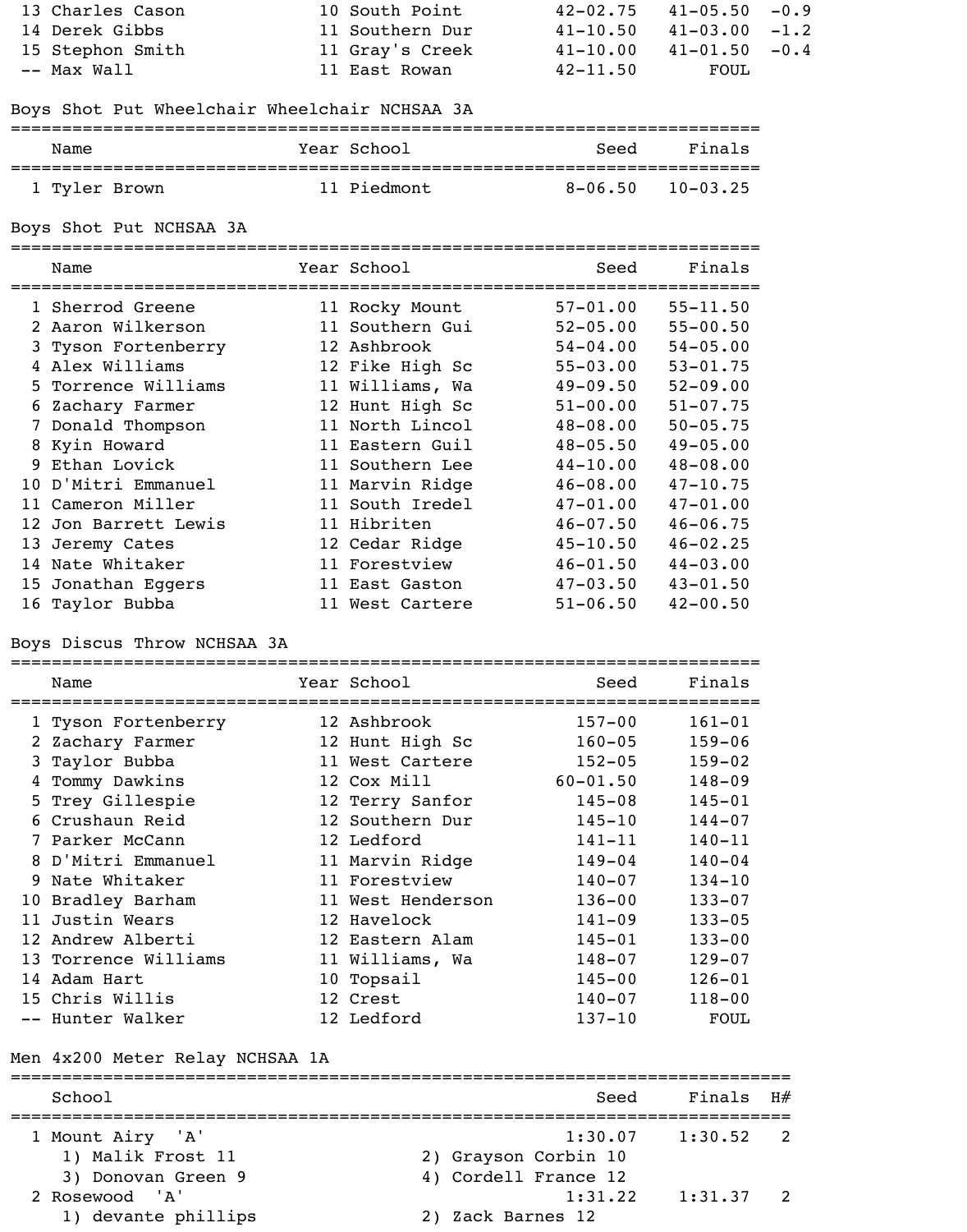| | Name | Year | School | Seed | Finals | Wind |
|---|---|---|---|---|---|---|
| 13 | Charles Cason | 10 | South Point | 42-02.75 | 41-05.50 | -0.9 |
| 14 | Derek Gibbs | 11 | Southern Dur | 41-10.50 | 41-03.00 | -1.2 |
| 15 | Stephon Smith | 11 | Gray's Creek | 41-10.00 | 41-01.50 | -0.4 |
| -- | Max Wall | 11 | East Rowan | 42-11.50 | FOUL | |

## Boys Shot Put Wheelchair Wheelchair NCHSAA 3A

| | Name | Year | School | Seed | Finals |
|---|---|---|---|---|---|
| 1 | Tyler Brown | 11 | Piedmont | 8-06.50 | 10-03.25 |

## Boys Shot Put NCHSAA 3A

| | Name | Year | School | Seed | Finals |
|---|---|---|---|---|---|
| 1 | Sherrod Greene | 11 | Rocky Mount | 57-01.00 | 55-11.50 |
| 2 | Aaron Wilkerson | 11 | Southern Gui | 52-05.00 | 55-00.50 |
| 3 | Tyson Fortenberry | 12 | Ashbrook | 54-04.00 | 54-05.00 |
| 4 | Alex Williams | 12 | Fike High Sc | 55-03.00 | 53-01.75 |
| 5 | Torrence Williams | 11 | Williams, Wa | 49-09.50 | 52-09.00 |
| 6 | Zachary Farmer | 12 | Hunt High Sc | 51-00.00 | 51-07.75 |
| 7 | Donald Thompson | 11 | North Lincol | 48-08.00 | 50-05.75 |
| 8 | Kyin Howard | 11 | Eastern Guil | 48-05.50 | 49-05.00 |
| 9 | Ethan Lovick | 11 | Southern Lee | 44-10.00 | 48-08.00 |
| 10 | D'Mitri Emmanuel | 11 | Marvin Ridge | 46-08.00 | 47-10.75 |
| 11 | Cameron Miller | 11 | South Iredel | 47-01.00 | 47-01.00 |
| 12 | Jon Barrett Lewis | 11 | Hibriten | 46-07.50 | 46-06.75 |
| 13 | Jeremy Cates | 12 | Cedar Ridge | 45-10.50 | 46-02.25 |
| 14 | Nate Whitaker | 11 | Forestview | 46-01.50 | 44-03.00 |
| 15 | Jonathan Eggers | 11 | East Gaston | 47-03.50 | 43-01.50 |
| 16 | Taylor Bubba | 11 | West Cartere | 51-06.50 | 42-00.50 |

## Boys Discus Throw NCHSAA 3A

| | Name | Year | School | Seed | Finals |
|---|---|---|---|---|---|
| 1 | Tyson Fortenberry | 12 | Ashbrook | 157-00 | 161-01 |
| 2 | Zachary Farmer | 12 | Hunt High Sc | 160-05 | 159-06 |
| 3 | Taylor Bubba | 11 | West Cartere | 152-05 | 159-02 |
| 4 | Tommy Dawkins | 12 | Cox Mill | 60-01.50 | 148-09 |
| 5 | Trey Gillespie | 12 | Terry Sanfor | 145-08 | 145-01 |
| 6 | Crushaun Reid | 12 | Southern Dur | 145-10 | 144-07 |
| 7 | Parker McCann | 12 | Ledford | 141-11 | 140-11 |
| 8 | D'Mitri Emmanuel | 11 | Marvin Ridge | 149-04 | 140-04 |
| 9 | Nate Whitaker | 11 | Forestview | 140-07 | 134-10 |
| 10 | Bradley Barham | 11 | West Henderson | 136-00 | 133-07 |
| 11 | Justin Wears | 12 | Havelock | 141-09 | 133-05 |
| 12 | Andrew Alberti | 12 | Eastern Alam | 145-01 | 133-00 |
| 13 | Torrence Williams | 11 | Williams, Wa | 148-07 | 129-07 |
| 14 | Adam Hart | 10 | Topsail | 145-00 | 126-01 |
| 15 | Chris Willis | 12 | Crest | 140-07 | 118-00 |
| -- | Hunter Walker | 12 | Ledford | 137-10 | FOUL |

## Men 4x200 Meter Relay NCHSAA 1A

| | School | Seed | Finals | H# |
|---|---|---|---|---|
| 1 | Mount Airy 'A' | 1:30.07 | 1:30.52 | 2 |
| | 1) Malik Frost 11; 2) Grayson Corbin 10; 3) Donovan Green 9; 4) Cordell France 12 | | | |
| 2 | Rosewood 'A' | 1:31.22 | 1:31.37 | 2 |
| | 1) devante phillips; 2) Zack Barnes 12 | | | |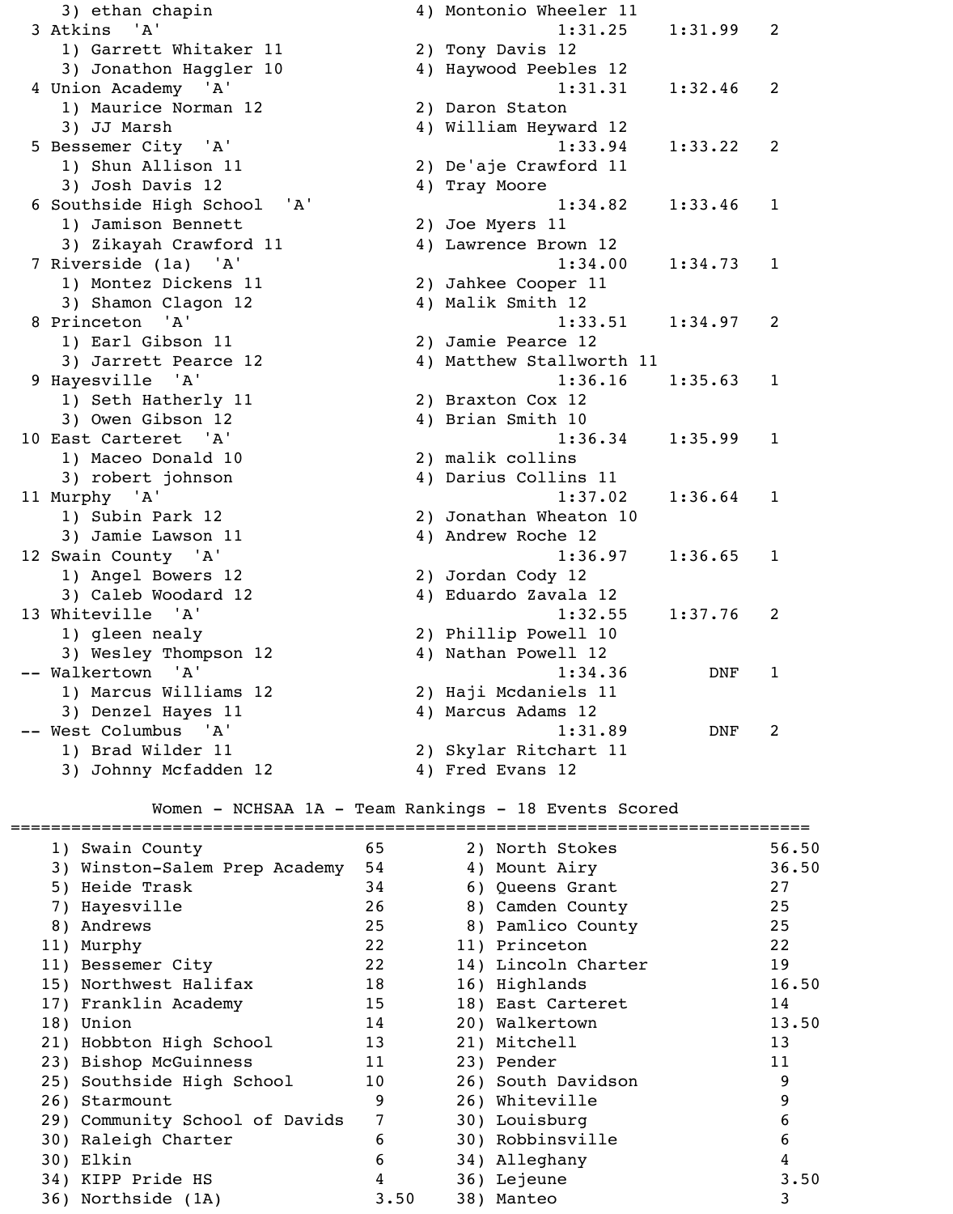```
    3) ethan chapin                     4) Montonio Wheeler 11
 3 Atkins  'A'                                    1:31.25    1:31.99   2
    1) Garrett Whitaker 11              2) Tony Davis 12
    3) Jonathon Haggler 10              4) Haywood Peebles 12
 4 Union Academy  'A'                             1:31.31    1:32.46   2
    1) Maurice Norman 12                2) Daron Staton
    3) JJ Marsh                         4) William Heyward 12
 5 Bessemer City  'A'                             1:33.94    1:33.22   2
    1) Shun Allison 11                  2) De'aje Crawford 11
    3) Josh Davis 12                    4) Tray Moore
 6 Southside High School  'A'                     1:34.82    1:33.46   1
    1) Jamison Bennett                  2) Joe Myers 11
    3) Zikayah Crawford 11              4) Lawrence Brown 12
 7 Riverside (1a)  'A'                            1:34.00    1:34.73   1
    1) Montez Dickens 11                2) Jahkee Cooper 11
    3) Shamon Clagon 12                 4) Malik Smith 12
 8 Princeton  'A'                                 1:33.51    1:34.97   2
    1) Earl Gibson 11                   2) Jamie Pearce 12
    3) Jarrett Pearce 12                4) Matthew Stallworth 11
 9 Hayesville  'A'                                1:36.16    1:35.63   1
    1) Seth Hatherly 11                 2) Braxton Cox 12
    3) Owen Gibson 12                   4) Brian Smith 10
10 East Carteret  'A'                             1:36.34    1:35.99   1
    1) Maceo Donald 10                  2) malik collins
    3) robert johnson                   4) Darius Collins 11
11 Murphy  'A'                                    1:37.02    1:36.64   1
    1) Subin Park 12                    2) Jonathan Wheaton 10
    3) Jamie Lawson 11                  4) Andrew Roche 12
12 Swain County  'A'                              1:36.97    1:36.65   1
    1) Angel Bowers 12                  2) Jordan Cody 12
    3) Caleb Woodard 12                 4) Eduardo Zavala 12
13 Whiteville  'A'                                1:32.55    1:37.76   2
    1) gleen nealy                      2) Phillip Powell 10
    3) Wesley Thompson 12               4) Nathan Powell 12
-- Walkertown  'A'                                1:34.36        DNF   1
    1) Marcus Williams 12               2) Haji Mcdaniels 11
    3) Denzel Hayes 11                  4) Marcus Adams 12
-- West Columbus  'A'                             1:31.89        DNF   2
    1) Brad Wilder 11                   2) Skylar Ritchart 11
    3) Johnny Mcfadden 12               4) Fred Evans 12
```

## Women - NCHSAA 1A - Team Rankings - 18 Events Scored

| Rank | Team | Points | Rank | Team | Points |
|---|---|---|---|---|---|
| 1) | Swain County | 65 | 2) | North Stokes | 56.50 |
| 3) | Winston-Salem Prep Academy | 54 | 4) | Mount Airy | 36.50 |
| 5) | Heide Trask | 34 | 6) | Queens Grant | 27 |
| 7) | Hayesville | 26 | 8) | Camden County | 25 |
| 8) | Andrews | 25 | 8) | Pamlico County | 25 |
| 11) | Murphy | 22 | 11) | Princeton | 22 |
| 11) | Bessemer City | 22 | 14) | Lincoln Charter | 19 |
| 15) | Northwest Halifax | 18 | 16) | Highlands | 16.50 |
| 17) | Franklin Academy | 15 | 18) | East Carteret | 14 |
| 18) | Union | 14 | 20) | Walkertown | 13.50 |
| 21) | Hobbton High School | 13 | 21) | Mitchell | 13 |
| 23) | Bishop McGuinness | 11 | 23) | Pender | 11 |
| 25) | Southside High School | 10 | 26) | South Davidson | 9 |
| 26) | Starmount | 9 | 26) | Whiteville | 9 |
| 29) | Community School of Davids | 7 | 30) | Louisburg | 6 |
| 30) | Raleigh Charter | 6 | 30) | Robbinsville | 6 |
| 30) | Elkin | 6 | 34) | Alleghany | 4 |
| 34) | KIPP Pride HS | 4 | 36) | Lejeune | 3.50 |
| 36) | Northside (1A) | 3.50 | 38) | Manteo | 3 |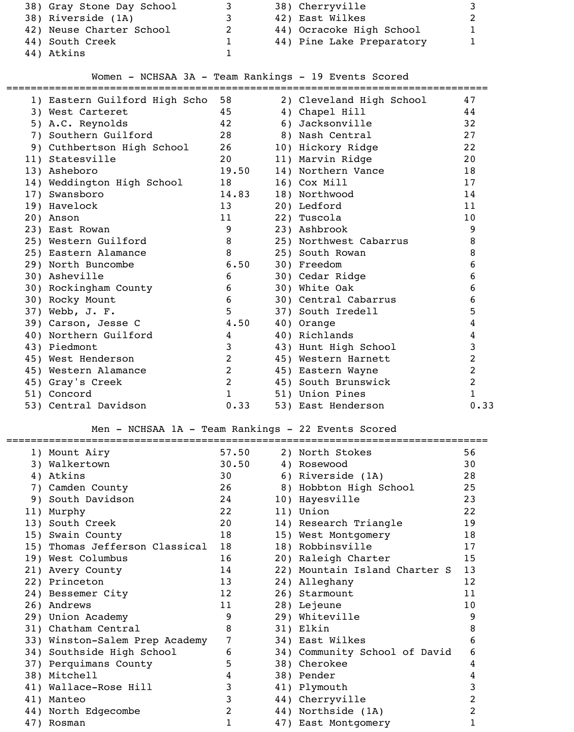| Rank | Team | Points | Rank | Team | Points |
|---|---|---|---|---|---|
| 38) | Gray Stone Day School | 3 | 38) | Cherryville | 3 |
| 38) | Riverside (1A) | 3 | 42) | East Wilkes | 2 |
| 42) | Neuse Charter School | 2 | 44) | Ocracoke High School | 1 |
| 44) | South Creek | 1 | 44) | Pine Lake Preparatory | 1 |
| 44) | Atkins | 1 | | | |

## Women - NCHSAA 3A - Team Rankings - 19 Events Scored

| Rank | Team | Points | Rank | Team | Points |
|---|---|---|---|---|---|
| 1) | Eastern Guilford High Scho | 58 | 2) | Cleveland High School | 47 |
| 3) | West Carteret | 45 | 4) | Chapel Hill | 44 |
| 5) | A.C. Reynolds | 42 | 6) | Jacksonville | 32 |
| 7) | Southern Guilford | 28 | 8) | Nash Central | 27 |
| 9) | Cuthbertson High School | 26 | 10) | Hickory Ridge | 22 |
| 11) | Statesville | 20 | 11) | Marvin Ridge | 20 |
| 13) | Asheboro | 19.50 | 14) | Northern Vance | 18 |
| 14) | Weddington High School | 18 | 16) | Cox Mill | 17 |
| 17) | Swansboro | 14.83 | 18) | Northwood | 14 |
| 19) | Havelock | 13 | 20) | Ledford | 11 |
| 20) | Anson | 11 | 22) | Tuscola | 10 |
| 23) | East Rowan | 9 | 23) | Ashbrook | 9 |
| 25) | Western Guilford | 8 | 25) | Northwest Cabarrus | 8 |
| 25) | Eastern Alamance | 8 | 25) | South Rowan | 8 |
| 29) | North Buncombe | 6.50 | 30) | Freedom | 6 |
| 30) | Asheville | 6 | 30) | Cedar Ridge | 6 |
| 30) | Rockingham County | 6 | 30) | White Oak | 6 |
| 30) | Rocky Mount | 6 | 30) | Central Cabarrus | 6 |
| 37) | Webb, J. F. | 5 | 37) | South Iredell | 5 |
| 39) | Carson, Jesse C | 4.50 | 40) | Orange | 4 |
| 40) | Northern Guilford | 4 | 40) | Richlands | 4 |
| 43) | Piedmont | 3 | 43) | Hunt High School | 3 |
| 45) | West Henderson | 2 | 45) | Western Harnett | 2 |
| 45) | Western Alamance | 2 | 45) | Eastern Wayne | 2 |
| 45) | Gray's Creek | 2 | 45) | South Brunswick | 2 |
| 51) | Concord | 1 | 51) | Union Pines | 1 |
| 53) | Central Davidson | 0.33 | 53) | East Henderson | 0.33 |

## Men - NCHSAA 1A - Team Rankings - 22 Events Scored

| Rank | Team | Points | Rank | Team | Points |
|---|---|---|---|---|---|
| 1) | Mount Airy | 57.50 | 2) | North Stokes | 56 |
| 3) | Walkertown | 30.50 | 4) | Rosewood | 30 |
| 4) | Atkins | 30 | 6) | Riverside (1A) | 28 |
| 7) | Camden County | 26 | 8) | Hobbton High School | 25 |
| 9) | South Davidson | 24 | 10) | Hayesville | 23 |
| 11) | Murphy | 22 | 11) | Union | 22 |
| 13) | South Creek | 20 | 14) | Research Triangle | 19 |
| 15) | Swain County | 18 | 15) | West Montgomery | 18 |
| 15) | Thomas Jefferson Classical | 18 | 18) | Robbinsville | 17 |
| 19) | West Columbus | 16 | 20) | Raleigh Charter | 15 |
| 21) | Avery County | 14 | 22) | Mountain Island Charter S | 13 |
| 22) | Princeton | 13 | 24) | Alleghany | 12 |
| 24) | Bessemer City | 12 | 26) | Starmount | 11 |
| 26) | Andrews | 11 | 28) | Lejeune | 10 |
| 29) | Union Academy | 9 | 29) | Whiteville | 9 |
| 31) | Chatham Central | 8 | 31) | Elkin | 8 |
| 33) | Winston-Salem Prep Academy | 7 | 34) | East Wilkes | 6 |
| 34) | Southside High School | 6 | 34) | Community School of David | 6 |
| 37) | Perquimans County | 5 | 38) | Cherokee | 4 |
| 38) | Mitchell | 4 | 38) | Pender | 4 |
| 41) | Wallace-Rose Hill | 3 | 41) | Plymouth | 3 |
| 41) | Manteo | 3 | 44) | Cherryville | 2 |
| 44) | North Edgecombe | 2 | 44) | Northside (1A) | 2 |
| 47) | Rosman | 1 | 47) | East Montgomery | 1 |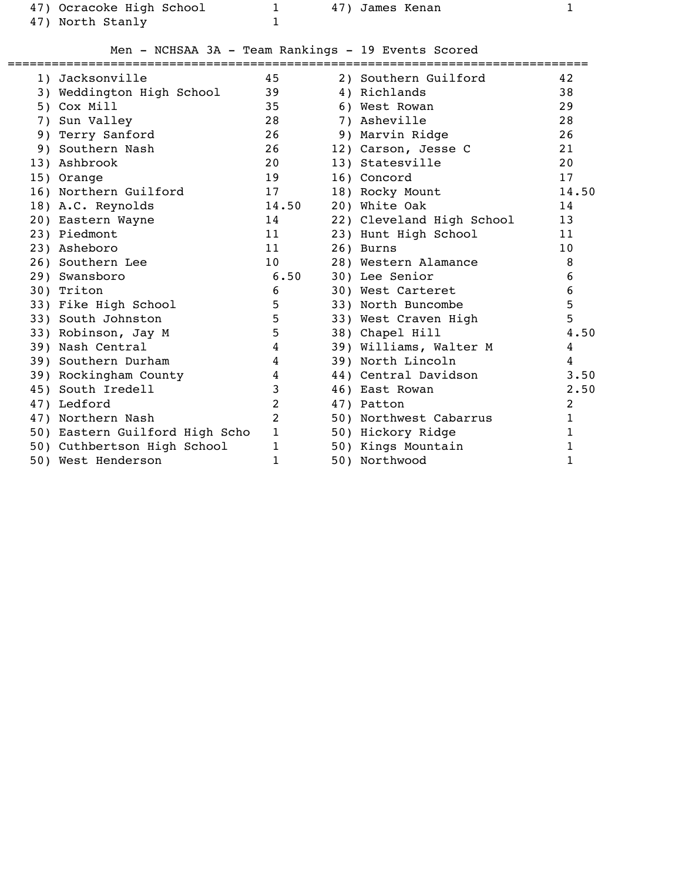| | | | | | |
|---|---|---|---|---|---|
| 47) | Ocracoke High School | 1 | 47) | James Kenan | 1 |
| 47) | North Stanly | 1 | | | |

## Men - NCHSAA 3A - Team Rankings - 19 Events Scored

| | | | | | |
|---|---|---|---|---|---|
| 1) | Jacksonville | 45 | 2) | Southern Guilford | 42 |
| 3) | Weddington High School | 39 | 4) | Richlands | 38 |
| 5) | Cox Mill | 35 | 6) | West Rowan | 29 |
| 7) | Sun Valley | 28 | 7) | Asheville | 28 |
| 9) | Terry Sanford | 26 | 9) | Marvin Ridge | 26 |
| 9) | Southern Nash | 26 | 12) | Carson, Jesse C | 21 |
| 13) | Ashbrook | 20 | 13) | Statesville | 20 |
| 15) | Orange | 19 | 16) | Concord | 17 |
| 16) | Northern Guilford | 17 | 18) | Rocky Mount | 14.50 |
| 18) | A.C. Reynolds | 14.50 | 20) | White Oak | 14 |
| 20) | Eastern Wayne | 14 | 22) | Cleveland High School | 13 |
| 23) | Piedmont | 11 | 23) | Hunt High School | 11 |
| 23) | Asheboro | 11 | 26) | Burns | 10 |
| 26) | Southern Lee | 10 | 28) | Western Alamance | 8 |
| 29) | Swansboro | 6.50 | 30) | Lee Senior | 6 |
| 30) | Triton | 6 | 30) | West Carteret | 6 |
| 33) | Fike High School | 5 | 33) | North Buncombe | 5 |
| 33) | South Johnston | 5 | 33) | West Craven High | 5 |
| 33) | Robinson, Jay M | 5 | 38) | Chapel Hill | 4.50 |
| 39) | Nash Central | 4 | 39) | Williams, Walter M | 4 |
| 39) | Southern Durham | 4 | 39) | North Lincoln | 4 |
| 39) | Rockingham County | 4 | 44) | Central Davidson | 3.50 |
| 45) | South Iredell | 3 | 46) | East Rowan | 2.50 |
| 47) | Ledford | 2 | 47) | Patton | 2 |
| 47) | Northern Nash | 2 | 50) | Northwest Cabarrus | 1 |
| 50) | Eastern Guilford High Scho | 1 | 50) | Hickory Ridge | 1 |
| 50) | Cuthbertson High School | 1 | 50) | Kings Mountain | 1 |
| 50) | West Henderson | 1 | 50) | Northwood | 1 |